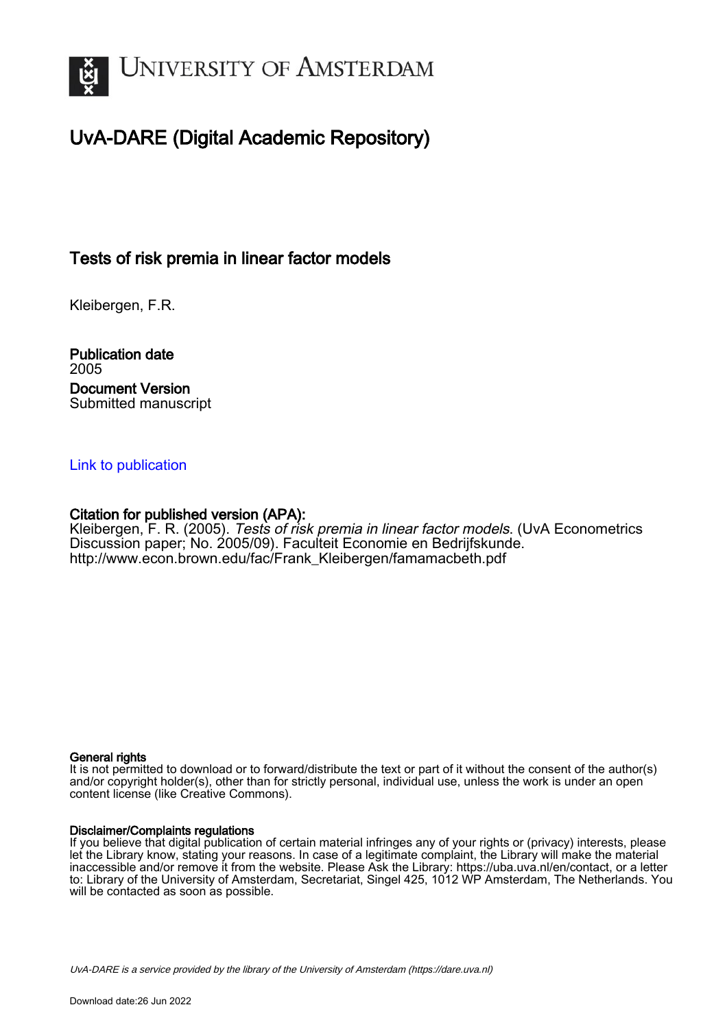# UvA-DARE (Digital Academic Repository)

## Tests of risk premia in linear factor models

Kleibergen, F.R.

**Publication date**
2005

**Document Version**
Submitted manuscript

Link to publication

**Citation for published version (APA):**
Kleibergen, F. R. (2005). *Tests of risk premia in linear factor models*. (UvA Econometrics Discussion paper; No. 2005/09). Faculteit Economie en Bedrijfskunde. http://www.econ.brown.edu/fac/Frank_Kleibergen/famamacbeth.pdf

**General rights**
It is not permitted to download or to forward/distribute the text or part of it without the consent of the author(s) and/or copyright holder(s), other than for strictly personal, individual use, unless the work is under an open content license (like Creative Commons).

**Disclaimer/Complaints regulations**
If you believe that digital publication of certain material infringes any of your rights or (privacy) interests, please let the Library know, stating your reasons. In case of a legitimate complaint, the Library will make the material inaccessible and/or remove it from the website. Please Ask the Library: https://uba.uva.nl/en/contact, or a letter to: Library of the University of Amsterdam, Secretariat, Singel 425, 1012 WP Amsterdam, The Netherlands. You will be contacted as soon as possible.

UvA-DARE is a service provided by the library of the University of Amsterdam (https://dare.uva.nl)

Download date:26 Jun 2022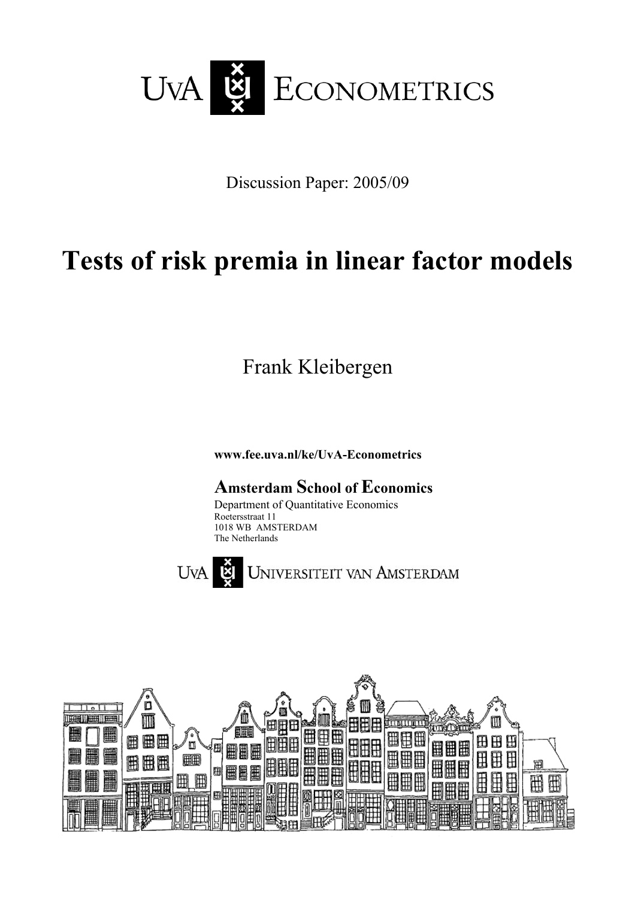# UvA ECONOMETRICS

Discussion Paper: 2005/09

# Tests of risk premia in linear factor models

Frank Kleibergen

**www.fee.uva.nl/ke/UvA-Econometrics**

**Amsterdam School of Economics**

Department of Quantitative Economics
Roetersstraat 11
1018 WB AMSTERDAM
The Netherlands

UvA UNIVERSITEIT VAN AMSTERDAM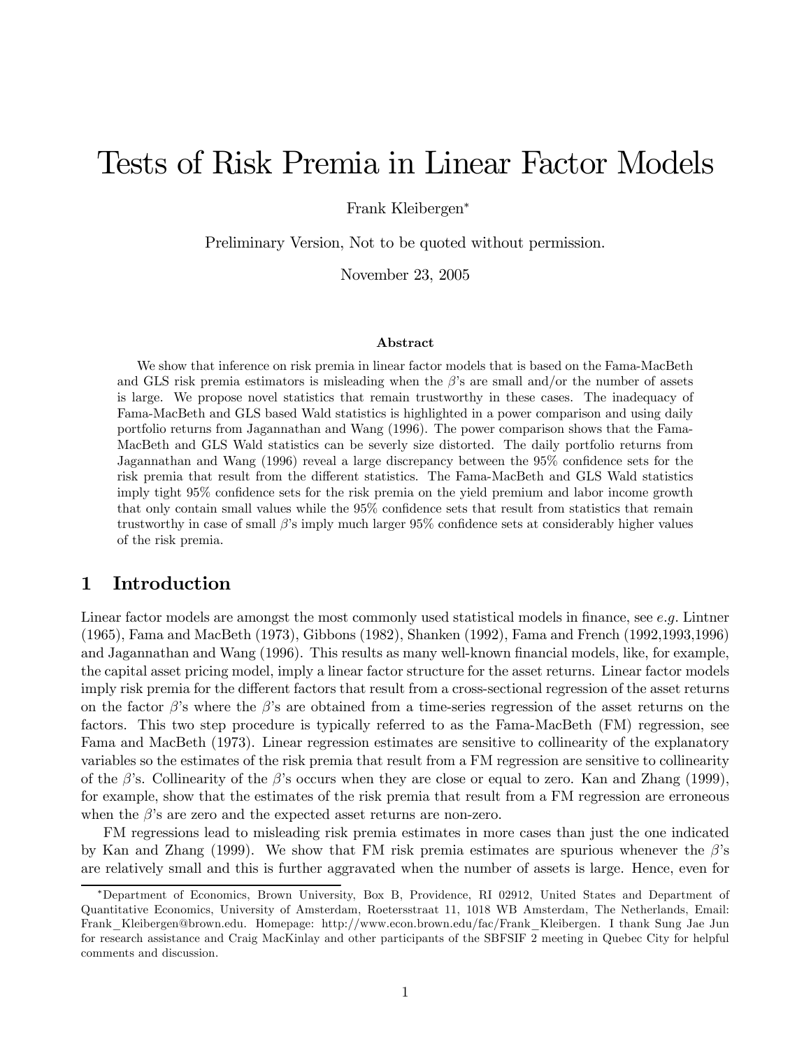／

# Tests of Risk Premia in Linear Factor Models

Frank Kleibergen*

Preliminary Version, Not to be quoted without permission.

November 23, 2005

### Abstract

We show that inference on risk premia in linear factor models that is based on the Fama-MacBeth and GLS risk premia estimators is misleading when the $\beta$'s are small and/or the number of assets is large. We propose novel statistics that remain trustworthy in these cases. The inadequacy of Fama-MacBeth and GLS based Wald statistics is highlighted in a power comparison and using daily portfolio returns from Jagannathan and Wang (1996). The power comparison shows that the Fama-MacBeth and GLS Wald statistics can be severly size distorted. The daily portfolio returns from Jagannathan and Wang (1996) reveal a large discrepancy between the 95% confidence sets for the risk premia that result from the different statistics. The Fama-MacBeth and GLS Wald statistics imply tight 95% confidence sets for the risk premia on the yield premium and labor income growth that only contain small values while the 95% confidence sets that result from statistics that remain trustworthy in case of small $\beta$'s imply much larger 95% confidence sets at considerably higher values of the risk premia.

## 1 Introduction

Linear factor models are amongst the most commonly used statistical models in finance, see *e.g.* Lintner (1965), Fama and MacBeth (1973), Gibbons (1982), Shanken (1992), Fama and French (1992,1993,1996) and Jagannathan and Wang (1996). This results as many well-known financial models, like, for example, the capital asset pricing model, imply a linear factor structure for the asset returns. Linear factor models imply risk premia for the different factors that result from a cross-sectional regression of the asset returns on the factor $\beta$'s where the $\beta$'s are obtained from a time-series regression of the asset returns on the factors. This two step procedure is typically referred to as the Fama-MacBeth (FM) regression, see Fama and MacBeth (1973). Linear regression estimates are sensitive to collinearity of the explanatory variables so the estimates of the risk premia that result from a FM regression are sensitive to collinearity of the $\beta$'s. Collinearity of the $\beta$'s occurs when they are close or equal to zero. Kan and Zhang (1999), for example, show that the estimates of the risk premia that result from a FM regression are erroneous when the $\beta$'s are zero and the expected asset returns are non-zero.

FM regressions lead to misleading risk premia estimates in more cases than just the one indicated by Kan and Zhang (1999). We show that FM risk premia estimates are spurious whenever the $\beta$'s are relatively small and this is further aggravated when the number of assets is large. Hence, even for

---

*Department of Economics, Brown University, Box B, Providence, RI 02912, United States and Department of Quantitative Economics, University of Amsterdam, Roetersstraat 11, 1018 WB Amsterdam, The Netherlands, Email: Frank_Kleibergen@brown.edu. Homepage: http://www.econ.brown.edu/fac/Frank_Kleibergen. I thank Sung Jae Jun for research assistance and Craig MacKinlay and other participants of the SBFSIF 2 meeting in Quebec City for helpful comments and discussion.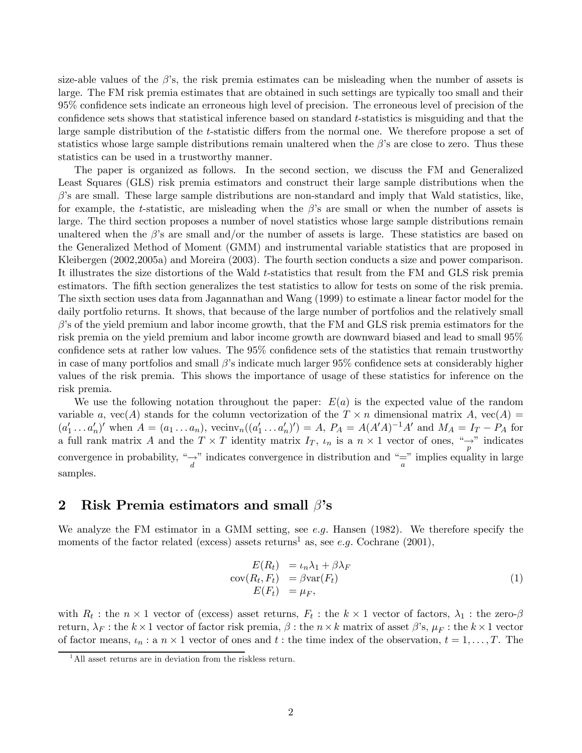size-able values of the $\beta$'s, the risk premia estimates can be misleading when the number of assets is large. The FM risk premia estimates that are obtained in such settings are typically too small and their 95% confidence sets indicate an erroneous high level of precision. The erroneous level of precision of the confidence sets shows that statistical inference based on standard $t$-statistics is misguiding and that the large sample distribution of the $t$-statistic differs from the normal one. We therefore propose a set of statistics whose large sample distributions remain unaltered when the $\beta$'s are close to zero. Thus these statistics can be used in a trustworthy manner.

The paper is organized as follows. In the second section, we discuss the FM and Generalized Least Squares (GLS) risk premia estimators and construct their large sample distributions when the $\beta$'s are small. These large sample distributions are non-standard and imply that Wald statistics, like, for example, the $t$-statistic, are misleading when the $\beta$'s are small or when the number of assets is large. The third section proposes a number of novel statistics whose large sample distributions remain unaltered when the $\beta$'s are small and/or the number of assets is large. These statistics are based on the Generalized Method of Moment (GMM) and instrumental variable statistics that are proposed in Kleibergen (2002,2005a) and Moreira (2003). The fourth section conducts a size and power comparison. It illustrates the size distortions of the Wald $t$-statistics that result from the FM and GLS risk premia estimators. The fifth section generalizes the test statistics to allow for tests on some of the risk premia. The sixth section uses data from Jagannathan and Wang (1999) to estimate a linear factor model for the daily portfolio returns. It shows, that because of the large number of portfolios and the relatively small $\beta$'s of the yield premium and labor income growth, that the FM and GLS risk premia estimators for the risk premia on the yield premium and labor income growth are downward biased and lead to small 95% confidence sets at rather low values. The 95% confidence sets of the statistics that remain trustworthy in case of many portfolios and small $\beta$'s indicate much larger 95% confidence sets at considerably higher values of the risk premia. This shows the importance of usage of these statistics for inference on the risk premia.

We use the following notation throughout the paper: $E(a)$ is the expected value of the random variable $a$, $\text{vec}(A)$ stands for the column vectorization of the $T \times n$ dimensional matrix $A$, $\text{vec}(A) = (a_1' \dots a_n')'$ when $A = (a_1 \dots a_n)$, $\text{vecinv}_n((a_1' \dots a_n')') = A$, $P_A = A(A'A)^{-1}A'$ and $M_A = I_T - P_A$ for a full rank matrix $A$ and the $T \times T$ identity matrix $I_T$, $\iota_n$ is a $n \times 1$ vector of ones, "$\underset{p}{\rightarrow}$" indicates convergence in probability, "$\underset{d}{\rightarrow}$" indicates convergence in distribution and "$\underset{a}{=}$" implies equality in large samples.

## 2 Risk Premia estimators and small $\beta$'s

We analyze the FM estimator in a GMM setting, see *e.g.* Hansen (1982). We therefore specify the moments of the factor related (excess) assets returns[1] as, see *e.g.* Cochrane (2001),

$$
\begin{aligned}
E(R_t) &= \iota_n \lambda_1 + \beta \lambda_F \\
\text{cov}(R_t, F_t) &= \beta \text{var}(F_t) \\
E(F_t) &= \mu_F,
\end{aligned} \tag{1}
$$

with $R_t$ : the $n \times 1$ vector of (excess) asset returns, $F_t$ : the $k \times 1$ vector of factors, $\lambda_1$ : the zero-$\beta$ return, $\lambda_F$ : the $k \times 1$ vector of factor risk premia, $\beta$ : the $n \times k$ matrix of asset $\beta$'s, $\mu_F$ : the $k \times 1$ vector of factor means, $\iota_n$ : a $n \times 1$ vector of ones and $t$ : the time index of the observation, $t = 1, \dots, T$. The

[1] All asset returns are in deviation from the riskless return.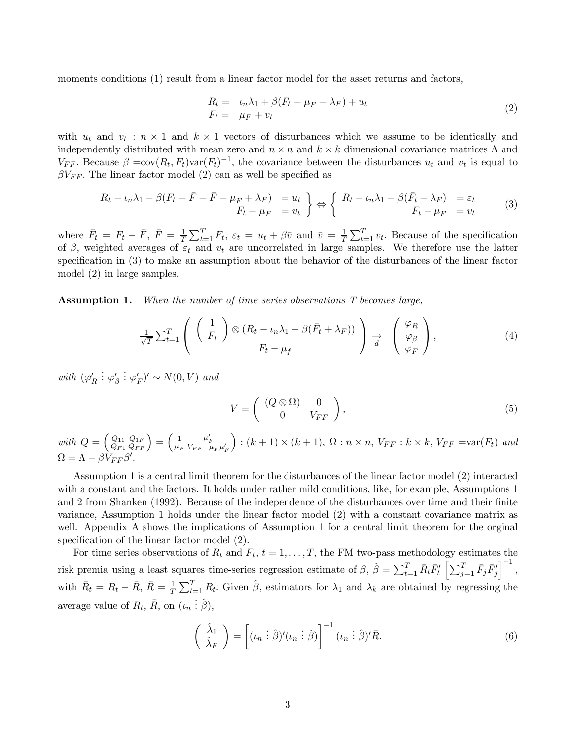moments conditions (1) result from a linear factor model for the asset returns and factors,

$$\begin{array}{rl} R_t = & \iota_n \lambda_1 + \beta(F_t - \mu_F + \lambda_F) + u_t \\ F_t = & \mu_F + v_t \end{array} \tag{2}$$

with $u_t$ and $v_t$ : $n \times 1$ and $k \times 1$ vectors of disturbances which we assume to be identically and independently distributed with mean zero and $n \times n$ and $k \times k$ dimensional covariance matrices $\Lambda$ and $V_{FF}$. Because $\beta = \text{cov}(R_t, F_t)\text{var}(F_t)^{-1}$, the covariance between the disturbances $u_t$ and $v_t$ is equal to $\beta V_{FF}$. The linear factor model (2) can as well be specified as

$$\left. \begin{array}{rl} R_t - \iota_n \lambda_1 - \beta(F_t - \bar{F} + \bar{F} - \mu_F + \lambda_F) & = u_t \\ F_t - \mu_F & = v_t \end{array} \right\} \Leftrightarrow \left\{ \begin{array}{rl} R_t - \iota_n \lambda_1 - \beta(\bar{F}_t + \lambda_F) & = \varepsilon_t \\ F_t - \mu_F & = v_t \end{array} \right. \tag{3}$$

where $\bar{F}_t = F_t - \bar{F}$, $\bar{F} = \frac{1}{T}\sum_{t=1}^T F_t$, $\varepsilon_t = u_t + \beta \bar{v}$ and $\bar{v} = \frac{1}{T}\sum_{t=1}^T v_t$. Because of the specification of $\beta$, weighted averages of $\varepsilon_t$ and $v_t$ are uncorrelated in large samples. We therefore use the latter specification in (3) to make an assumption about the behavior of the disturbances of the linear factor model (2) in large samples.

**Assumption 1.** *When the number of time series observations $T$ becomes large,*

$$\frac{1}{\sqrt{T}} \sum_{t=1}^T \left( \begin{array}{c} \left( \begin{array}{c} 1 \\ F_t \end{array} \right) \otimes (R_t - \iota_n \lambda_1 - \beta(\bar{F}_t + \lambda_F)) \\ F_t - \mu_f \end{array} \right) \underset{d}{\rightarrow} \left( \begin{array}{c} \varphi_R \\ \varphi_\beta \\ \varphi_F \end{array} \right), \tag{4}$$

*with $(\varphi_R' \vdots \varphi_\beta' \vdots \varphi_F')' \sim N(0, V)$ and*

$$V = \left( \begin{array}{cc} (Q \otimes \Omega) & 0 \\ 0 & V_{FF} \end{array} \right), \tag{5}$$

*with $Q = \left( \begin{smallmatrix} Q_{11} & Q_{1F} \\ Q_{F1} & Q_{FF} \end{smallmatrix} \right) = \left( \begin{smallmatrix} 1 & \mu_F' \\ \mu_F & V_{FF} + \mu_F \mu_F' \end{smallmatrix} \right) : (k+1) \times (k+1)$, $\Omega : n \times n$, $V_{FF} : k \times k$, $V_{FF} = \text{var}(F_t)$ and $\Omega = \Lambda - \beta V_{FF} \beta'$.*

Assumption 1 is a central limit theorem for the disturbances of the linear factor model (2) interacted with a constant and the factors. It holds under rather mild conditions, like, for example, Assumptions 1 and 2 from Shanken (1992). Because of the independence of the disturbances over time and their finite variance, Assumption 1 holds under the linear factor model (2) with a constant covariance matrix as well. Appendix A shows the implications of Assumption 1 for a central limit theorem for the orginal specification of the linear factor model (2).

For time series observations of $R_t$ and $F_t$, $t = 1, \ldots, T$, the FM two-pass methodology estimates the risk premia using a least squares time-series regression estimate of $\beta$, $\hat{\beta} = \sum_{t=1}^T \bar{R}_t \bar{F}_t' \left[ \sum_{j=1}^T \bar{F}_j \bar{F}_j' \right]^{-1}$, with $\bar{R}_t = R_t - \bar{R}$, $\bar{R} = \frac{1}{T}\sum_{t=1}^T R_t$. Given $\hat{\beta}$, estimators for $\lambda_1$ and $\lambda_k$ are obtained by regressing the average value of $R_t$, $\bar{R}$, on $(\iota_n \vdots \hat{\beta})$,

$$\left( \begin{array}{c} \hat{\lambda}_1 \\ \hat{\lambda}_F \end{array} \right) = \left[ (\iota_n \vdots \hat{\beta})'(\iota_n \vdots \hat{\beta}) \right]^{-1} (\iota_n \vdots \hat{\beta})' \bar{R}. \tag{6}$$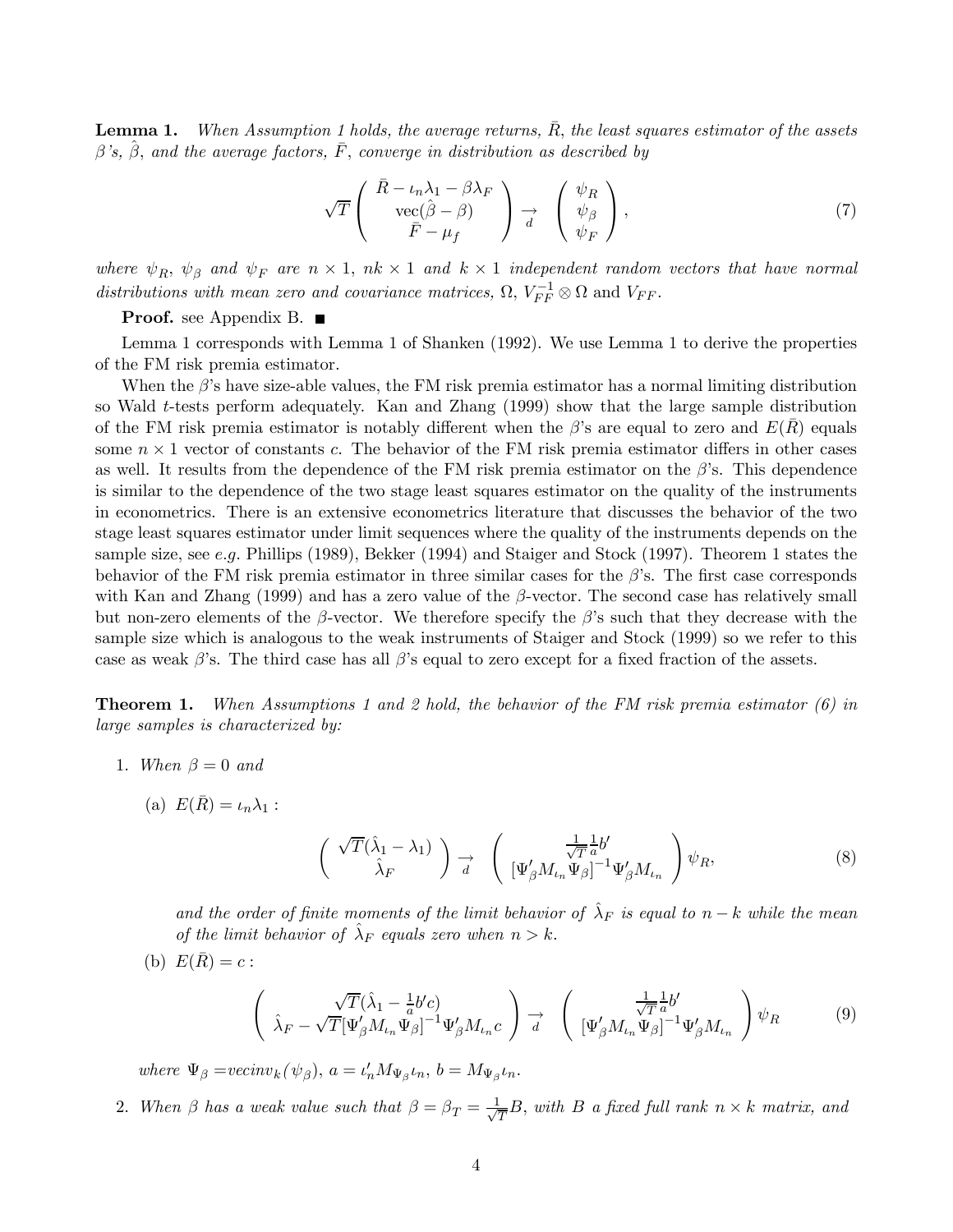**Lemma 1.** *When Assumption 1 holds, the average returns, $\bar{R}$, the least squares estimator of the assets $\beta$'s, $\hat{\beta}$, and the average factors, $\bar{F}$, converge in distribution as described by*

$$\sqrt{T}\begin{pmatrix} \bar{R}-\iota_n\lambda_1-\beta\lambda_F \\ \text{vec}(\hat{\beta}-\beta) \\ \bar{F}-\mu_f \end{pmatrix} \underset{d}{\rightarrow} \begin{pmatrix} \psi_R \\ \psi_\beta \\ \psi_F \end{pmatrix}, \tag{7}$$

*where $\psi_R$, $\psi_\beta$ and $\psi_F$ are $n\times 1$, $nk\times 1$ and $k\times 1$ independent random vectors that have normal distributions with mean zero and covariance matrices, $\Omega$, $V_{FF}^{-1}\otimes\Omega$ and $V_{FF}$.*

**Proof.** see Appendix B. ■

Lemma 1 corresponds with Lemma 1 of Shanken (1992). We use Lemma 1 to derive the properties of the FM risk premia estimator.

When the $\beta$'s have size-able values, the FM risk premia estimator has a normal limiting distribution so Wald $t$-tests perform adequately. Kan and Zhang (1999) show that the large sample distribution of the FM risk premia estimator is notably different when the $\beta$'s are equal to zero and $E(\bar{R})$ equals some $n\times 1$ vector of constants $c$. The behavior of the FM risk premia estimator differs in other cases as well. It results from the dependence of the FM risk premia estimator on the $\beta$'s. This dependence is similar to the dependence of the two stage least squares estimator on the quality of the instruments in econometrics. There is an extensive econometrics literature that discusses the behavior of the two stage least squares estimator under limit sequences where the quality of the instruments depends on the sample size, see *e.g.* Phillips (1989), Bekker (1994) and Staiger and Stock (1997). Theorem 1 states the behavior of the FM risk premia estimator in three similar cases for the $\beta$'s. The first case corresponds with Kan and Zhang (1999) and has a zero value of the $\beta$-vector. The second case has relatively small but non-zero elements of the $\beta$-vector. We therefore specify the $\beta$'s such that they decrease with the sample size which is analogous to the weak instruments of Staiger and Stock (1999) so we refer to this case as weak $\beta$'s. The third case has all $\beta$'s equal to zero except for a fixed fraction of the assets.

**Theorem 1.** *When Assumptions 1 and 2 hold, the behavior of the FM risk premia estimator (6) in large samples is characterized by:*

1. *When $\beta=0$ and*

   (a) $E(\bar{R})=\iota_n\lambda_1$ :

$$\begin{pmatrix} \sqrt{T}(\hat{\lambda}_1-\lambda_1) \\ \hat{\lambda}_F \end{pmatrix} \underset{d}{\rightarrow} \begin{pmatrix} \frac{1}{\sqrt{T}}\frac{1}{a}b' \\ [\Psi_\beta' M_{\iota_n}\Psi_\beta]^{-1}\Psi_\beta' M_{\iota_n} \end{pmatrix}\psi_R, \tag{8}$$

   *and the order of finite moments of the limit behavior of $\hat{\lambda}_F$ is equal to $n-k$ while the mean of the limit behavior of $\hat{\lambda}_F$ equals zero when $n>k$.*

   (b) $E(\bar{R})=c$ :

$$\begin{pmatrix} \sqrt{T}(\hat{\lambda}_1-\frac{1}{a}b'c) \\ \hat{\lambda}_F-\sqrt{T}[\Psi_\beta' M_{\iota_n}\Psi_\beta]^{-1}\Psi_\beta' M_{\iota_n}c \end{pmatrix} \underset{d}{\rightarrow} \begin{pmatrix} \frac{1}{\sqrt{T}}\frac{1}{a}b' \\ [\Psi_\beta' M_{\iota_n}\Psi_\beta]^{-1}\Psi_\beta' M_{\iota_n} \end{pmatrix}\psi_R \tag{9}$$

   *where $\Psi_\beta=vecinv_k(\psi_\beta)$, $a=\iota_n' M_{\Psi_\beta}\iota_n$, $b=M_{\Psi_\beta}\iota_n$.*

2. *When $\beta$ has a weak value such that $\beta=\beta_T=\frac{1}{\sqrt{T}}B$, with $B$ a fixed full rank $n\times k$ matrix, and*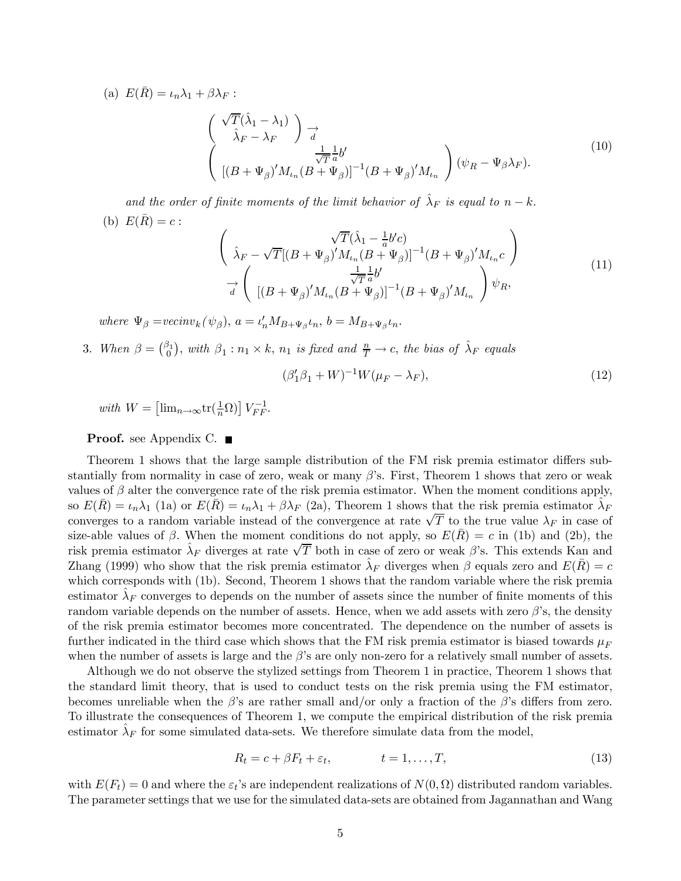(a) $E(\bar{R}) = \iota_n \lambda_1 + \beta \lambda_F$ :

$$\begin{pmatrix} \sqrt{T}(\hat{\lambda}_1 - \lambda_1) \\ \hat{\lambda}_F - \lambda_F \end{pmatrix} \underset{d}{\rightarrow} \begin{pmatrix} \frac{1}{\sqrt{T}} \frac{1}{a} b' \\ [(B+\Psi_\beta)' M_{\iota_n} (B+\Psi_\beta)]^{-1} (B+\Psi_\beta)' M_{\iota_n} \end{pmatrix} (\psi_R - \Psi_\beta \lambda_F). \tag{10}$$

*and the order of finite moments of the limit behavior of* $\hat{\lambda}_F$ *is equal to* $n-k$.

(b) $E(\bar{R}) = c$ :

$$\begin{pmatrix} \sqrt{T}(\hat{\lambda}_1 - \frac{1}{a} b' c) \\ \hat{\lambda}_F - \sqrt{T}[(B+\Psi_\beta)' M_{\iota_n} (B+\Psi_\beta)]^{-1} (B+\Psi_\beta)' M_{\iota_n} c \end{pmatrix} \underset{d}{\rightarrow} \begin{pmatrix} \frac{1}{\sqrt{T}} \frac{1}{a} b' \\ [(B+\Psi_\beta)' M_{\iota_n} (B+\Psi_\beta)]^{-1} (B+\Psi_\beta)' M_{\iota_n} \end{pmatrix} \psi_R, \tag{11}$$

*where* $\Psi_\beta = vecinv_k(\psi_\beta)$, $a = \iota_n' M_{B+\Psi_\beta} \iota_n$, $b = M_{B+\Psi_\beta} \iota_n$.

3. *When* $\beta = \binom{\beta_1}{0}$, *with* $\beta_1 : n_1 \times k$, $n_1$ *is fixed and* $\frac{n}{T} \to c$, *the bias of* $\hat{\lambda}_F$ *equals*

$$(\beta_1' \beta_1 + W)^{-1} W (\mu_F - \lambda_F), \tag{12}$$

*with* $W = \left[\lim_{n\to\infty} \text{tr}(\frac{1}{n}\Omega)\right] V_{FF}^{-1}$.

**Proof.** see Appendix C. ∎

Theorem 1 shows that the large sample distribution of the FM risk premia estimator differs substantially from normality in case of zero, weak or many $\beta$'s. First, Theorem 1 shows that zero or weak values of $\beta$ alter the convergence rate of the risk premia estimator. When the moment conditions apply, so $E(\bar{R}) = \iota_n \lambda_1$ (1a) or $E(\bar{R}) = \iota_n \lambda_1 + \beta \lambda_F$ (2a), Theorem 1 shows that the risk premia estimator $\hat{\lambda}_F$ converges to a random variable instead of the convergence at rate $\sqrt{T}$ to the true value $\lambda_F$ in case of size-able values of $\beta$. When the moment conditions do not apply, so $E(\bar{R}) = c$ in (1b) and (2b), the risk premia estimator $\hat{\lambda}_F$ diverges at rate $\sqrt{T}$ both in case of zero or weak $\beta$'s. This extends Kan and Zhang (1999) who show that the risk premia estimator $\hat{\lambda}_F$ diverges when $\beta$ equals zero and $E(\bar{R}) = c$ which corresponds with (1b). Second, Theorem 1 shows that the random variable where the risk premia estimator $\hat{\lambda}_F$ converges to depends on the number of assets since the number of finite moments of this random variable depends on the number of assets. Hence, when we add assets with zero $\beta$'s, the density of the risk premia estimator becomes more concentrated. The dependence on the number of assets is further indicated in the third case which shows that the FM risk premia estimator is biased towards $\mu_F$ when the number of assets is large and the $\beta$'s are only non-zero for a relatively small number of assets.

Although we do not observe the stylized settings from Theorem 1 in practice, Theorem 1 shows that the standard limit theory, that is used to conduct tests on the risk premia using the FM estimator, becomes unreliable when the $\beta$'s are rather small and/or only a fraction of the $\beta$'s differs from zero. To illustrate the consequences of Theorem 1, we compute the empirical distribution of the risk premia estimator $\hat{\lambda}_F$ for some simulated data-sets. We therefore simulate data from the model,

$$R_t = c + \beta F_t + \varepsilon_t, \qquad t = 1, \ldots, T, \tag{13}$$

with $E(F_t) = 0$ and where the $\varepsilon_t$'s are independent realizations of $N(0, \Omega)$ distributed random variables. The parameter settings that we use for the simulated data-sets are obtained from Jagannathan and Wang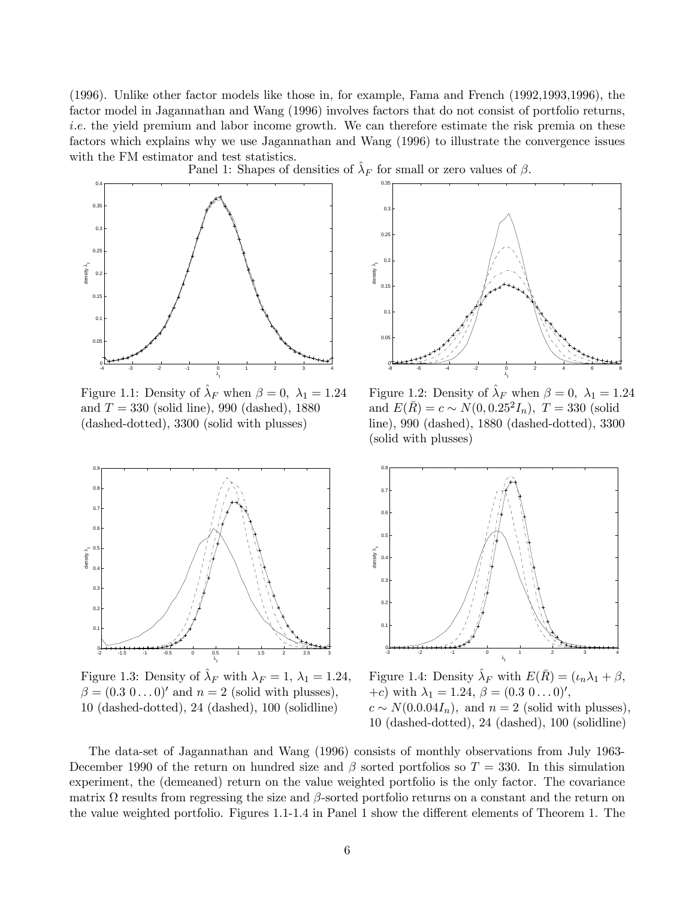(1996). Unlike other factor models like those in, for example, Fama and French (1992,1993,1996), the factor model in Jagannathan and Wang (1996) involves factors that do not consist of portfolio returns, *i.e.* the yield premium and labor income growth. We can therefore estimate the risk premia on these factors which explains why we use Jagannathan and Wang (1996) to illustrate the convergence issues with the FM estimator and test statistics.

Panel 1: Shapes of densities of $\hat{\lambda}_F$ for small or zero values of $\beta$.

Figure 1.1: Density of $\hat{\lambda}_F$ when $\beta = 0,\ \lambda_1 = 1.24$ and $T = 330$ (solid line), 990 (dashed), 1880 (dashed-dotted), 3300 (solid with plusses)

Figure 1.2: Density of $\hat{\lambda}_F$ when $\beta = 0,\ \lambda_1 = 1.24$ and $E(\bar{R}) = c \sim N(0, 0.25^2 I_n),\ T = 330$ (solid line), 990 (dashed), 1880 (dashed-dotted), 3300 (solid with plusses)

Figure 1.3: Density of $\hat{\lambda}_F$ with $\lambda_F = 1,\ \lambda_1 = 1.24$, $\beta = (0.3\ 0 \ldots 0)'$ and $n = 2$ (solid with plusses), 10 (dashed-dotted), 24 (dashed), 100 (solidline)

Figure 1.4: Density $\hat{\lambda}_F$ with $E(\bar{R}) = (\iota_n \lambda_1 + \beta, +c)$ with $\lambda_1 = 1.24,\ \beta = (0.3\ 0 \ldots 0)'$, $c \sim N(0.0.04 I_n)$, and $n = 2$ (solid with plusses), 10 (dashed-dotted), 24 (dashed), 100 (solidline)

The data-set of Jagannathan and Wang (1996) consists of monthly observations from July 1963-December 1990 of the return on hundred size and $\beta$ sorted portfolios so $T = 330$. In this simulation experiment, the (demeaned) return on the value weighted portfolio is the only factor. The covariance matrix $\Omega$ results from regressing the size and $\beta$-sorted portfolio returns on a constant and the return on the value weighted portfolio. Figures 1.1-1.4 in Panel 1 show the different elements of Theorem 1. The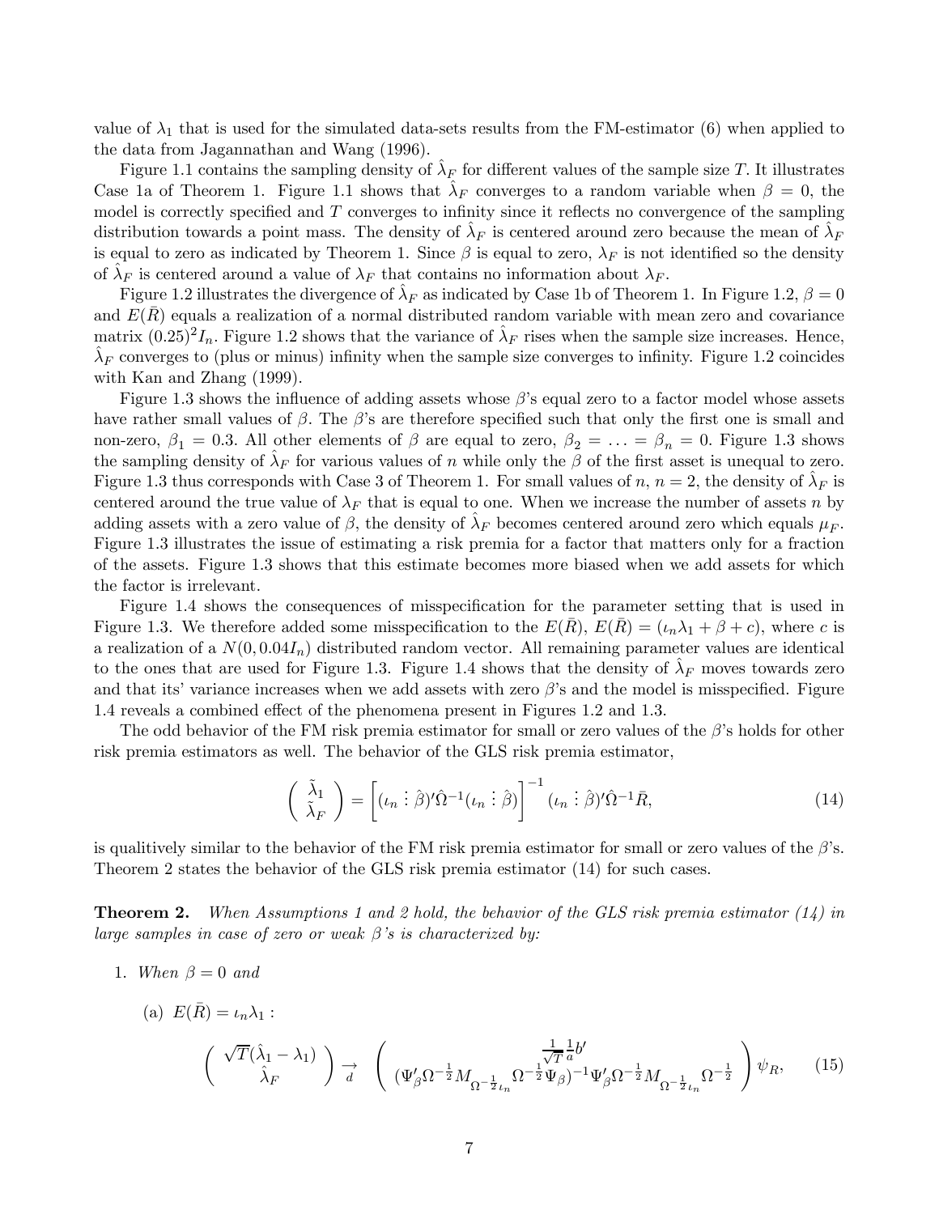value of $\lambda_1$ that is used for the simulated data-sets results from the FM-estimator (6) when applied to the data from Jagannathan and Wang (1996).

Figure 1.1 contains the sampling density of $\hat{\lambda}_F$ for different values of the sample size $T$. It illustrates Case 1a of Theorem 1. Figure 1.1 shows that $\hat{\lambda}_F$ converges to a random variable when $\beta = 0$, the model is correctly specified and $T$ converges to infinity since it reflects no convergence of the sampling distribution towards a point mass. The density of $\hat{\lambda}_F$ is centered around zero because the mean of $\hat{\lambda}_F$ is equal to zero as indicated by Theorem 1. Since $\beta$ is equal to zero, $\lambda_F$ is not identified so the density of $\hat{\lambda}_F$ is centered around a value of $\lambda_F$ that contains no information about $\lambda_F$.

Figure 1.2 illustrates the divergence of $\hat{\lambda}_F$ as indicated by Case 1b of Theorem 1. In Figure 1.2, $\beta = 0$ and $E(\bar{R})$ equals a realization of a normal distributed random variable with mean zero and covariance matrix $(0.25)^2 I_n$. Figure 1.2 shows that the variance of $\hat{\lambda}_F$ rises when the sample size increases. Hence, $\hat{\lambda}_F$ converges to (plus or minus) infinity when the sample size converges to infinity. Figure 1.2 coincides with Kan and Zhang (1999).

Figure 1.3 shows the influence of adding assets whose $\beta$'s equal zero to a factor model whose assets have rather small values of $\beta$. The $\beta$'s are therefore specified such that only the first one is small and non-zero, $\beta_1 = 0.3$. All other elements of $\beta$ are equal to zero, $\beta_2 = \ldots = \beta_n = 0$. Figure 1.3 shows the sampling density of $\hat{\lambda}_F$ for various values of $n$ while only the $\beta$ of the first asset is unequal to zero. Figure 1.3 thus corresponds with Case 3 of Theorem 1. For small values of $n$, $n = 2$, the density of $\hat{\lambda}_F$ is centered around the true value of $\lambda_F$ that is equal to one. When we increase the number of assets $n$ by adding assets with a zero value of $\beta$, the density of $\hat{\lambda}_F$ becomes centered around zero which equals $\mu_F$. Figure 1.3 illustrates the issue of estimating a risk premia for a factor that matters only for a fraction of the assets. Figure 1.3 shows that this estimate becomes more biased when we add assets for which the factor is irrelevant.

Figure 1.4 shows the consequences of misspecification for the parameter setting that is used in Figure 1.3. We therefore added some misspecification to the $E(\bar{R})$, $E(\bar{R}) = (\iota_n \lambda_1 + \beta + c)$, where $c$ is a realization of a $N(0, 0.04 I_n)$ distributed random vector. All remaining parameter values are identical to the ones that are used for Figure 1.3. Figure 1.4 shows that the density of $\hat{\lambda}_F$ moves towards zero and that its' variance increases when we add assets with zero $\beta$'s and the model is misspecified. Figure 1.4 reveals a combined effect of the phenomena present in Figures 1.2 and 1.3.

The odd behavior of the FM risk premia estimator for small or zero values of the $\beta$'s holds for other risk premia estimators as well. The behavior of the GLS risk premia estimator,

$$\begin{pmatrix} \tilde{\lambda}_1 \\ \tilde{\lambda}_F \end{pmatrix} = \left[ (\iota_n \vdots \hat{\beta})' \hat{\Omega}^{-1} (\iota_n \vdots \hat{\beta}) \right]^{-1} (\iota_n \vdots \hat{\beta})' \hat{\Omega}^{-1} \bar{R}, \tag{14}$$

is qualitively similar to the behavior of the FM risk premia estimator for small or zero values of the $\beta$'s. Theorem 2 states the behavior of the GLS risk premia estimator (14) for such cases.

**Theorem 2.** *When Assumptions 1 and 2 hold, the behavior of the GLS risk premia estimator (14) in large samples in case of zero or weak $\beta$'s is characterized by:*

1. *When $\beta = 0$ and*

   (a) $E(\bar{R}) = \iota_n \lambda_1$ :

$$\begin{pmatrix} \sqrt{T}(\hat{\lambda}_1 - \lambda_1) \\ \hat{\lambda}_F \end{pmatrix} \underset{d}{\rightarrow} \begin{pmatrix} \frac{1}{\sqrt{T}} \frac{1}{a} b' \\ (\Psi_\beta' \Omega^{-\frac{1}{2}} M_{\Omega^{-\frac{1}{2}}\iota_n} \Omega^{-\frac{1}{2}} \Psi_\beta)^{-1} \Psi_\beta' \Omega^{-\frac{1}{2}} M_{\Omega^{-\frac{1}{2}}\iota_n} \Omega^{-\frac{1}{2}} \end{pmatrix} \psi_R, \tag{15}$$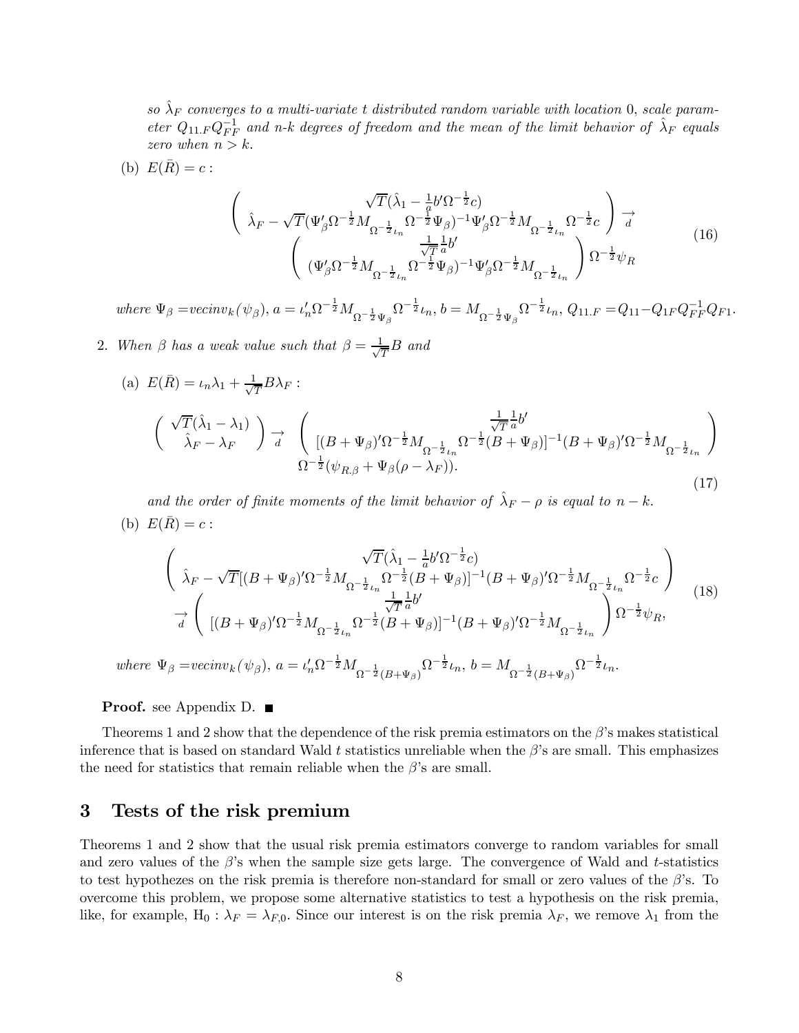*so $\hat{\lambda}_F$ converges to a multi-variate t distributed random variable with location 0, scale parameter $Q_{11.F}Q_{FF}^{-1}$ and n-k degrees of freedom and the mean of the limit behavior of $\hat{\lambda}_F$ equals zero when $n > k$.*

(b) $E(\bar{R}) = c$ :

$$\begin{pmatrix} \sqrt{T}(\hat{\lambda}_1 - \frac{1}{a}b'\Omega^{-\frac{1}{2}}c) \\ \hat{\lambda}_F - \sqrt{T}(\Psi_\beta'\Omega^{-\frac{1}{2}}M_{\Omega^{-\frac{1}{2}}\iota_n}\Omega^{-\frac{1}{2}}\Psi_\beta)^{-1}\Psi_\beta'\Omega^{-\frac{1}{2}}M_{\Omega^{-\frac{1}{2}}\iota_n}\Omega^{-\frac{1}{2}}c \end{pmatrix} \underset{d}{\rightarrow} \begin{pmatrix} \frac{1}{\sqrt{T}}\frac{1}{a}b' \\ (\Psi_\beta'\Omega^{-\frac{1}{2}}M_{\Omega^{-\frac{1}{2}}\iota_n}\Omega^{-\frac{1}{2}}\Psi_\beta)^{-1}\Psi_\beta'\Omega^{-\frac{1}{2}}M_{\Omega^{-\frac{1}{2}}\iota_n} \end{pmatrix}\Omega^{-\frac{1}{2}}\psi_R \tag{16}$$

*where $\Psi_\beta = vecinv_k(\psi_\beta)$, $a = \iota_n'\Omega^{-\frac{1}{2}}M_{\Omega^{-\frac{1}{2}}\Psi_\beta}\Omega^{-\frac{1}{2}}\iota_n$, $b = M_{\Omega^{-\frac{1}{2}}\Psi_\beta}\Omega^{-\frac{1}{2}}\iota_n$, $Q_{11.F} = Q_{11} - Q_{1F}Q_{FF}^{-1}Q_{F1}$.*

2. *When $\beta$ has a weak value such that $\beta = \frac{1}{\sqrt{T}}B$ and*

(a) $E(\bar{R}) = \iota_n\lambda_1 + \frac{1}{\sqrt{T}}B\lambda_F$ :

$$\begin{pmatrix} \sqrt{T}(\hat{\lambda}_1 - \lambda_1) \\ \hat{\lambda}_F - \lambda_F \end{pmatrix} \underset{d}{\rightarrow} \begin{pmatrix} \frac{1}{\sqrt{T}}\frac{1}{a}b' \\ [(B+\Psi_\beta)'\Omega^{-\frac{1}{2}}M_{\Omega^{-\frac{1}{2}}\iota_n}\Omega^{-\frac{1}{2}}(B+\Psi_\beta)]^{-1}(B+\Psi_\beta)'\Omega^{-\frac{1}{2}}M_{\Omega^{-\frac{1}{2}}\iota_n} \end{pmatrix} \Omega^{-\frac{1}{2}}(\psi_{R.\beta} + \Psi_\beta(\rho - \lambda_F)). \tag{17}$$

*and the order of finite moments of the limit behavior of $\hat{\lambda}_F - \rho$ is equal to $n - k$.*

(b) $E(\bar{R}) = c$ :

$$\begin{pmatrix} \sqrt{T}(\hat{\lambda}_1 - \frac{1}{a}b'\Omega^{-\frac{1}{2}}c) \\ \hat{\lambda}_F - \sqrt{T}[(B+\Psi_\beta)'\Omega^{-\frac{1}{2}}M_{\Omega^{-\frac{1}{2}}\iota_n}\Omega^{-\frac{1}{2}}(B+\Psi_\beta)]^{-1}(B+\Psi_\beta)'\Omega^{-\frac{1}{2}}M_{\Omega^{-\frac{1}{2}}\iota_n}\Omega^{-\frac{1}{2}}c \end{pmatrix} \underset{d}{\rightarrow} \begin{pmatrix} \frac{1}{\sqrt{T}}\frac{1}{a}b' \\ [(B+\Psi_\beta)'\Omega^{-\frac{1}{2}}M_{\Omega^{-\frac{1}{2}}\iota_n}\Omega^{-\frac{1}{2}}(B+\Psi_\beta)]^{-1}(B+\Psi_\beta)'\Omega^{-\frac{1}{2}}M_{\Omega^{-\frac{1}{2}}\iota_n} \end{pmatrix}\Omega^{-\frac{1}{2}}\psi_R, \tag{18}$$

*where $\Psi_\beta = vecinv_k(\psi_\beta)$, $a = \iota_n'\Omega^{-\frac{1}{2}}M_{\Omega^{-\frac{1}{2}}(B+\Psi_\beta)}\Omega^{-\frac{1}{2}}\iota_n$, $b = M_{\Omega^{-\frac{1}{2}}(B+\Psi_\beta)}\Omega^{-\frac{1}{2}}\iota_n$.*

**Proof.** see Appendix D. ■

Theorems 1 and 2 show that the dependence of the risk premia estimators on the $\beta$'s makes statistical inference that is based on standard Wald $t$ statistics unreliable when the $\beta$'s are small. This emphasizes the need for statistics that remain reliable when the $\beta$'s are small.

## 3 Tests of the risk premium

Theorems 1 and 2 show that the usual risk premia estimators converge to random variables for small and zero values of the $\beta$'s when the sample size gets large. The convergence of Wald and $t$-statistics to test hypothezes on the risk premia is therefore non-standard for small or zero values of the $\beta$'s. To overcome this problem, we propose some alternative statistics to test a hypothesis on the risk premia, like, for example, $H_0 : \lambda_F = \lambda_{F,0}$. Since our interest is on the risk premia $\lambda_F$, we remove $\lambda_1$ from the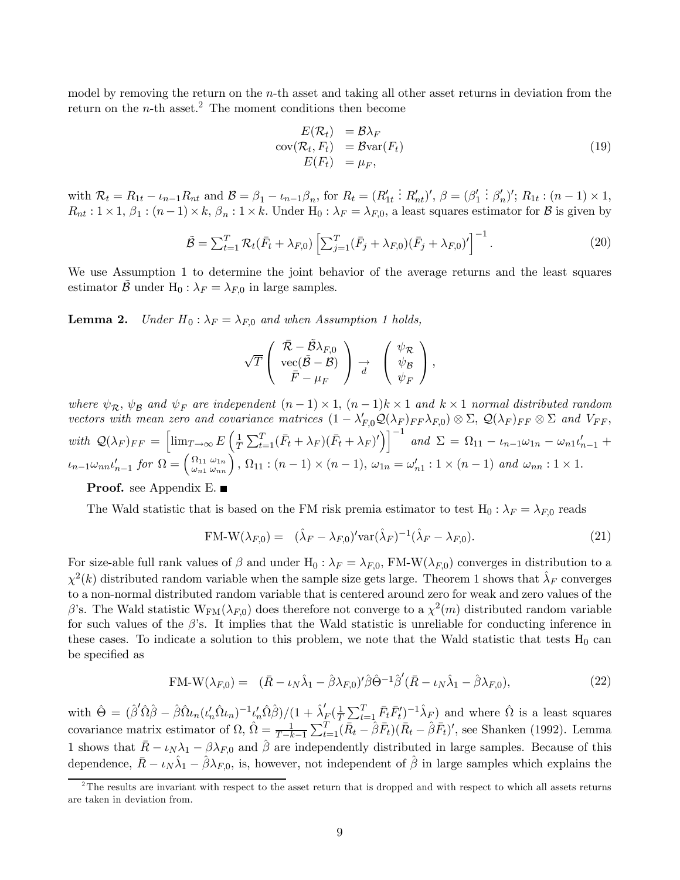model by removing the return on the $n$-th asset and taking all other asset returns in deviation from the return on the $n$-th asset.[2] The moment conditions then become

$$\begin{array}{rl} E(\mathcal{R}_t) & = \mathcal{B}\lambda_F \\ \text{cov}(\mathcal{R}_t, F_t) & = \mathcal{B}\text{var}(F_t) \\ E(F_t) & = \mu_F, \end{array} \tag{19}$$

with $\mathcal{R}_t = R_{1t} - \iota_{n-1}R_{nt}$ and $\mathcal{B} = \beta_1 - \iota_{n-1}\beta_n$, for $R_t = (R_{1t}' \vdots R_{nt}')'$, $\beta = (\beta_1' \vdots \beta_n')'$; $R_{1t} : (n-1) \times 1$, $R_{nt} : 1 \times 1$, $\beta_1 : (n-1) \times k$, $\beta_n : 1 \times k$. Under $\text{H}_0 : \lambda_F = \lambda_{F,0}$, a least squares estimator for $\mathcal{B}$ is given by

$$\tilde{\mathcal{B}} = \textstyle\sum_{t=1}^{T} \mathcal{R}_t(\bar{F}_t + \lambda_{F,0}) \left[\sum_{j=1}^{T}(\bar{F}_j + \lambda_{F,0})(\bar{F}_j + \lambda_{F,0})'\right]^{-1}. \tag{20}$$

We use Assumption 1 to determine the joint behavior of the average returns and the least squares estimator $\tilde{\mathcal{B}}$ under $\text{H}_0 : \lambda_F = \lambda_{F,0}$ in large samples.

**Lemma 2.** *Under $H_0 : \lambda_F = \lambda_{F,0}$ and when Assumption 1 holds,*

$$\sqrt{T}\begin{pmatrix} \bar{\mathcal{R}} - \tilde{\mathcal{B}}\lambda_{F,0} \\ \text{vec}(\tilde{\mathcal{B}} - \mathcal{B}) \\ \bar{F} - \mu_F \end{pmatrix} \underset{d}{\rightarrow} \begin{pmatrix} \psi_{\mathcal{R}} \\ \psi_{\mathcal{B}} \\ \psi_F \end{pmatrix},$$

*where $\psi_{\mathcal{R}}$, $\psi_{\mathcal{B}}$ and $\psi_F$ are independent $(n-1) \times 1$, $(n-1)k \times 1$ and $k \times 1$ normal distributed random vectors with mean zero and covariance matrices $(1 - \lambda_{F,0}'\mathcal{Q}(\lambda_F)_{FF}\lambda_{F,0}) \otimes \Sigma$, $\mathcal{Q}(\lambda_F)_{FF} \otimes \Sigma$ and $V_{FF}$, with $\mathcal{Q}(\lambda_F)_{FF} = \left[\lim_{T\to\infty} E\left(\frac{1}{T}\sum_{t=1}^{T}(\bar{F}_t + \lambda_F)(\bar{F}_t + \lambda_F)'\right)\right]^{-1}$ and $\Sigma = \Omega_{11} - \iota_{n-1}\omega_{1n} - \omega_{n1}\iota_{n-1}' + \iota_{n-1}\omega_{nn}\iota_{n-1}'$ for $\Omega = \begin{pmatrix} \Omega_{11} & \omega_{1n} \\ \omega_{n1} & \omega_{nn} \end{pmatrix}$, $\Omega_{11} : (n-1) \times (n-1)$, $\omega_{1n} = \omega_{n1}' : 1 \times (n-1)$ and $\omega_{nn} : 1 \times 1$.*

**Proof.** see Appendix E. ■

The Wald statistic that is based on the FM risk premia estimator to test $\text{H}_0 : \lambda_F = \lambda_{F,0}$ reads

$$\text{FM-W}(\lambda_{F,0}) = \quad (\hat{\lambda}_F - \lambda_{F,0})'\text{var}(\hat{\lambda}_F)^{-1}(\hat{\lambda}_F - \lambda_{F,0}). \tag{21}$$

For size-able full rank values of $\beta$ and under $\text{H}_0 : \lambda_F = \lambda_{F,0}$, $\text{FM-W}(\lambda_{F,0})$ converges in distribution to a $\chi^2(k)$ distributed random variable when the sample size gets large. Theorem 1 shows that $\hat{\lambda}_F$ converges to a non-normal distributed random variable that is centered around zero for weak and zero values of the $\beta$'s. The Wald statistic $\text{W}_{\text{FM}}(\lambda_{F,0})$ does therefore not converge to a $\chi^2(m)$ distributed random variable for such values of the $\beta$'s. It implies that the Wald statistic is unreliable for conducting inference in these cases. To indicate a solution to this problem, we note that the Wald statistic that tests $\text{H}_0$ can be specified as

$$\text{FM-W}(\lambda_{F,0}) = \quad (\bar{R} - \iota_N\hat{\lambda}_1 - \hat{\beta}\lambda_{F,0})'\hat{\beta}\hat{\Theta}^{-1}\hat{\beta}'(\bar{R} - \iota_N\hat{\lambda}_1 - \hat{\beta}\lambda_{F,0}), \tag{22}$$

with $\hat{\Theta} = (\hat{\beta}'\hat{\Omega}\hat{\beta} - \hat{\beta}\hat{\Omega}\iota_n(\iota_n'\hat{\Omega}\iota_n)^{-1}\iota_n'\hat{\Omega}\hat{\beta})/(1 + \hat{\lambda}_F'(\frac{1}{T}\sum_{t=1}^{T}\bar{F}_t\bar{F}_t')^{-1}\hat{\lambda}_F)$ and where $\hat{\Omega}$ is a least squares covariance matrix estimator of $\Omega$, $\hat{\Omega} = \frac{1}{T-k-1}\sum_{t=1}^{T}(\bar{R}_t - \hat{\beta}\bar{F}_t)(\bar{R}_t - \hat{\beta}\bar{F}_t)'$, see Shanken (1992). Lemma 1 shows that $\bar{R} - \iota_N\lambda_1 - \beta\lambda_{F,0}$ and $\hat{\beta}$ are independently distributed in large samples. Because of this dependence, $\bar{R} - \iota_N\hat{\lambda}_1 - \hat{\beta}\lambda_{F,0}$, is, however, not independent of $\hat{\beta}$ in large samples which explains the

[2] The results are invariant with respect to the asset return that is dropped and with respect to which all assets returns are taken in deviation from.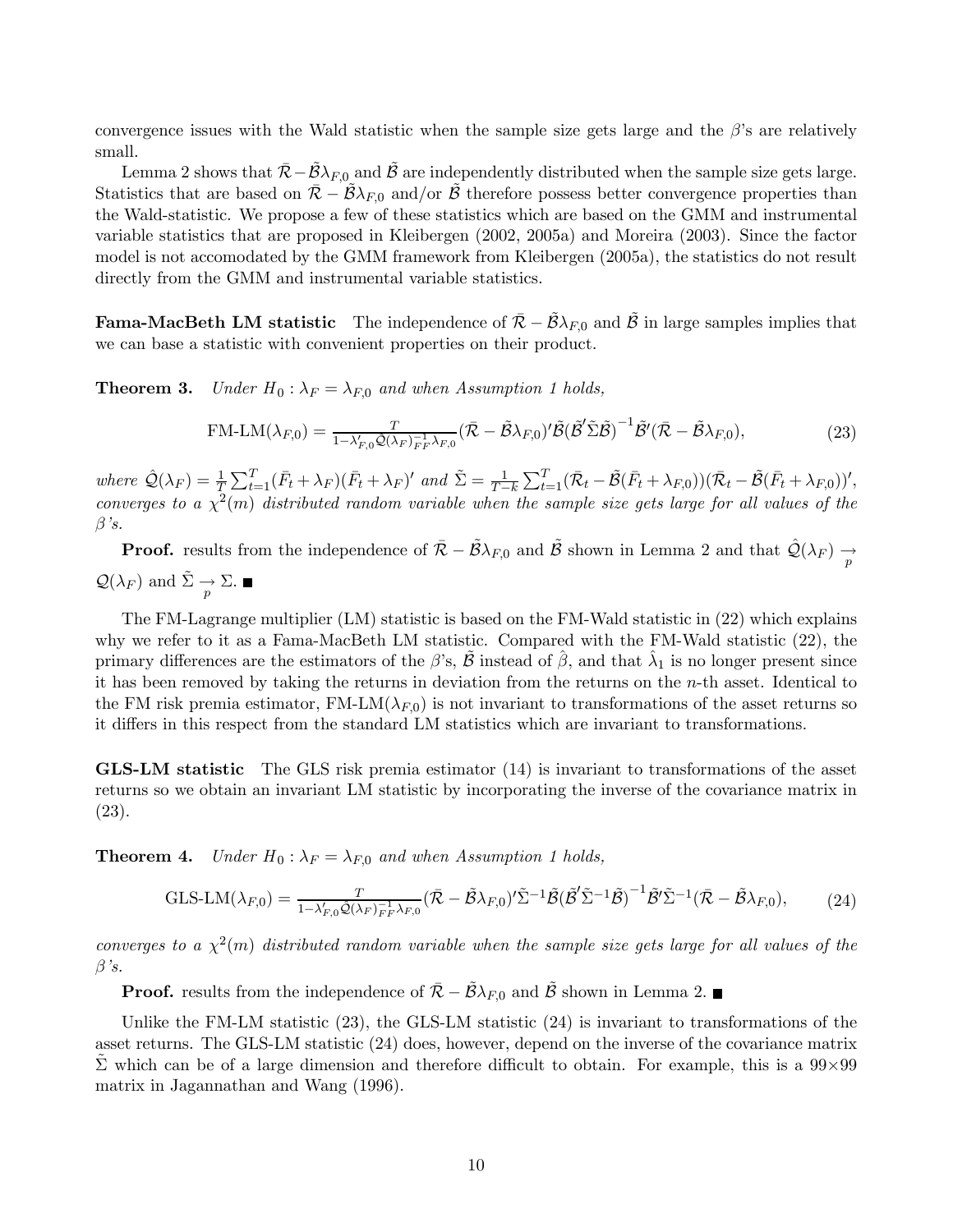convergence issues with the Wald statistic when the sample size gets large and the $\beta$'s are relatively small.

Lemma 2 shows that $\bar{\mathcal{R}} - \tilde{\mathcal{B}}\lambda_{F,0}$ and $\tilde{\mathcal{B}}$ are independently distributed when the sample size gets large. Statistics that are based on $\bar{\mathcal{R}} - \tilde{\mathcal{B}}\lambda_{F,0}$ and/or $\tilde{\mathcal{B}}$ therefore possess better convergence properties than the Wald-statistic. We propose a few of these statistics which are based on the GMM and instrumental variable statistics that are proposed in Kleibergen (2002, 2005a) and Moreira (2003). Since the factor model is not accomodated by the GMM framework from Kleibergen (2005a), the statistics do not result directly from the GMM and instrumental variable statistics.

**Fama-MacBeth LM statistic** The independence of $\bar{\mathcal{R}} - \tilde{\mathcal{B}}\lambda_{F,0}$ and $\tilde{\mathcal{B}}$ in large samples implies that we can base a statistic with convenient properties on their product.

**Theorem 3.** *Under $H_0 : \lambda_F = \lambda_{F,0}$ and when Assumption 1 holds,*

$$\text{FM-LM}(\lambda_{F,0}) = \tfrac{T}{1-\lambda_{F,0}'\hat{\mathcal{Q}}(\lambda_F)_{FF}^{-1}\lambda_{F,0}}(\bar{\mathcal{R}} - \tilde{\mathcal{B}}\lambda_{F,0})'\tilde{\mathcal{B}}\left(\tilde{\mathcal{B}}'\tilde{\Sigma}\tilde{\mathcal{B}}\right)^{-1}\tilde{\mathcal{B}}'(\bar{\mathcal{R}} - \tilde{\mathcal{B}}\lambda_{F,0}), \tag{23}$$

*where $\hat{\mathcal{Q}}(\lambda_F) = \frac{1}{T}\sum_{t=1}^{T}(\bar{F}_t + \lambda_F)(\bar{F}_t + \lambda_F)'$ and $\tilde{\Sigma} = \frac{1}{T-k}\sum_{t=1}^{T}(\bar{\mathcal{R}}_t - \tilde{\mathcal{B}}(\bar{F}_t + \lambda_{F,0}))(\bar{\mathcal{R}}_t - \tilde{\mathcal{B}}(\bar{F}_t + \lambda_{F,0}))'$, converges to a $\chi^2(m)$ distributed random variable when the sample size gets large for all values of the $\beta$'s.*

**Proof.** results from the independence of $\bar{\mathcal{R}} - \tilde{\mathcal{B}}\lambda_{F,0}$ and $\tilde{\mathcal{B}}$ shown in Lemma 2 and that $\hat{\mathcal{Q}}(\lambda_F) \underset{p}{\to} \mathcal{Q}(\lambda_F)$ and $\tilde{\Sigma} \underset{p}{\to} \Sigma$. ■

The FM-Lagrange multiplier (LM) statistic is based on the FM-Wald statistic in (22) which explains why we refer to it as a Fama-MacBeth LM statistic. Compared with the FM-Wald statistic (22), the primary differences are the estimators of the $\beta$'s, $\tilde{\mathcal{B}}$ instead of $\hat{\beta}$, and that $\hat{\lambda}_1$ is no longer present since it has been removed by taking the returns in deviation from the returns on the $n$-th asset. Identical to the FM risk premia estimator, FM-LM$(\lambda_{F,0})$ is not invariant to transformations of the asset returns so it differs in this respect from the standard LM statistics which are invariant to transformations.

**GLS-LM statistic** The GLS risk premia estimator (14) is invariant to transformations of the asset returns so we obtain an invariant LM statistic by incorporating the inverse of the covariance matrix in (23).

**Theorem 4.** *Under $H_0 : \lambda_F = \lambda_{F,0}$ and when Assumption 1 holds,*

$$\text{GLS-LM}(\lambda_{F,0}) = \tfrac{T}{1-\lambda_{F,0}'\hat{\mathcal{Q}}(\lambda_F)_{FF}^{-1}\lambda_{F,0}}(\bar{\mathcal{R}} - \tilde{\mathcal{B}}\lambda_{F,0})'\tilde{\Sigma}^{-1}\tilde{\mathcal{B}}\left(\tilde{\mathcal{B}}'\tilde{\Sigma}^{-1}\tilde{\mathcal{B}}\right)^{-1}\tilde{\mathcal{B}}'\tilde{\Sigma}^{-1}(\bar{\mathcal{R}} - \tilde{\mathcal{B}}\lambda_{F,0}), \tag{24}$$

*converges to a $\chi^2(m)$ distributed random variable when the sample size gets large for all values of the $\beta$'s.*

**Proof.** results from the independence of $\bar{\mathcal{R}} - \tilde{\mathcal{B}}\lambda_{F,0}$ and $\tilde{\mathcal{B}}$ shown in Lemma 2. ■

Unlike the FM-LM statistic (23), the GLS-LM statistic (24) is invariant to transformations of the asset returns. The GLS-LM statistic (24) does, however, depend on the inverse of the covariance matrix $\tilde{\Sigma}$ which can be of a large dimension and therefore difficult to obtain. For example, this is a $99\times99$ matrix in Jagannathan and Wang (1996).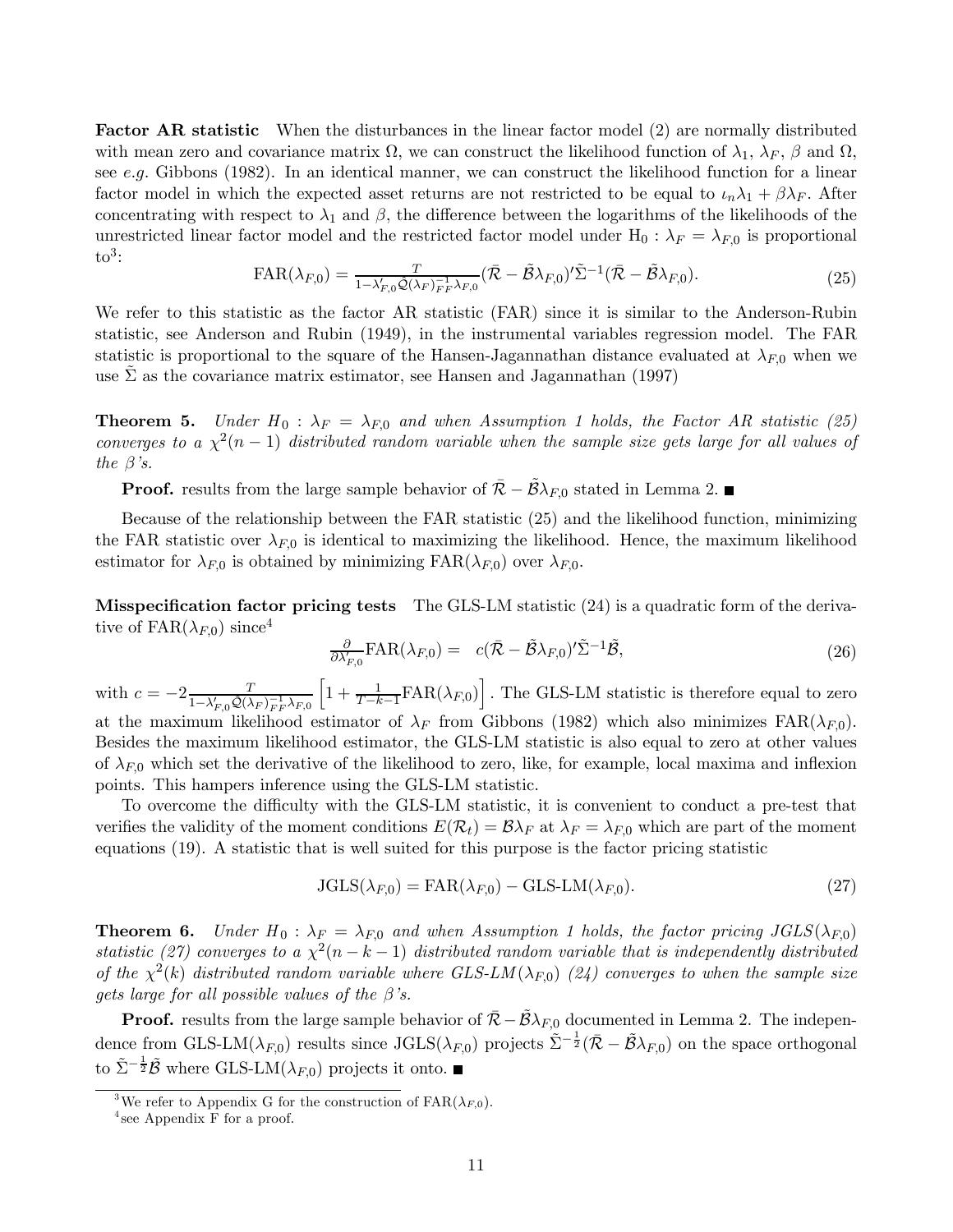**Factor AR statistic** When the disturbances in the linear factor model (2) are normally distributed with mean zero and covariance matrix $\Omega$, we can construct the likelihood function of $\lambda_1$, $\lambda_F$, $\beta$ and $\Omega$, see *e.g.* Gibbons (1982). In an identical manner, we can construct the likelihood function for a linear factor model in which the expected asset returns are not restricted to be equal to $\iota_n\lambda_1 + \beta\lambda_F$. After concentrating with respect to $\lambda_1$ and $\beta$, the difference between the logarithms of the likelihoods of the unrestricted linear factor model and the restricted factor model under $\mathrm{H}_0 : \lambda_F = \lambda_{F,0}$ is proportional to[3]:

$$\mathrm{FAR}(\lambda_{F,0}) = \tfrac{T}{1-\lambda_{F,0}'\hat{\mathcal{Q}}(\lambda_F)_{FF}^{-1}\lambda_{F,0}}(\bar{\mathcal{R}} - \tilde{\mathcal{B}}\lambda_{F,0})'\tilde{\Sigma}^{-1}(\bar{\mathcal{R}} - \tilde{\mathcal{B}}\lambda_{F,0}). \tag{25}$$

We refer to this statistic as the factor AR statistic (FAR) since it is similar to the Anderson-Rubin statistic, see Anderson and Rubin (1949), in the instrumental variables regression model. The FAR statistic is proportional to the square of the Hansen-Jagannathan distance evaluated at $\lambda_{F,0}$ when we use $\tilde{\Sigma}$ as the covariance matrix estimator, see Hansen and Jagannathan (1997)

**Theorem 5.** *Under $H_0 : \lambda_F = \lambda_{F,0}$ and when Assumption 1 holds, the Factor AR statistic (25) converges to a $\chi^2(n-1)$ distributed random variable when the sample size gets large for all values of the $\beta$'s.*

**Proof.** results from the large sample behavior of $\bar{\mathcal{R}} - \tilde{\mathcal{B}}\lambda_{F,0}$ stated in Lemma 2. ■

Because of the relationship between the FAR statistic (25) and the likelihood function, minimizing the FAR statistic over $\lambda_{F,0}$ is identical to maximizing the likelihood. Hence, the maximum likelihood estimator for $\lambda_{F,0}$ is obtained by minimizing $\mathrm{FAR}(\lambda_{F,0})$ over $\lambda_{F,0}$.

**Misspecification factor pricing tests** The GLS-LM statistic (24) is a quadratic form of the derivative of $\mathrm{FAR}(\lambda_{F,0})$ since[4]

$$\tfrac{\partial}{\partial\lambda_{F,0}'}\mathrm{FAR}(\lambda_{F,0}) = \quad c(\bar{\mathcal{R}} - \tilde{\mathcal{B}}\lambda_{F,0})'\tilde{\Sigma}^{-1}\tilde{\mathcal{B}}, \tag{26}$$

with $c = -2\frac{T}{1-\lambda_{F,0}'\hat{\mathcal{Q}}(\lambda_F)_{FF}^{-1}\lambda_{F,0}}\left[1 + \frac{1}{T-k-1}\mathrm{FAR}(\lambda_{F,0})\right]$. The GLS-LM statistic is therefore equal to zero at the maximum likelihood estimator of $\lambda_F$ from Gibbons (1982) which also minimizes $\mathrm{FAR}(\lambda_{F,0})$. Besides the maximum likelihood estimator, the GLS-LM statistic is also equal to zero at other values of $\lambda_{F,0}$ which set the derivative of the likelihood to zero, like, for example, local maxima and inflexion points. This hampers inference using the GLS-LM statistic.

To overcome the difficulty with the GLS-LM statistic, it is convenient to conduct a pre-test that verifies the validity of the moment conditions $E(\mathcal{R}_t) = \mathcal{B}\lambda_F$ at $\lambda_F = \lambda_{F,0}$ which are part of the moment equations (19). A statistic that is well suited for this purpose is the factor pricing statistic

$$\mathrm{JGLS}(\lambda_{F,0}) = \mathrm{FAR}(\lambda_{F,0}) - \text{GLS-LM}(\lambda_{F,0}). \tag{27}$$

**Theorem 6.** *Under $H_0 : \lambda_F = \lambda_{F,0}$ and when Assumption 1 holds, the factor pricing $JGLS(\lambda_{F,0})$ statistic (27) converges to a $\chi^2(n-k-1)$ distributed random variable that is independently distributed of the $\chi^2(k)$ distributed random variable where GLS-LM$(\lambda_{F,0})$ (24) converges to when the sample size gets large for all possible values of the $\beta$'s.*

**Proof.** results from the large sample behavior of $\bar{\mathcal{R}} - \tilde{\mathcal{B}}\lambda_{F,0}$ documented in Lemma 2. The independence from GLS-LM$(\lambda_{F,0})$ results since $\mathrm{JGLS}(\lambda_{F,0})$ projects $\tilde{\Sigma}^{-\frac{1}{2}}(\bar{\mathcal{R}} - \tilde{\mathcal{B}}\lambda_{F,0})$ on the space orthogonal to $\tilde{\Sigma}^{-\frac{1}{2}}\tilde{\mathcal{B}}$ where GLS-LM$(\lambda_{F,0})$ projects it onto. ■

[3] We refer to Appendix G for the construction of $\mathrm{FAR}(\lambda_{F,0})$.

[4] see Appendix F for a proof.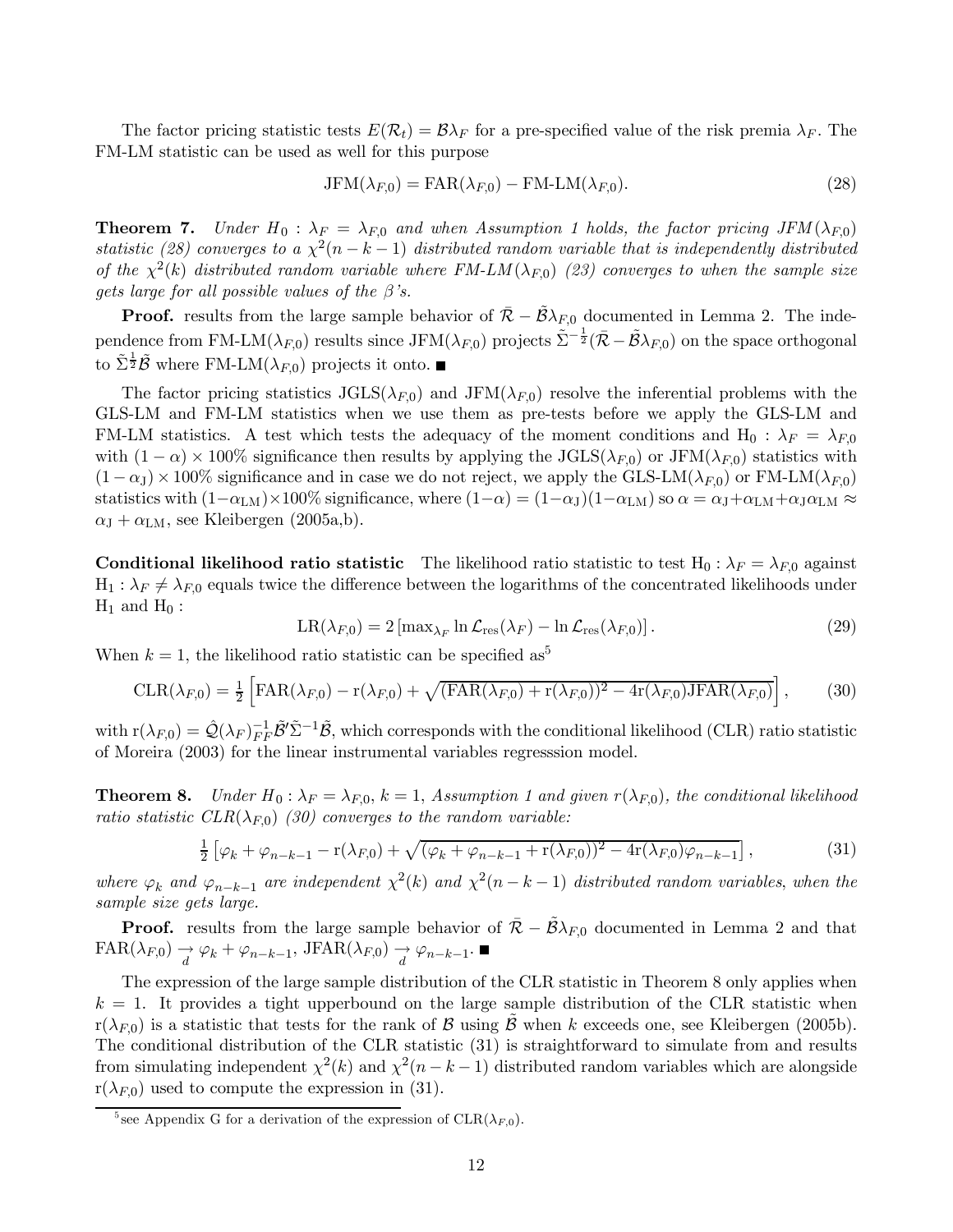The factor pricing statistic tests $E(\mathcal{R}_t) = \mathcal{B}\lambda_F$ for a pre-specified value of the risk premia $\lambda_F$. The FM-LM statistic can be used as well for this purpose

$$\text{JFM}(\lambda_{F,0}) = \text{FAR}(\lambda_{F,0}) - \text{FM-LM}(\lambda_{F,0}). \tag{28}$$

**Theorem 7.** *Under $H_0 : \lambda_F = \lambda_{F,0}$ and when Assumption 1 holds, the factor pricing JFM$(\lambda_{F,0})$ statistic (28) converges to a $\chi^2(n-k-1)$ distributed random variable that is independently distributed of the $\chi^2(k)$ distributed random variable where FM-LM$(\lambda_{F,0})$ (23) converges to when the sample size gets large for all possible values of the $\beta$'s.*

**Proof.** results from the large sample behavior of $\bar{\mathcal{R}} - \tilde{\mathcal{B}}\lambda_{F,0}$ documented in Lemma 2. The independence from FM-LM$(\lambda_{F,0})$ results since JFM$(\lambda_{F,0})$ projects $\tilde{\Sigma}^{-\frac{1}{2}}(\bar{\mathcal{R}} - \tilde{\mathcal{B}}\lambda_{F,0})$ on the space orthogonal to $\tilde{\Sigma}^{\frac{1}{2}}\tilde{\mathcal{B}}$ where FM-LM$(\lambda_{F,0})$ projects it onto. ■

The factor pricing statistics JGLS$(\lambda_{F,0})$ and JFM$(\lambda_{F,0})$ resolve the inferential problems with the GLS-LM and FM-LM statistics when we use them as pre-tests before we apply the GLS-LM and FM-LM statistics. A test which tests the adequacy of the moment conditions and $\text{H}_0 : \lambda_F = \lambda_{F,0}$ with $(1-\alpha) \times 100\%$ significance then results by applying the JGLS$(\lambda_{F,0})$ or JFM$(\lambda_{F,0})$ statistics with $(1-\alpha_\text{J}) \times 100\%$ significance and in case we do not reject, we apply the GLS-LM$(\lambda_{F,0})$ or FM-LM$(\lambda_{F,0})$ statistics with $(1-\alpha_\text{LM}) \times 100\%$ significance, where $(1-\alpha) = (1-\alpha_\text{J})(1-\alpha_\text{LM})$ so $\alpha = \alpha_\text{J} + \alpha_\text{LM} + \alpha_\text{J}\alpha_\text{LM} \approx \alpha_\text{J} + \alpha_\text{LM}$, see Kleibergen (2005a,b).

**Conditional likelihood ratio statistic** The likelihood ratio statistic to test $\text{H}_0 : \lambda_F = \lambda_{F,0}$ against $\text{H}_1 : \lambda_F \neq \lambda_{F,0}$ equals twice the difference between the logarithms of the concentrated likelihoods under $\text{H}_1$ and $\text{H}_0$ :

$$\text{LR}(\lambda_{F,0}) = 2\left[\max_{\lambda_F} \ln \mathcal{L}_\text{res}(\lambda_F) - \ln \mathcal{L}_\text{res}(\lambda_{F,0})\right]. \tag{29}$$

When $k = 1$, the likelihood ratio statistic can be specified as[5]

$$\text{CLR}(\lambda_{F,0}) = \tfrac{1}{2}\left[\text{FAR}(\lambda_{F,0}) - \text{r}(\lambda_{F,0}) + \sqrt{(\text{FAR}(\lambda_{F,0}) + \text{r}(\lambda_{F,0}))^2 - 4\text{r}(\lambda_{F,0})\text{JFAR}(\lambda_{F,0})}\right], \tag{30}$$

with $\text{r}(\lambda_{F,0}) = \hat{\mathcal{Q}}(\lambda_F)^{-1}_{FF}\tilde{\mathcal{B}}'\tilde{\Sigma}^{-1}\tilde{\mathcal{B}}$, which corresponds with the conditional likelihood (CLR) ratio statistic of Moreira (2003) for the linear instrumental variables regresssion model.

**Theorem 8.** *Under $H_0 : \lambda_F = \lambda_{F,0}$, $k = 1$, Assumption 1 and given $r(\lambda_{F,0})$, the conditional likelihood ratio statistic CLR$(\lambda_{F,0})$ (30) converges to the random variable:*

$$\tfrac{1}{2}\left[\varphi_k + \varphi_{n-k-1} - \text{r}(\lambda_{F,0}) + \sqrt{(\varphi_k + \varphi_{n-k-1} + \text{r}(\lambda_{F,0}))^2 - 4\text{r}(\lambda_{F,0})\varphi_{n-k-1}}\right], \tag{31}$$

*where $\varphi_k$ and $\varphi_{n-k-1}$ are independent $\chi^2(k)$ and $\chi^2(n-k-1)$ distributed random variables, when the sample size gets large.*

**Proof.** results from the large sample behavior of $\bar{\mathcal{R}} - \tilde{\mathcal{B}}\lambda_{F,0}$ documented in Lemma 2 and that $\text{FAR}(\lambda_{F,0}) \underset{d}{\rightarrow} \varphi_k + \varphi_{n-k-1}$, $\text{JFAR}(\lambda_{F,0}) \underset{d}{\rightarrow} \varphi_{n-k-1}$. ■

The expression of the large sample distribution of the CLR statistic in Theorem 8 only applies when $k = 1$. It provides a tight upperbound on the large sample distribution of the CLR statistic when $\text{r}(\lambda_{F,0})$ is a statistic that tests for the rank of $\mathcal{B}$ using $\tilde{\mathcal{B}}$ when $k$ exceeds one, see Kleibergen (2005b). The conditional distribution of the CLR statistic (31) is straightforward to simulate from and results from simulating independent $\chi^2(k)$ and $\chi^2(n-k-1)$ distributed random variables which are alongside $\text{r}(\lambda_{F,0})$ used to compute the expression in (31).

[5] see Appendix G for a derivation of the expression of CLR$(\lambda_{F,0})$.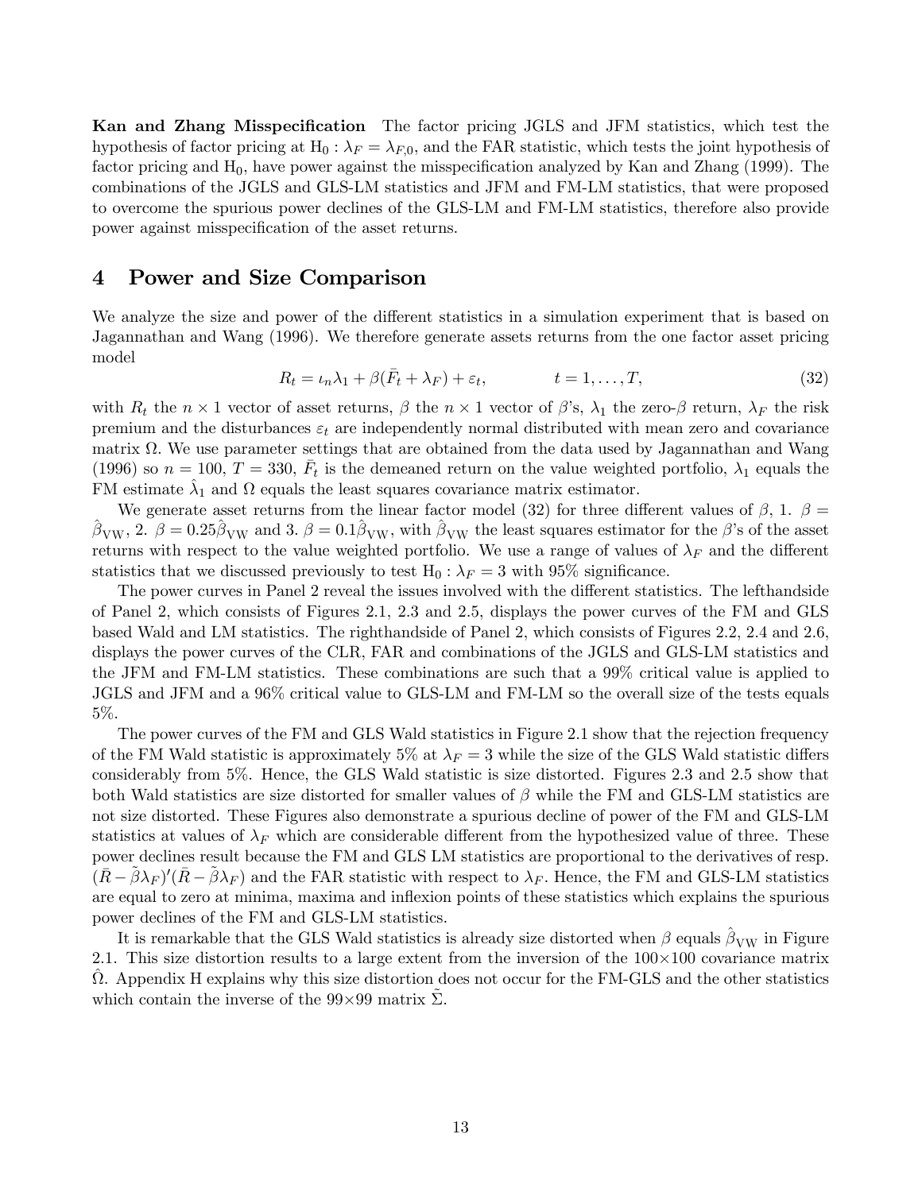**Kan and Zhang Misspecification** The factor pricing JGLS and JFM statistics, which test the hypothesis of factor pricing at $\text{H}_0 : \lambda_F = \lambda_{F,0}$, and the FAR statistic, which tests the joint hypothesis of factor pricing and $\text{H}_0$, have power against the misspecification analyzed by Kan and Zhang (1999). The combinations of the JGLS and GLS-LM statistics and JFM and FM-LM statistics, that were proposed to overcome the spurious power declines of the GLS-LM and FM-LM statistics, therefore also provide power against misspecification of the asset returns.

# 4 Power and Size Comparison

We analyze the size and power of the different statistics in a simulation experiment that is based on Jagannathan and Wang (1996). We therefore generate assets returns from the one factor asset pricing model

$$R_t = \iota_n \lambda_1 + \beta(\bar{F}_t + \lambda_F) + \varepsilon_t, \qquad t = 1, \dots, T, \tag{32}$$

with $R_t$ the $n \times 1$ vector of asset returns, $\beta$ the $n \times 1$ vector of $\beta$'s, $\lambda_1$ the zero-$\beta$ return, $\lambda_F$ the risk premium and the disturbances $\varepsilon_t$ are independently normal distributed with mean zero and covariance matrix $\Omega$. We use parameter settings that are obtained from the data used by Jagannathan and Wang (1996) so $n = 100$, $T = 330$, $\bar{F}_t$ is the demeaned return on the value weighted portfolio, $\lambda_1$ equals the FM estimate $\hat{\lambda}_1$ and $\Omega$ equals the least squares covariance matrix estimator.

We generate asset returns from the linear factor model (32) for three different values of $\beta$, 1. $\beta = \hat{\beta}_{\text{VW}}$, 2. $\beta = 0.25\hat{\beta}_{\text{VW}}$ and 3. $\beta = 0.1\hat{\beta}_{\text{VW}}$, with $\hat{\beta}_{\text{VW}}$ the least squares estimator for the $\beta$'s of the asset returns with respect to the value weighted portfolio. We use a range of values of $\lambda_F$ and the different statistics that we discussed previously to test $\text{H}_0 : \lambda_F = 3$ with 95% significance.

The power curves in Panel 2 reveal the issues involved with the different statistics. The lefthandside of Panel 2, which consists of Figures 2.1, 2.3 and 2.5, displays the power curves of the FM and GLS based Wald and LM statistics. The righthandside of Panel 2, which consists of Figures 2.2, 2.4 and 2.6, displays the power curves of the CLR, FAR and combinations of the JGLS and GLS-LM statistics and the JFM and FM-LM statistics. These combinations are such that a 99% critical value is applied to JGLS and JFM and a 96% critical value to GLS-LM and FM-LM so the overall size of the tests equals 5%.

The power curves of the FM and GLS Wald statistics in Figure 2.1 show that the rejection frequency of the FM Wald statistic is approximately 5% at $\lambda_F = 3$ while the size of the GLS Wald statistic differs considerably from 5%. Hence, the GLS Wald statistic is size distorted. Figures 2.3 and 2.5 show that both Wald statistics are size distorted for smaller values of $\beta$ while the FM and GLS-LM statistics are not size distorted. These Figures also demonstrate a spurious decline of power of the FM and GLS-LM statistics at values of $\lambda_F$ which are considerable different from the hypothesized value of three. These power declines result because the FM and GLS LM statistics are proportional to the derivatives of resp. $(\bar{R} - \tilde{\beta}\lambda_F)'(\bar{R} - \tilde{\beta}\lambda_F)$ and the FAR statistic with respect to $\lambda_F$. Hence, the FM and GLS-LM statistics are equal to zero at minima, maxima and inflexion points of these statistics which explains the spurious power declines of the FM and GLS-LM statistics.

It is remarkable that the GLS Wald statistics is already size distorted when $\beta$ equals $\hat{\beta}_{\text{VW}}$ in Figure 2.1. This size distortion results to a large extent from the inversion of the $100 \times 100$ covariance matrix $\hat{\Omega}$. Appendix H explains why this size distortion does not occur for the FM-GLS and the other statistics which contain the inverse of the $99 \times 99$ matrix $\hat{\Sigma}$.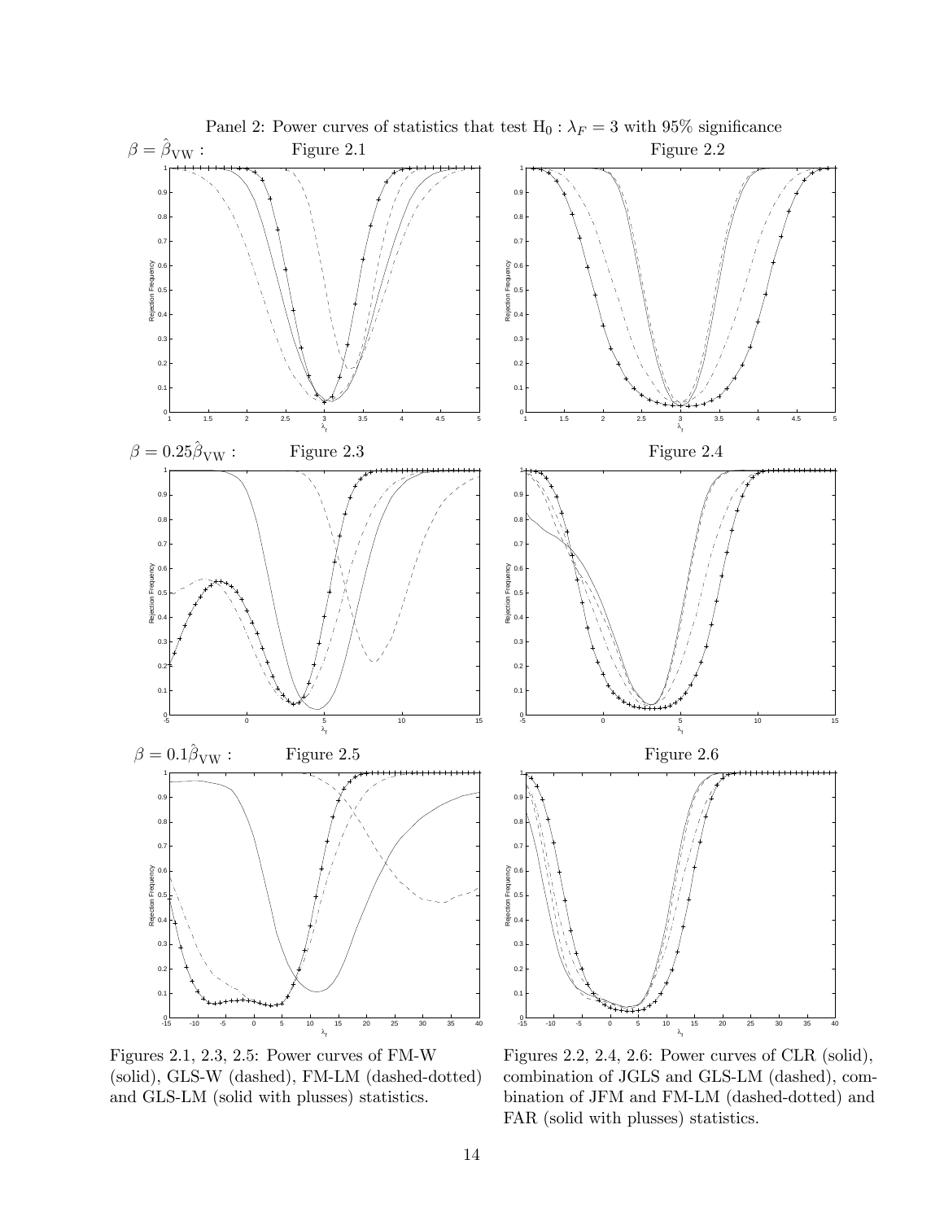Panel 2: Power curves of statistics that test $\text{H}_0 : \lambda_F = 3$ with 95% significance

$\beta = \hat{\beta}_{\text{VW}}$ : Figure 2.1 Figure 2.2

$\beta = 0.25\hat{\beta}_{\text{VW}}$ : Figure 2.3 Figure 2.4

$\beta = 0.1\hat{\beta}_{\text{VW}}$ : Figure 2.5 Figure 2.6

Figures 2.1, 2.3, 2.5: Power curves of FM-W (solid), GLS-W (dashed), FM-LM (dashed-dotted) and GLS-LM (solid with plusses) statistics.

Figures 2.2, 2.4, 2.6: Power curves of CLR (solid), combination of JGLS and GLS-LM (dashed), combination of JFM and FM-LM (dashed-dotted) and FAR (solid with plusses) statistics.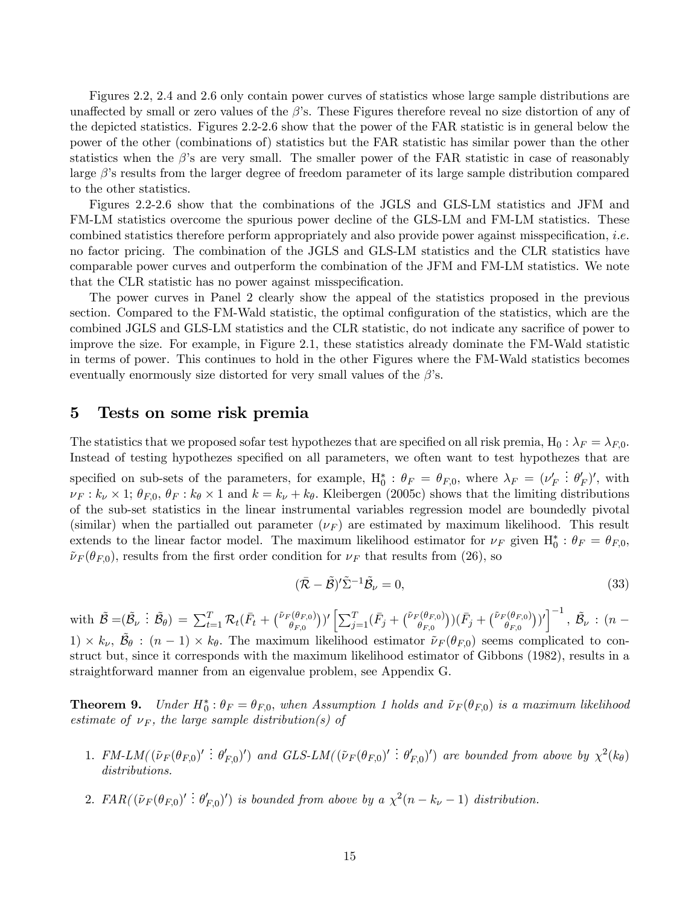Figures 2.2, 2.4 and 2.6 only contain power curves of statistics whose large sample distributions are unaffected by small or zero values of the $\beta$'s. These Figures therefore reveal no size distortion of any of the depicted statistics. Figures 2.2-2.6 show that the power of the FAR statistic is in general below the power of the other (combinations of) statistics but the FAR statistic has similar power than the other statistics when the $\beta$'s are very small. The smaller power of the FAR statistic in case of reasonably large $\beta$'s results from the larger degree of freedom parameter of its large sample distribution compared to the other statistics.

Figures 2.2-2.6 show that the combinations of the JGLS and GLS-LM statistics and JFM and FM-LM statistics overcome the spurious power decline of the GLS-LM and FM-LM statistics. These combined statistics therefore perform appropriately and also provide power against misspecification, *i.e.* no factor pricing. The combination of the JGLS and GLS-LM statistics and the CLR statistics have comparable power curves and outperform the combination of the JFM and FM-LM statistics. We note that the CLR statistic has no power against misspecification.

The power curves in Panel 2 clearly show the appeal of the statistics proposed in the previous section. Compared to the FM-Wald statistic, the optimal configuration of the statistics, which are the combined JGLS and GLS-LM statistics and the CLR statistic, do not indicate any sacrifice of power to improve the size. For example, in Figure 2.1, these statistics already dominate the FM-Wald statistic in terms of power. This continues to hold in the other Figures where the FM-Wald statistics becomes eventually enormously size distorted for very small values of the $\beta$'s.

# 5 Tests on some risk premia

The statistics that we proposed sofar test hypothezes that are specified on all risk premia, $\mathrm{H}_0 : \lambda_F = \lambda_{F,0}$. Instead of testing hypothezes specified on all parameters, we often want to test hypothezes that are specified on sub-sets of the parameters, for example, $\mathrm{H}_0^* : \theta_F = \theta_{F,0}$, where $\lambda_F = (\nu_F' \,\vdots\, \theta_F')'$, with $\nu_F : k_\nu \times 1$; $\theta_{F,0}$, $\theta_F : k_\theta \times 1$ and $k = k_\nu + k_\theta$. Kleibergen (2005c) shows that the limiting distributions of the sub-set statistics in the linear instrumental variables regression model are boundedly pivotal (similar) when the partialled out parameter ($\nu_F$) are estimated by maximum likelihood. This result extends to the linear factor model. The maximum likelihood estimator for $\nu_F$ given $\mathrm{H}_0^* : \theta_F = \theta_{F,0}$, $\tilde{\nu}_F(\theta_{F,0})$, results from the first order condition for $\nu_F$ that results from (26), so

$$(\bar{\mathcal{R}} - \tilde{\mathcal{B}})'\tilde{\Sigma}^{-1}\tilde{\mathcal{B}}_\nu = 0, \tag{33}$$

with $\tilde{\mathcal{B}} = (\tilde{\mathcal{B}}_\nu \,\vdots\, \tilde{\mathcal{B}}_\theta) = \sum_{t=1}^T \mathcal{R}_t(\bar{F}_t + \binom{\tilde{\nu}_F(\theta_{F,0})}{\theta_{F,0}})' \left[\sum_{j=1}^T (\bar{F}_j + \binom{\tilde{\nu}_F(\theta_{F,0})}{\theta_{F,0}})(\bar{F}_j + \binom{\tilde{\nu}_F(\theta_{F,0})}{\theta_{F,0}})'\right]^{-1}$, $\tilde{\mathcal{B}}_\nu : (n-1) \times k_\nu$, $\tilde{\mathcal{B}}_\theta : (n-1) \times k_\theta$. The maximum likelihood estimator $\tilde{\nu}_F(\theta_{F,0})$ seems complicated to construct but, since it corresponds with the maximum likelihood estimator of Gibbons (1982), results in a straightforward manner from an eigenvalue problem, see Appendix G.

**Theorem 9.** *Under $H_0^* : \theta_F = \theta_{F,0}$, when Assumption 1 holds and $\tilde{\nu}_F(\theta_{F,0})$ is a maximum likelihood estimate of $\nu_F$, the large sample distribution(s) of*

1. *FM-LM($(\tilde{\nu}_F(\theta_{F,0})' \,\vdots\, \theta_{F,0}')'$) and GLS-LM($(\tilde{\nu}_F(\theta_{F,0})' \,\vdots\, \theta_{F,0}')'$) are bounded from above by $\chi^2(k_\theta)$ distributions.*

2. *FAR($(\tilde{\nu}_F(\theta_{F,0})' \,\vdots\, \theta_{F,0}')'$) is bounded from above by a $\chi^2(n - k_\nu - 1)$ distribution.*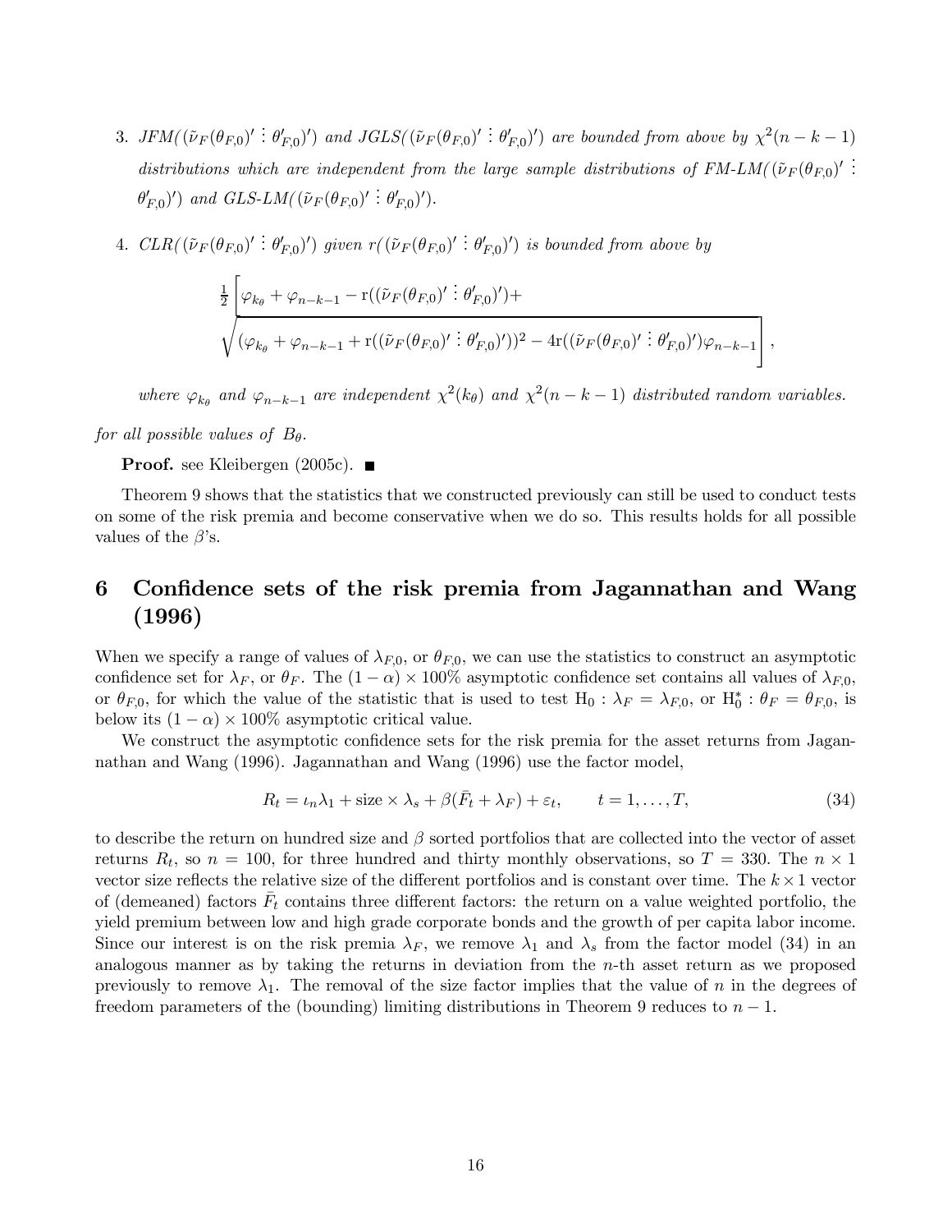3. *JFM*$((\tilde{\nu}_F(\theta_{F,0})' \vdots \theta_{F,0}')')$ *and JGLS*$((\tilde{\nu}_F(\theta_{F,0})' \vdots \theta_{F,0}')')$ *are bounded from above by* $\chi^2(n-k-1)$ *distributions which are independent from the large sample distributions of FM-LM*$((\tilde{\nu}_F(\theta_{F,0})' \vdots \theta_{F,0}')')$ *and GLS-LM*$((\tilde{\nu}_F(\theta_{F,0})' \vdots \theta_{F,0}')')$.

4. *CLR*$((\tilde{\nu}_F(\theta_{F,0})' \vdots \theta_{F,0}')')$ *given* $r((\tilde{\nu}_F(\theta_{F,0})' \vdots \theta_{F,0}')')$ *is bounded from above by*

$$\frac{1}{2}\left[\varphi_{k_\theta} + \varphi_{n-k-1} - \mathrm{r}((\tilde{\nu}_F(\theta_{F,0})' \vdots \theta_{F,0}')') + \sqrt{(\varphi_{k_\theta} + \varphi_{n-k-1} + \mathrm{r}((\tilde{\nu}_F(\theta_{F,0})' \vdots \theta_{F,0}')'))^2 - 4\mathrm{r}((\tilde{\nu}_F(\theta_{F,0})' \vdots \theta_{F,0}')')\varphi_{n-k-1}}\right],$$

*where* $\varphi_{k_\theta}$ *and* $\varphi_{n-k-1}$ *are independent* $\chi^2(k_\theta)$ *and* $\chi^2(n-k-1)$ *distributed random variables.*

*for all possible values of* $B_\theta$.

**Proof.** see Kleibergen (2005c). ■

Theorem 9 shows that the statistics that we constructed previously can still be used to conduct tests on some of the risk premia and become conservative when we do so. This results holds for all possible values of the $\beta$'s.

# 6 Confidence sets of the risk premia from Jagannathan and Wang (1996)

When we specify a range of values of $\lambda_{F,0}$, or $\theta_{F,0}$, we can use the statistics to construct an asymptotic confidence set for $\lambda_F$, or $\theta_F$. The $(1-\alpha)\times 100\%$ asymptotic confidence set contains all values of $\lambda_{F,0}$, or $\theta_{F,0}$, for which the value of the statistic that is used to test $\mathrm{H}_0 : \lambda_F = \lambda_{F,0}$, or $\mathrm{H}_0^* : \theta_F = \theta_{F,0}$, is below its $(1-\alpha)\times 100\%$ asymptotic critical value.

We construct the asymptotic confidence sets for the risk premia for the asset returns from Jagannathan and Wang (1996). Jagannathan and Wang (1996) use the factor model,

$$R_t = \iota_n \lambda_1 + \text{size} \times \lambda_s + \beta(\bar{F}_t + \lambda_F) + \varepsilon_t, \qquad t = 1, \ldots, T, \tag{34}$$

to describe the return on hundred size and $\beta$ sorted portfolios that are collected into the vector of asset returns $R_t$, so $n = 100$, for three hundred and thirty monthly observations, so $T = 330$. The $n \times 1$ vector size reflects the relative size of the different portfolios and is constant over time. The $k \times 1$ vector of (demeaned) factors $\bar{F}_t$ contains three different factors: the return on a value weighted portfolio, the yield premium between low and high grade corporate bonds and the growth of per capita labor income. Since our interest is on the risk premia $\lambda_F$, we remove $\lambda_1$ and $\lambda_s$ from the factor model (34) in an analogous manner as by taking the returns in deviation from the $n$-th asset return as we proposed previously to remove $\lambda_1$. The removal of the size factor implies that the value of $n$ in the degrees of freedom parameters of the (bounding) limiting distributions in Theorem 9 reduces to $n-1$.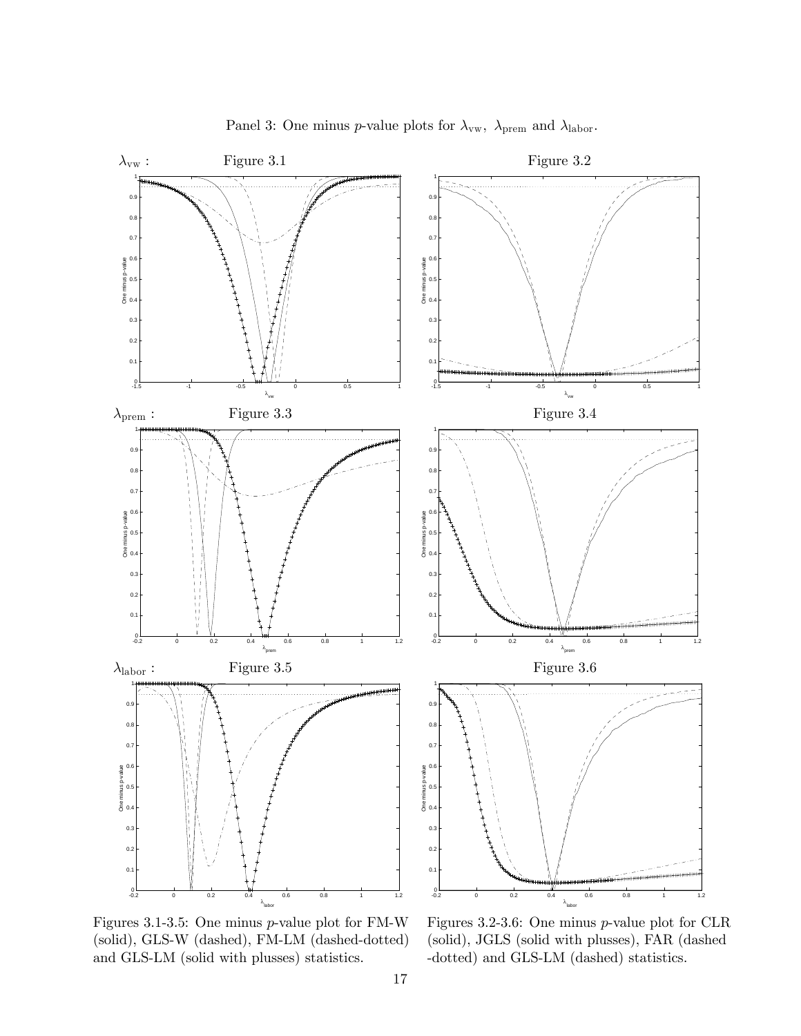Panel 3: One minus $p$-value plots for $\lambda_{\text{vw}}$, $\lambda_{\text{prem}}$ and $\lambda_{\text{labor}}$.

$\lambda_{\text{vw}}$ : Figure 3.1 Figure 3.2

$\lambda_{\text{prem}}$ : Figure 3.3 Figure 3.4

$\lambda_{\text{labor}}$ : Figure 3.5 Figure 3.6

Figures 3.1-3.5: One minus $p$-value plot for FM-W (solid), GLS-W (dashed), FM-LM (dashed-dotted) and GLS-LM (solid with plusses) statistics.

Figures 3.2-3.6: One minus $p$-value plot for CLR (solid), JGLS (solid with plusses), FAR (dashed -dotted) and GLS-LM (dashed) statistics.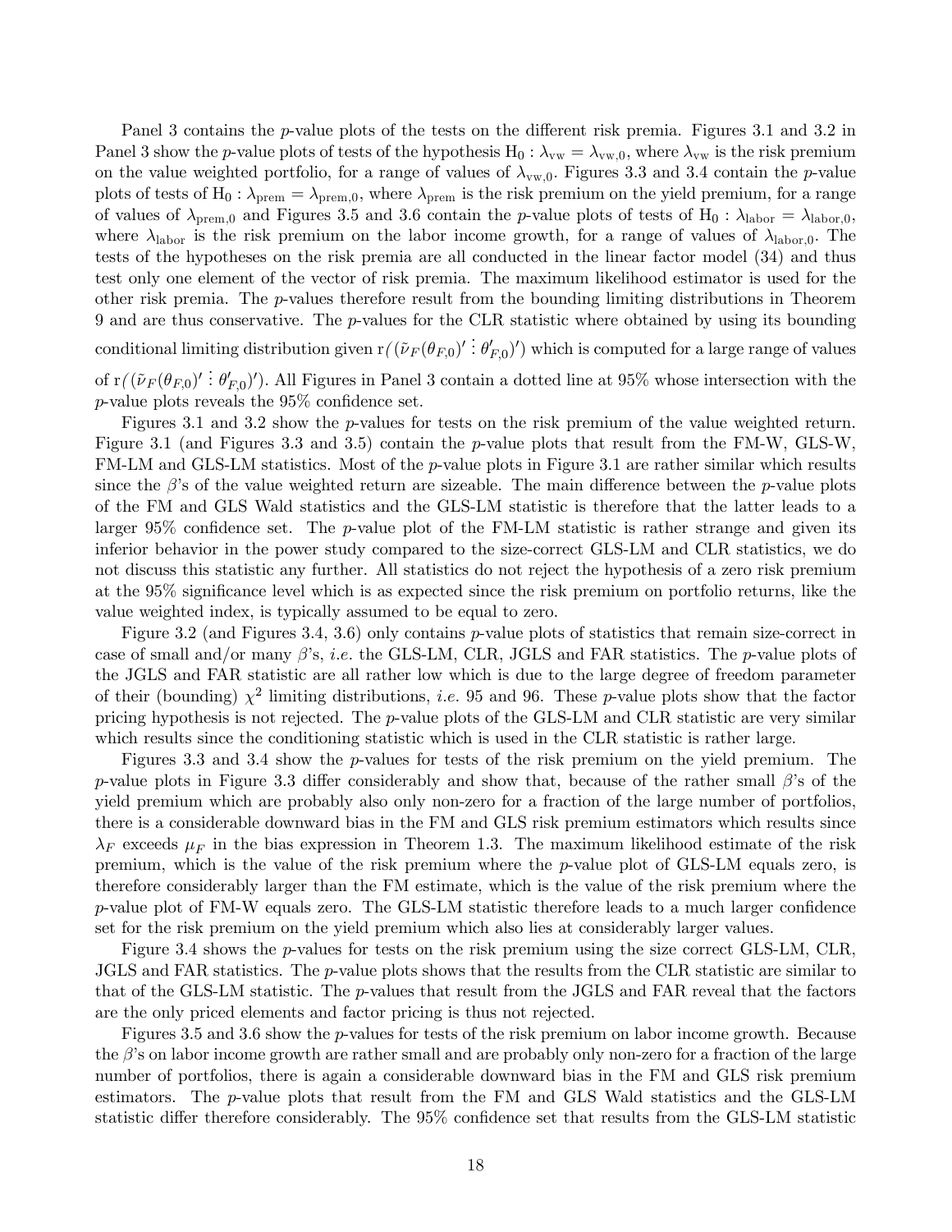Panel 3 contains the $p$-value plots of the tests on the different risk premia. Figures 3.1 and 3.2 in Panel 3 show the $p$-value plots of tests of the hypothesis $\mathrm{H}_0 : \lambda_{\mathrm{vw}} = \lambda_{\mathrm{vw},0}$, where $\lambda_{\mathrm{vw}}$ is the risk premium on the value weighted portfolio, for a range of values of $\lambda_{\mathrm{vw},0}$. Figures 3.3 and 3.4 contain the $p$-value plots of tests of $\mathrm{H}_0 : \lambda_{\mathrm{prem}} = \lambda_{\mathrm{prem},0}$, where $\lambda_{\mathrm{prem}}$ is the risk premium on the yield premium, for a range of values of $\lambda_{\mathrm{prem},0}$ and Figures 3.5 and 3.6 contain the $p$-value plots of tests of $\mathrm{H}_0 : \lambda_{\mathrm{labor}} = \lambda_{\mathrm{labor},0}$, where $\lambda_{\mathrm{labor}}$ is the risk premium on the labor income growth, for a range of values of $\lambda_{\mathrm{labor},0}$. The tests of the hypotheses on the risk premia are all conducted in the linear factor model (34) and thus test only one element of the vector of risk premia. The maximum likelihood estimator is used for the other risk premia. The $p$-values therefore result from the bounding limiting distributions in Theorem 9 and are thus conservative. The $p$-values for the CLR statistic where obtained by using its bounding conditional limiting distribution given $\mathrm{r}((\tilde{\nu}_F(\theta_{F,0})' \vdots \theta_{F,0}')')$ which is computed for a large range of values of $\mathrm{r}((\tilde{\nu}_F(\theta_{F,0})' \vdots \theta_{F,0}')')$. All Figures in Panel 3 contain a dotted line at 95% whose intersection with the $p$-value plots reveals the 95% confidence set.

Figures 3.1 and 3.2 show the $p$-values for tests on the risk premium of the value weighted return. Figure 3.1 (and Figures 3.3 and 3.5) contain the $p$-value plots that result from the FM-W, GLS-W, FM-LM and GLS-LM statistics. Most of the $p$-value plots in Figure 3.1 are rather similar which results since the $\beta$'s of the value weighted return are sizeable. The main difference between the $p$-value plots of the FM and GLS Wald statistics and the GLS-LM statistic is therefore that the latter leads to a larger 95% confidence set. The $p$-value plot of the FM-LM statistic is rather strange and given its inferior behavior in the power study compared to the size-correct GLS-LM and CLR statistics, we do not discuss this statistic any further. All statistics do not reject the hypothesis of a zero risk premium at the 95% significance level which is as expected since the risk premium on portfolio returns, like the value weighted index, is typically assumed to be equal to zero.

Figure 3.2 (and Figures 3.4, 3.6) only contains $p$-value plots of statistics that remain size-correct in case of small and/or many $\beta$'s, *i.e.* the GLS-LM, CLR, JGLS and FAR statistics. The $p$-value plots of the JGLS and FAR statistic are all rather low which is due to the large degree of freedom parameter of their (bounding) $\chi^2$ limiting distributions, *i.e.* 95 and 96. These $p$-value plots show that the factor pricing hypothesis is not rejected. The $p$-value plots of the GLS-LM and CLR statistic are very similar which results since the conditioning statistic which is used in the CLR statistic is rather large.

Figures 3.3 and 3.4 show the $p$-values for tests of the risk premium on the yield premium. The $p$-value plots in Figure 3.3 differ considerably and show that, because of the rather small $\beta$'s of the yield premium which are probably also only non-zero for a fraction of the large number of portfolios, there is a considerable downward bias in the FM and GLS risk premium estimators which results since $\lambda_F$ exceeds $\mu_F$ in the bias expression in Theorem 1.3. The maximum likelihood estimate of the risk premium, which is the value of the risk premium where the $p$-value plot of GLS-LM equals zero, is therefore considerably larger than the FM estimate, which is the value of the risk premium where the $p$-value plot of FM-W equals zero. The GLS-LM statistic therefore leads to a much larger confidence set for the risk premium on the yield premium which also lies at considerably larger values.

Figure 3.4 shows the $p$-values for tests on the risk premium using the size correct GLS-LM, CLR, JGLS and FAR statistics. The $p$-value plots shows that the results from the CLR statistic are similar to that of the GLS-LM statistic. The $p$-values that result from the JGLS and FAR reveal that the factors are the only priced elements and factor pricing is thus not rejected.

Figures 3.5 and 3.6 show the $p$-values for tests of the risk premium on labor income growth. Because the $\beta$'s on labor income growth are rather small and are probably only non-zero for a fraction of the large number of portfolios, there is again a considerable downward bias in the FM and GLS risk premium estimators. The $p$-value plots that result from the FM and GLS Wald statistics and the GLS-LM statistic differ therefore considerably. The 95% confidence set that results from the GLS-LM statistic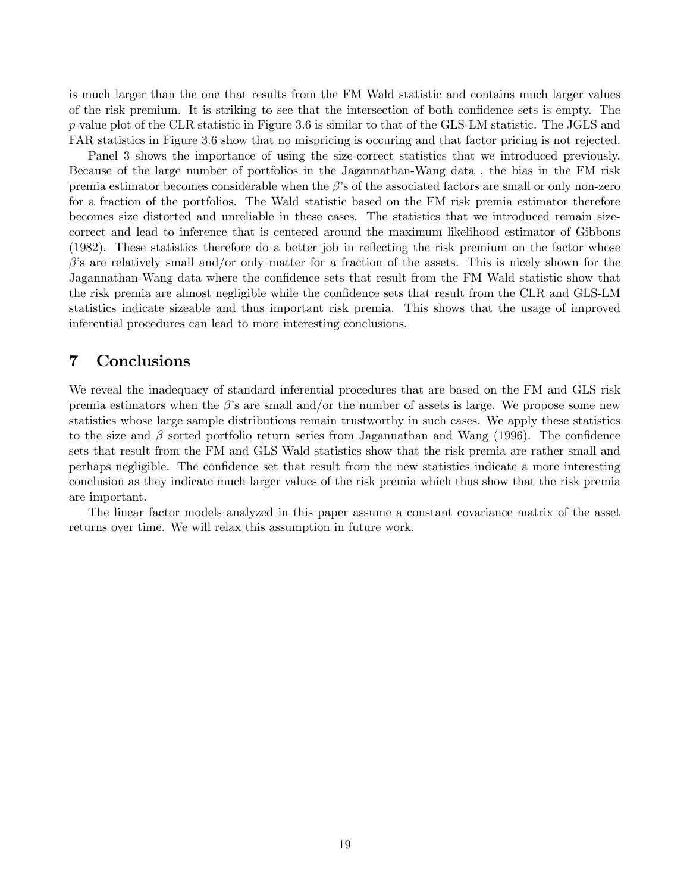is much larger than the one that results from the FM Wald statistic and contains much larger values of the risk premium. It is striking to see that the intersection of both confidence sets is empty. The $p$-value plot of the CLR statistic in Figure 3.6 is similar to that of the GLS-LM statistic. The JGLS and FAR statistics in Figure 3.6 show that no mispricing is occuring and that factor pricing is not rejected.

Panel 3 shows the importance of using the size-correct statistics that we introduced previously. Because of the large number of portfolios in the Jagannathan-Wang data , the bias in the FM risk premia estimator becomes considerable when the $\beta$'s of the associated factors are small or only non-zero for a fraction of the portfolios. The Wald statistic based on the FM risk premia estimator therefore becomes size distorted and unreliable in these cases. The statistics that we introduced remain size-correct and lead to inference that is centered around the maximum likelihood estimator of Gibbons (1982). These statistics therefore do a better job in reflecting the risk premium on the factor whose $\beta$'s are relatively small and/or only matter for a fraction of the assets. This is nicely shown for the Jagannathan-Wang data where the confidence sets that result from the FM Wald statistic show that the risk premia are almost negligible while the confidence sets that result from the CLR and GLS-LM statistics indicate sizeable and thus important risk premia. This shows that the usage of improved inferential procedures can lead to more interesting conclusions.

# 7 Conclusions

We reveal the inadequacy of standard inferential procedures that are based on the FM and GLS risk premia estimators when the $\beta$'s are small and/or the number of assets is large. We propose some new statistics whose large sample distributions remain trustworthy in such cases. We apply these statistics to the size and $\beta$ sorted portfolio return series from Jagannathan and Wang (1996). The confidence sets that result from the FM and GLS Wald statistics show that the risk premia are rather small and perhaps negligible. The confidence set that result from the new statistics indicate a more interesting conclusion as they indicate much larger values of the risk premia which thus show that the risk premia are important.

The linear factor models analyzed in this paper assume a constant covariance matrix of the asset returns over time. We will relax this assumption in future work.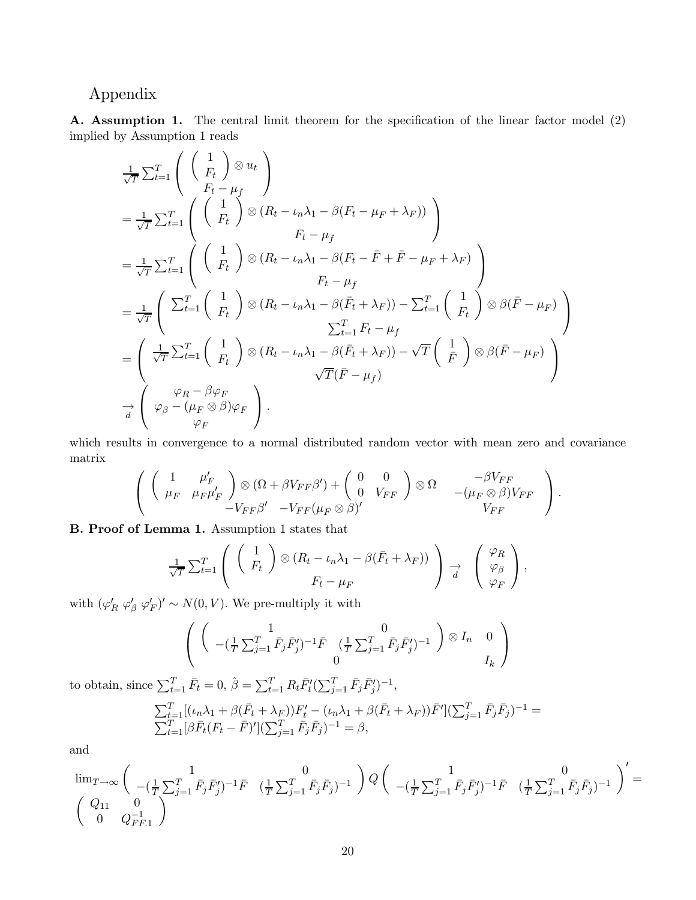# Appendix

**A. Assumption 1.** The central limit theorem for the specification of the linear factor model (2) implied by Assumption 1 reads

$$
\begin{aligned}
&\tfrac{1}{\sqrt{T}}\textstyle\sum_{t=1}^{T}\left(\begin{array}{c}\left(\begin{array}{c}1\\F_t\end{array}\right)\otimes u_t\\ F_t-\mu_f\end{array}\right)\\
&=\tfrac{1}{\sqrt{T}}\textstyle\sum_{t=1}^{T}\left(\begin{array}{c}\left(\begin{array}{c}1\\F_t\end{array}\right)\otimes(R_t-\iota_n\lambda_1-\beta(F_t-\mu_F+\lambda_F))\\ F_t-\mu_f\end{array}\right)\\
&=\tfrac{1}{\sqrt{T}}\textstyle\sum_{t=1}^{T}\left(\begin{array}{c}\left(\begin{array}{c}1\\F_t\end{array}\right)\otimes(R_t-\iota_n\lambda_1-\beta(F_t-\bar{F}+\bar{F}-\mu_F+\lambda_F)\\ F_t-\mu_f\end{array}\right)\\
&=\tfrac{1}{\sqrt{T}}\left(\begin{array}{c}\sum_{t=1}^{T}\left(\begin{array}{c}1\\F_t\end{array}\right)\otimes(R_t-\iota_n\lambda_1-\beta(\bar{F}_t+\lambda_F))-\sum_{t=1}^{T}\left(\begin{array}{c}1\\F_t\end{array}\right)\otimes\beta(\bar{F}-\mu_F)\\ \sum_{t=1}^{T}F_t-\mu_f\end{array}\right)\\
&=\left(\begin{array}{c}\frac{1}{\sqrt{T}}\sum_{t=1}^{T}\left(\begin{array}{c}1\\F_t\end{array}\right)\otimes(R_t-\iota_n\lambda_1-\beta(\bar{F}_t+\lambda_F))-\sqrt{T}\left(\begin{array}{c}1\\ \bar{F}\end{array}\right)\otimes\beta(\bar{F}-\mu_F)\\ \sqrt{T}(\bar{F}-\mu_f)\end{array}\right)\\
&\underset{d}{\rightarrow}\left(\begin{array}{c}\varphi_R-\beta\varphi_F\\ \varphi_\beta-(\mu_F\otimes\beta)\varphi_F\\ \varphi_F\end{array}\right).
\end{aligned}
$$

which results in convergence to a normal distributed random vector with mean zero and covariance matrix

$$
\left(\begin{array}{cc}\left(\begin{array}{cc}1&\mu_F'\\ \mu_F&\mu_F\mu_F'\end{array}\right)\otimes(\Omega+\beta V_{FF}\beta')+\left(\begin{array}{cc}0&0\\0&V_{FF}\end{array}\right)\otimes\Omega & \begin{array}{c}-\beta V_{FF}\\-(\mu_F\otimes\beta)V_{FF}\end{array}\\ \begin{array}{cc}-V_{FF}\beta' & -V_{FF}(\mu_F\otimes\beta)'\end{array} & V_{FF}\end{array}\right).
$$

**B. Proof of Lemma 1.** Assumption 1 states that

$$
\tfrac{1}{\sqrt{T}}\textstyle\sum_{t=1}^{T}\left(\begin{array}{c}\left(\begin{array}{c}1\\F_t\end{array}\right)\otimes(R_t-\iota_n\lambda_1-\beta(\bar{F}_t+\lambda_F))\\ F_t-\mu_F\end{array}\right)\underset{d}{\rightarrow}\left(\begin{array}{c}\varphi_R\\ \varphi_\beta\\ \varphi_F\end{array}\right),
$$

with $(\varphi_R'\ \varphi_\beta'\ \varphi_F')'\sim N(0,V)$. We pre-multiply it with

$$
\left(\begin{array}{cc}\left(\begin{array}{cc}1&0\\-(\frac{1}{T}\sum_{j=1}^{T}\bar{F}_j\bar{F}_j')^{-1}\bar{F}&(\frac{1}{T}\sum_{j=1}^{T}\bar{F}_j\bar{F}_j')^{-1}\end{array}\right)\otimes I_n & 0\\ 0 & I_k\end{array}\right)
$$

to obtain, since $\sum_{t=1}^{T}\bar{F}_t=0$, $\hat{\beta}=\sum_{t=1}^{T}R_t\bar{F}_t'(\sum_{j=1}^{T}\bar{F}_j\bar{F}_j')^{-1}$,

$$
\begin{aligned}
&\textstyle\sum_{t=1}^{T}[(\iota_n\lambda_1+\beta(\bar{F}_t+\lambda_F))F_t'-(\iota_n\lambda_1+\beta(\bar{F}_t+\lambda_F))\bar{F}'](\sum_{j=1}^{T}\bar{F}_j\bar{F}_j)^{-1}=\\
&\textstyle\sum_{t=1}^{T}[\beta\bar{F}_t(F_t-\bar{F})'](\sum_{j=1}^{T}\bar{F}_j\bar{F}_j)^{-1}=\beta,
\end{aligned}
$$

and

$$
\lim_{T\rightarrow\infty}\left(\begin{array}{cc}1&0\\-(\frac{1}{T}\sum_{j=1}^{T}\bar{F}_j\bar{F}_j')^{-1}\bar{F}&(\frac{1}{T}\sum_{j=1}^{T}\bar{F}_j\bar{F}_j)^{-1}\end{array}\right)Q\left(\begin{array}{cc}1&0\\-(\frac{1}{T}\sum_{j=1}^{T}\bar{F}_j\bar{F}_j')^{-1}\bar{F}&(\frac{1}{T}\sum_{j=1}^{T}\bar{F}_j\bar{F}_j)^{-1}\end{array}\right)'=\left(\begin{array}{cc}Q_{11}&0\\0&Q_{FF.1}^{-1}\end{array}\right)
$$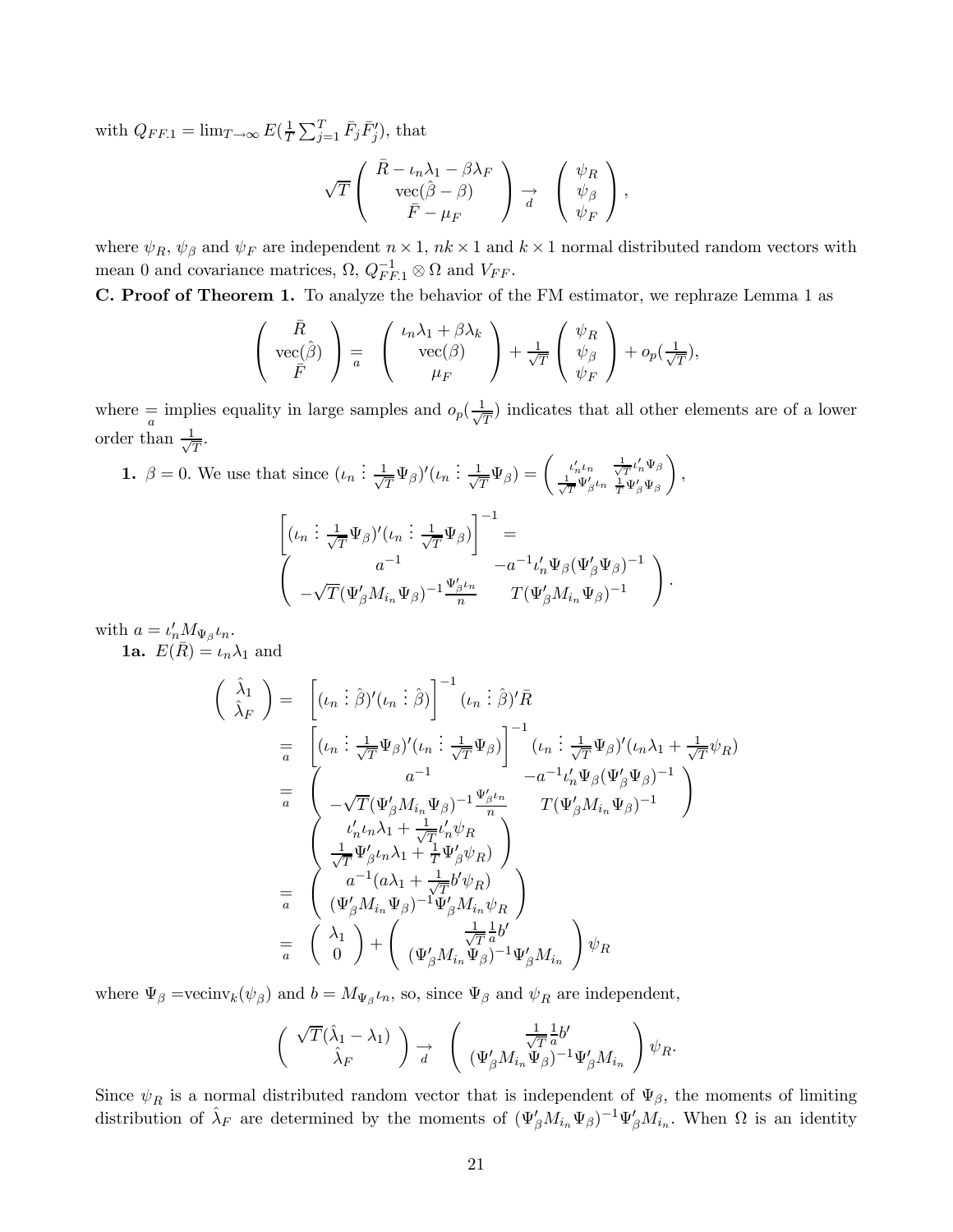with $Q_{FF.1} = \lim_{T\to\infty} E(\frac{1}{T}\sum_{j=1}^{T} \bar{F}_j \bar{F}_j')$, that

$$\sqrt{T}\begin{pmatrix} \bar{R} - \iota_n\lambda_1 - \beta\lambda_F \\ \text{vec}(\hat{\beta} - \beta) \\ \bar{F} - \mu_F \end{pmatrix} \underset{d}{\rightarrow} \begin{pmatrix} \psi_R \\ \psi_\beta \\ \psi_F \end{pmatrix},$$

where $\psi_R$, $\psi_\beta$ and $\psi_F$ are independent $n \times 1$, $nk \times 1$ and $k \times 1$ normal distributed random vectors with mean 0 and covariance matrices, $\Omega$, $Q_{FF.1}^{-1} \otimes \Omega$ and $V_{FF}$.

**C. Proof of Theorem 1.** To analyze the behavior of the FM estimator, we rephraze Lemma 1 as

$$\begin{pmatrix} \bar{R} \\ \text{vec}(\hat{\beta}) \\ \bar{F} \end{pmatrix} \underset{a}{=} \begin{pmatrix} \iota_n\lambda_1 + \beta\lambda_k \\ \text{vec}(\beta) \\ \mu_F \end{pmatrix} + \frac{1}{\sqrt{T}}\begin{pmatrix} \psi_R \\ \psi_\beta \\ \psi_F \end{pmatrix} + o_p(\tfrac{1}{\sqrt{T}}),$$

where $\underset{a}{=}$ implies equality in large samples and $o_p(\frac{1}{\sqrt{T}})$ indicates that all other elements are of a lower order than $\frac{1}{\sqrt{T}}$.

**1.** $\beta = 0$. We use that since $(\iota_n \vdots \frac{1}{\sqrt{T}}\Psi_\beta)'(\iota_n \vdots \frac{1}{\sqrt{T}}\Psi_\beta) = \begin{pmatrix} \iota_n'\iota_n & \frac{1}{\sqrt{T}}\iota_n'\Psi_\beta \\ \frac{1}{\sqrt{T}}\Psi_\beta'\iota_n & \frac{1}{T}\Psi_\beta'\Psi_\beta \end{pmatrix}$,

$$\left[(\iota_n \vdots \tfrac{1}{\sqrt{T}}\Psi_\beta)'(\iota_n \vdots \tfrac{1}{\sqrt{T}}\Psi_\beta)\right]^{-1} =$$
$$\begin{pmatrix} a^{-1} & -a^{-1}\iota_n'\Psi_\beta(\Psi_\beta'\Psi_\beta)^{-1} \\ -\sqrt{T}(\Psi_\beta' M_{i_n}\Psi_\beta)^{-1}\frac{\Psi_\beta'\iota_n}{n} & T(\Psi_\beta' M_{i_n}\Psi_\beta)^{-1} \end{pmatrix}.$$

with $a = \iota_n' M_{\Psi_\beta}\iota_n$.

**1a.** $E(\bar{R}) = \iota_n\lambda_1$ and

$$\begin{aligned}
\begin{pmatrix} \hat{\lambda}_1 \\ \hat{\lambda}_F \end{pmatrix} &= \left[(\iota_n \vdots \hat{\beta})'(\iota_n \vdots \hat{\beta})\right]^{-1}(\iota_n \vdots \hat{\beta})'\bar{R} \\
&\underset{a}{=} \left[(\iota_n \vdots \tfrac{1}{\sqrt{T}}\Psi_\beta)'(\iota_n \vdots \tfrac{1}{\sqrt{T}}\Psi_\beta)\right]^{-1}(\iota_n \vdots \tfrac{1}{\sqrt{T}}\Psi_\beta)'(\iota_n\lambda_1 + \tfrac{1}{\sqrt{T}}\psi_R) \\
&\underset{a}{=} \begin{pmatrix} a^{-1} & -a^{-1}\iota_n'\Psi_\beta(\Psi_\beta'\Psi_\beta)^{-1} \\ -\sqrt{T}(\Psi_\beta' M_{i_n}\Psi_\beta)^{-1}\frac{\Psi_\beta'\iota_n}{n} & T(\Psi_\beta' M_{i_n}\Psi_\beta)^{-1} \end{pmatrix} \\
&\quad \begin{pmatrix} \iota_n'\iota_n\lambda_1 + \frac{1}{\sqrt{T}}\iota_n'\psi_R \\ \frac{1}{\sqrt{T}}\Psi_\beta'\iota_n\lambda_1 + \frac{1}{T}\Psi_\beta'\psi_R) \end{pmatrix} \\
&\underset{a}{=} \begin{pmatrix} a^{-1}(a\lambda_1 + \frac{1}{\sqrt{T}}b'\psi_R) \\ (\Psi_\beta' M_{i_n}\Psi_\beta)^{-1}\Psi_\beta' M_{i_n}\psi_R \end{pmatrix} \\
&\underset{a}{=} \begin{pmatrix} \lambda_1 \\ 0 \end{pmatrix} + \begin{pmatrix} \frac{1}{\sqrt{T}}\frac{1}{a}b' \\ (\Psi_\beta' M_{i_n}\Psi_\beta)^{-1}\Psi_\beta' M_{i_n} \end{pmatrix}\psi_R
\end{aligned}$$

where $\Psi_\beta = \text{vecinv}_k(\psi_\beta)$ and $b = M_{\Psi_\beta}\iota_n$, so, since $\Psi_\beta$ and $\psi_R$ are independent,

$$\begin{pmatrix} \sqrt{T}(\hat{\lambda}_1 - \lambda_1) \\ \hat{\lambda}_F \end{pmatrix} \underset{d}{\rightarrow} \begin{pmatrix} \frac{1}{\sqrt{T}}\frac{1}{a}b' \\ (\Psi_\beta' M_{i_n}\Psi_\beta)^{-1}\Psi_\beta' M_{i_n} \end{pmatrix}\psi_R.$$

Since $\psi_R$ is a normal distributed random vector that is independent of $\Psi_\beta$, the moments of limiting distribution of $\hat{\lambda}_F$ are determined by the moments of $(\Psi_\beta' M_{i_n}\Psi_\beta)^{-1}\Psi_\beta' M_{i_n}$. When $\Omega$ is an identity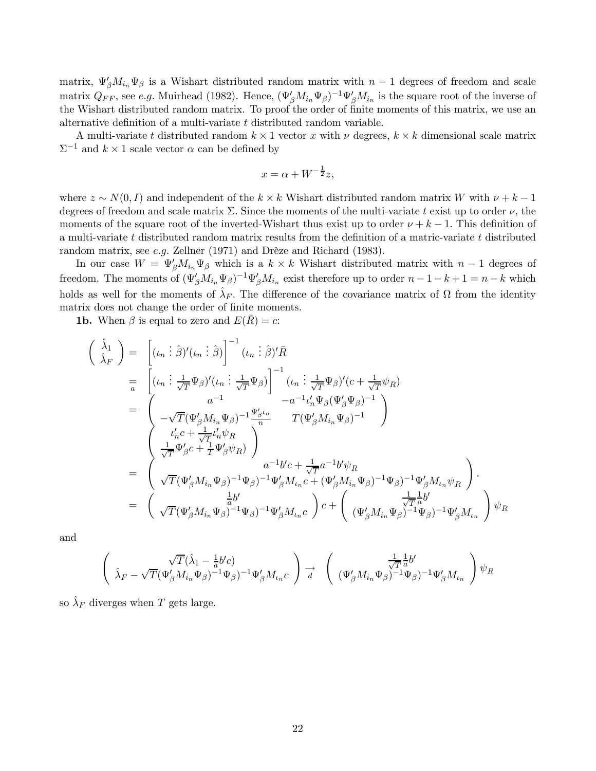matrix, $\Psi_\beta' M_{i_n} \Psi_\beta$ is a Wishart distributed random matrix with $n-1$ degrees of freedom and scale matrix $Q_{FF}$, see *e.g.* Muirhead (1982). Hence, $(\Psi_\beta' M_{i_n} \Psi_\beta)^{-1} \Psi_\beta' M_{i_n}$ is the square root of the inverse of the Wishart distributed random matrix. To proof the order of finite moments of this matrix, we use an alternative definition of a multi-variate $t$ distributed random variable.

A multi-variate $t$ distributed random $k \times 1$ vector $x$ with $\nu$ degrees, $k \times k$ dimensional scale matrix $\Sigma^{-1}$ and $k \times 1$ scale vector $\alpha$ can be defined by

$$x = \alpha + W^{-\frac{1}{2}} z,$$

where $z \sim N(0, I)$ and independent of the $k \times k$ Wishart distributed random matrix $W$ with $\nu + k - 1$ degrees of freedom and scale matrix $\Sigma$. Since the moments of the multi-variate $t$ exist up to order $\nu$, the moments of the square root of the inverted-Wishart thus exist up to order $\nu + k - 1$. This definition of a multi-variate $t$ distributed random matrix results from the definition of a matric-variate $t$ distributed random matrix, see *e.g.* Zellner (1971) and Drèze and Richard (1983).

In our case $W = \Psi_\beta' M_{i_n} \Psi_\beta$ which is a $k \times k$ Wishart distributed matrix with $n-1$ degrees of freedom. The moments of $(\Psi_\beta' M_{i_n} \Psi_\beta)^{-1} \Psi_\beta' M_{i_n}$ exist therefore up to order $n - 1 - k + 1 = n - k$ which holds as well for the moments of $\hat{\lambda}_F$. The difference of the covariance matrix of $\Omega$ from the identity matrix does not change the order of finite moments.

**1b.** When $\beta$ is equal to zero and $E(\bar{R}) = c$:

$$
\begin{aligned}
\begin{pmatrix} \hat{\lambda}_1 \\ \hat{\lambda}_F \end{pmatrix} &= \left[ (\iota_n \vdots \hat{\beta})'(\iota_n \vdots \hat{\beta}) \right]^{-1} (\iota_n \vdots \hat{\beta})' \bar{R} \\
&\underset{a}{=} \left[ (\iota_n \vdots \tfrac{1}{\sqrt{T}} \Psi_\beta)'(\iota_n \vdots \tfrac{1}{\sqrt{T}} \Psi_\beta) \right]^{-1} (\iota_n \vdots \tfrac{1}{\sqrt{T}} \Psi_\beta)'(c + \tfrac{1}{\sqrt{T}} \psi_R) \\
&= \begin{pmatrix} a^{-1} & -a^{-1} \iota_n' \Psi_\beta (\Psi_\beta' \Psi_\beta)^{-1} \\ -\sqrt{T} (\Psi_\beta' M_{i_n} \Psi_\beta)^{-1} \frac{\Psi_\beta' \iota_n}{n} & T (\Psi_\beta' M_{i_n} \Psi_\beta)^{-1} \end{pmatrix} \\
&\quad \begin{pmatrix} \iota_n' c + \frac{1}{\sqrt{T}} \iota_n' \psi_R \\ \frac{1}{\sqrt{T}} \Psi_\beta' c + \frac{1}{T} \Psi_\beta' \psi_R) \end{pmatrix} \\
&= \begin{pmatrix} a^{-1} b' c + \frac{1}{\sqrt{T}} a^{-1} b' \psi_R \\ \sqrt{T} (\Psi_\beta' M_{i_n} \Psi_\beta)^{-1} \Psi_\beta)^{-1} \Psi_\beta' M_{\iota_n} c + (\Psi_\beta' M_{i_n} \Psi_\beta)^{-1} \Psi_\beta)^{-1} \Psi_\beta' M_{\iota_n} \psi_R \end{pmatrix}. \\
&= \begin{pmatrix} \frac{1}{a} b' \\ \sqrt{T} (\Psi_\beta' M_{i_n} \Psi_\beta)^{-1} \Psi_\beta)^{-1} \Psi_\beta' M_{\iota_n} c \end{pmatrix} c + \begin{pmatrix} \frac{1}{\sqrt{T}} \frac{1}{a} b' \\ (\Psi_\beta' M_{i_n} \Psi_\beta)^{-1} \Psi_\beta)^{-1} \Psi_\beta' M_{\iota_n} \end{pmatrix} \psi_R
\end{aligned}
$$

and

$$
\begin{pmatrix} \sqrt{T} (\hat{\lambda}_1 - \frac{1}{a} b' c) \\ \hat{\lambda}_F - \sqrt{T} (\Psi_\beta' M_{i_n} \Psi_\beta)^{-1} \Psi_\beta)^{-1} \Psi_\beta' M_{\iota_n} c \end{pmatrix} \underset{d}{\to} \begin{pmatrix} \frac{1}{\sqrt{T}} \frac{1}{a} b' \\ (\Psi_\beta' M_{i_n} \Psi_\beta)^{-1} \Psi_\beta)^{-1} \Psi_\beta' M_{\iota_n} \end{pmatrix} \psi_R
$$

so $\hat{\lambda}_F$ diverges when $T$ gets large.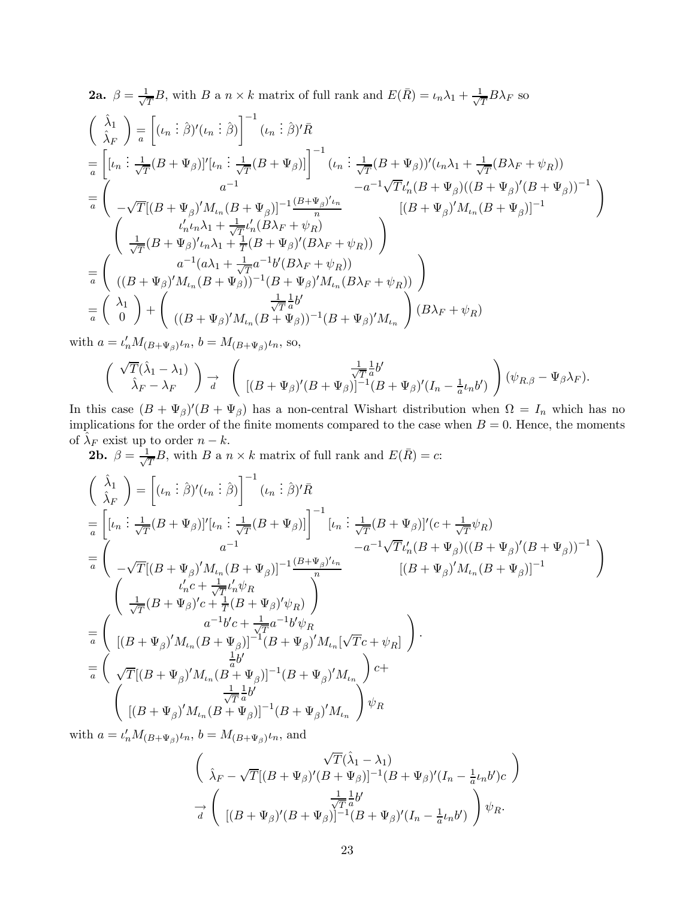**2a.** $\beta = \frac{1}{\sqrt{T}}B$, with $B$ a $n \times k$ matrix of full rank and $E(\bar{R}) = \iota_n \lambda_1 + \frac{1}{\sqrt{T}} B \lambda_F$ so

$$
\begin{aligned}
&\begin{pmatrix} \hat{\lambda}_1 \\ \hat{\lambda}_F \end{pmatrix} \underset{a}{=} \left[ (\iota_n \vdots \hat{\beta})'(\iota_n \vdots \hat{\beta}) \right]^{-1} (\iota_n \vdots \hat{\beta})' \bar{R} \\
&\underset{a}{=} \left[ [\iota_n \vdots \tfrac{1}{\sqrt{T}}(B+\Psi_\beta)]'[\iota_n \vdots \tfrac{1}{\sqrt{T}}(B+\Psi_\beta)] \right]^{-1} (\iota_n \vdots \tfrac{1}{\sqrt{T}}(B+\Psi_\beta))'(\iota_n \lambda_1 + \tfrac{1}{\sqrt{T}}(B\lambda_F + \psi_R)) \\
&\underset{a}{=} \begin{pmatrix} a^{-1} & -a^{-1}\sqrt{T}\iota_n'(B+\Psi_\beta)((B+\Psi_\beta)'(B+\Psi_\beta))^{-1} \\ -\sqrt{T}[(B+\Psi_\beta)'M_{\iota_n}(B+\Psi_\beta)]^{-1}\frac{(B+\Psi_\beta)'\iota_n}{n} & [(B+\Psi_\beta)'M_{\iota_n}(B+\Psi_\beta)]^{-1} \end{pmatrix} \\
&\qquad \begin{pmatrix} \iota_n'\iota_n\lambda_1 + \frac{1}{\sqrt{T}}\iota_n'(B\lambda_F + \psi_R) \\ \frac{1}{\sqrt{T}}(B+\Psi_\beta)'\iota_n\lambda_1 + \frac{1}{T}(B+\Psi_\beta)'(B\lambda_F + \psi_R)) \end{pmatrix} \\
&\underset{a}{=} \begin{pmatrix} a^{-1}(a\lambda_1 + \frac{1}{\sqrt{T}}a^{-1}b'(B\lambda_F + \psi_R)) \\ ((B+\Psi_\beta)'M_{\iota_n}(B+\Psi_\beta))^{-1}(B+\Psi_\beta)'M_{\iota_n}(B\lambda_F + \psi_R)) \end{pmatrix} \\
&\underset{a}{=} \begin{pmatrix} \lambda_1 \\ 0 \end{pmatrix} + \begin{pmatrix} \frac{1}{\sqrt{T}}\frac{1}{a}b' \\ ((B+\Psi_\beta)'M_{\iota_n}(B+\Psi_\beta))^{-1}(B+\Psi_\beta)'M_{\iota_n} \end{pmatrix} (B\lambda_F + \psi_R)
\end{aligned}
$$

with $a = \iota_n' M_{(B+\Psi_\beta)}\iota_n$, $b = M_{(B+\Psi_\beta)}\iota_n$, so,

$$
\begin{pmatrix} \sqrt{T}(\hat{\lambda}_1 - \lambda_1) \\ \hat{\lambda}_F - \lambda_F \end{pmatrix} \underset{d}{\rightarrow} \begin{pmatrix} \frac{1}{\sqrt{T}}\frac{1}{a}b' \\ [(B+\Psi_\beta)'(B+\Psi_\beta)]^{-1}(B+\Psi_\beta)'(I_n - \frac{1}{a}\iota_n b') \end{pmatrix} (\psi_{R.\beta} - \Psi_\beta \lambda_F).
$$

In this case $(B+\Psi_\beta)'(B+\Psi_\beta)$ has a non-central Wishart distribution when $\Omega = I_n$ which has no implications for the order of the finite moments compared to the case when $B = 0$. Hence, the moments of $\hat{\lambda}_F$ exist up to order $n - k$.

**2b.** $\beta = \frac{1}{\sqrt{T}}B$, with $B$ a $n \times k$ matrix of full rank and $E(\bar{R}) = c$:

$$
\begin{aligned}
&\begin{pmatrix} \hat{\lambda}_1 \\ \hat{\lambda}_F \end{pmatrix} = \left[ (\iota_n \vdots \hat{\beta})'(\iota_n \vdots \hat{\beta}) \right]^{-1} (\iota_n \vdots \hat{\beta})' \bar{R} \\
&\underset{a}{=} \left[ [\iota_n \vdots \tfrac{1}{\sqrt{T}}(B+\Psi_\beta)]'[\iota_n \vdots \tfrac{1}{\sqrt{T}}(B+\Psi_\beta)] \right]^{-1} [\iota_n \vdots \tfrac{1}{\sqrt{T}}(B+\Psi_\beta)]'(c + \tfrac{1}{\sqrt{T}}\psi_R) \\
&\underset{a}{=} \begin{pmatrix} a^{-1} & -a^{-1}\sqrt{T}\iota_n'(B+\Psi_\beta)((B+\Psi_\beta)'(B+\Psi_\beta))^{-1} \\ -\sqrt{T}[(B+\Psi_\beta)'M_{\iota_n}(B+\Psi_\beta)]^{-1}\frac{(B+\Psi_\beta)'\iota_n}{n} & [(B+\Psi_\beta)'M_{\iota_n}(B+\Psi_\beta)]^{-1} \end{pmatrix} \\
&\qquad \begin{pmatrix} \iota_n'c + \frac{1}{\sqrt{T}}\iota_n'\psi_R \\ \frac{1}{\sqrt{T}}(B+\Psi_\beta)'c + \frac{1}{T}(B+\Psi_\beta)'\psi_R) \end{pmatrix} \\
&\underset{a}{=} \begin{pmatrix} a^{-1}b'c + \frac{1}{\sqrt{T}}a^{-1}b'\psi_R \\ [(B+\Psi_\beta)'M_{\iota_n}(B+\Psi_\beta)]^{-1}(B+\Psi_\beta)'M_{\iota_n}[\sqrt{T}c + \psi_R] \end{pmatrix}. \\
&\underset{a}{=} \begin{pmatrix} \frac{1}{a}b' \\ \sqrt{T}[(B+\Psi_\beta)'M_{\iota_n}(B+\Psi_\beta)]^{-1}(B+\Psi_\beta)'M_{\iota_n} \end{pmatrix} c + \\
&\qquad \begin{pmatrix} \frac{1}{\sqrt{T}}\frac{1}{a}b' \\ [(B+\Psi_\beta)'M_{\iota_n}(B+\Psi_\beta)]^{-1}(B+\Psi_\beta)'M_{\iota_n} \end{pmatrix} \psi_R
\end{aligned}
$$

with $a = \iota_n' M_{(B+\Psi_\beta)}\iota_n$, $b = M_{(B+\Psi_\beta)}\iota_n$, and

$$
\begin{aligned}
&\begin{pmatrix} \sqrt{T}(\hat{\lambda}_1 - \lambda_1) \\ \hat{\lambda}_F - \sqrt{T}[(B+\Psi_\beta)'(B+\Psi_\beta)]^{-1}(B+\Psi_\beta)'(I_n - \frac{1}{a}\iota_n b')c \end{pmatrix} \\
&\underset{d}{\rightarrow} \begin{pmatrix} \frac{1}{\sqrt{T}}\frac{1}{a}b' \\ [(B+\Psi_\beta)'(B+\Psi_\beta)]^{-1}(B+\Psi_\beta)'(I_n - \frac{1}{a}\iota_n b') \end{pmatrix} \psi_R.
\end{aligned}
$$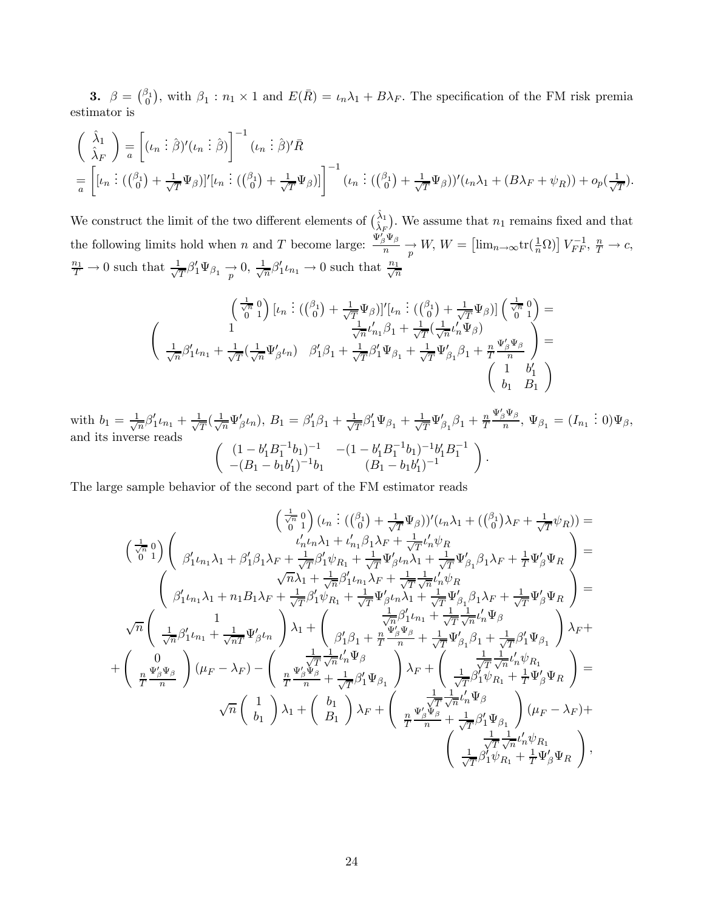**3.** $\beta = \binom{\beta_1}{0}$, with $\beta_1 : n_1 \times 1$ and $E(\bar{R}) = \iota_n \lambda_1 + B\lambda_F$. The specification of the FM risk premia estimator is

$$
\begin{aligned}
\begin{pmatrix} \hat{\lambda}_1 \\ \hat{\lambda}_F \end{pmatrix} &\underset{a}{=} \left[ (\iota_n \vdots \hat{\beta})'(\iota_n \vdots \hat{\beta}) \right]^{-1} (\iota_n \vdots \hat{\beta})'\bar{R} \\
&\underset{a}{=} \left[ [\iota_n \vdots (\tbinom{\beta_1}{0} + \tfrac{1}{\sqrt{T}}\Psi_\beta)]'[\iota_n \vdots (\tbinom{\beta_1}{0} + \tfrac{1}{\sqrt{T}}\Psi_\beta)] \right]^{-1} (\iota_n \vdots (\tbinom{\beta_1}{0} + \tfrac{1}{\sqrt{T}}\Psi_\beta))'(\iota_n \lambda_1 + (B\lambda_F + \psi_R)) + o_p(\tfrac{1}{\sqrt{T}}).
\end{aligned}
$$

We construct the limit of the two different elements of $\binom{\hat{\lambda}_1}{\hat{\lambda}_F}$. We assume that $n_1$ remains fixed and that the following limits hold when $n$ and $T$ become large: $\frac{\Psi_\beta'\Psi_\beta}{n} \underset{p}{\rightarrow} W$, $W = \left[ \lim_{n\rightarrow\infty} \text{tr}(\frac{1}{n}\Omega) \right] V_{FF}^{-1}$, $\frac{n}{T} \rightarrow c$, $\frac{n_1}{T} \rightarrow 0$ such that $\frac{1}{\sqrt{T}}\beta_1'\Psi_{\beta_1} \underset{p}{\rightarrow} 0$, $\frac{1}{\sqrt{n}}\beta_1'\iota_{n_1} \rightarrow 0$ such that $\frac{n_1}{\sqrt{n}}$

$$
\begin{aligned}
&\begin{pmatrix} \frac{1}{\sqrt{n}} & 0 \\ 0 & 1 \end{pmatrix} [\iota_n \vdots (\tbinom{\beta_1}{0} + \tfrac{1}{\sqrt{T}}\Psi_\beta)]'[\iota_n \vdots (\tbinom{\beta_1}{0} + \tfrac{1}{\sqrt{T}}\Psi_\beta)] \begin{pmatrix} \frac{1}{\sqrt{n}} & 0 \\ 0 & 1 \end{pmatrix} = \\
&\begin{pmatrix} 1 & \frac{1}{\sqrt{n}}\iota_{n_1}'\beta_1 + \frac{1}{\sqrt{T}}(\frac{1}{\sqrt{n}}\iota_n'\Psi_\beta) \\ \frac{1}{\sqrt{n}}\beta_1'\iota_{n_1} + \frac{1}{\sqrt{T}}(\frac{1}{\sqrt{n}}\Psi_\beta'\iota_n) & \beta_1'\beta_1 + \frac{1}{\sqrt{T}}\beta_1'\Psi_{\beta_1} + \frac{1}{\sqrt{T}}\Psi_{\beta_1}'\beta_1 + \frac{n}{T}\frac{\Psi_\beta'\Psi_\beta}{n} \end{pmatrix} = \\
&\begin{pmatrix} 1 & b_1' \\ b_1 & B_1 \end{pmatrix}
\end{aligned}
$$

with $b_1 = \frac{1}{\sqrt{n}}\beta_1'\iota_{n_1} + \frac{1}{\sqrt{T}}(\frac{1}{\sqrt{n}}\Psi_\beta'\iota_n)$, $B_1 = \beta_1'\beta_1 + \frac{1}{\sqrt{T}}\beta_1'\Psi_{\beta_1} + \frac{1}{\sqrt{T}}\Psi_{\beta_1}'\beta_1 + \frac{n}{T}\frac{\Psi_\beta'\Psi_\beta}{n}$, $\Psi_{\beta_1} = (I_{n_1} \vdots 0)\Psi_\beta$, and its inverse reads

$$
\begin{pmatrix} (1 - b_1'B_1^{-1}b_1)^{-1} & -(1 - b_1'B_1^{-1}b_1)^{-1}b_1'B_1^{-1} \\ -(B_1 - b_1b_1')^{-1}b_1 & (B_1 - b_1b_1')^{-1} \end{pmatrix}.
$$

The large sample behavior of the second part of the FM estimator reads

$$
\begin{aligned}
&\begin{pmatrix} \frac{1}{\sqrt{n}} & 0 \\ 0 & 1 \end{pmatrix} (\iota_n \vdots (\tbinom{\beta_1}{0} + \tfrac{1}{\sqrt{T}}\Psi_\beta))'(\iota_n\lambda_1 + (\tbinom{\beta_1}{0}\lambda_F + \tfrac{1}{\sqrt{T}}\psi_R)) = \\
&\begin{pmatrix} \frac{1}{\sqrt{n}} & 0 \\ 0 & 1 \end{pmatrix} \begin{pmatrix} \iota_n'\iota_n\lambda_1 + \iota_{n_1}'\beta_1\lambda_F + \frac{1}{\sqrt{T}}\iota_n'\psi_R \\ \beta_1'\iota_{n_1}\lambda_1 + \beta_1'\beta_1\lambda_F + \frac{1}{\sqrt{T}}\beta_1'\psi_{R_1} + \frac{1}{\sqrt{T}}\Psi_\beta'\iota_n\lambda_1 + \frac{1}{\sqrt{T}}\Psi_{\beta_1}'\beta_1\lambda_F + \frac{1}{T}\Psi_\beta'\Psi_R \end{pmatrix} = \\
&\begin{pmatrix} \sqrt{n}\lambda_1 + \frac{1}{\sqrt{n}}\beta_1'\iota_{n_1}\lambda_F + \frac{1}{\sqrt{T}}\frac{1}{\sqrt{n}}\iota_n'\psi_R \\ \beta_1'\iota_{n_1}\lambda_1 + n_1B_1\lambda_F + \frac{1}{\sqrt{T}}\beta_1'\psi_{R_1} + \frac{1}{\sqrt{T}}\Psi_\beta'\iota_n\lambda_1 + \frac{1}{\sqrt{T}}\Psi_{\beta_1}'\beta_1\lambda_F + \frac{1}{\sqrt{T}}\Psi_\beta'\Psi_R \end{pmatrix} = \\
&\sqrt{n}\begin{pmatrix} 1 \\ \frac{1}{\sqrt{n}}\beta_1'\iota_{n_1} + \frac{1}{\sqrt{nT}}\Psi_\beta'\iota_n \end{pmatrix}\lambda_1 + \begin{pmatrix} \frac{1}{\sqrt{n}}\beta_1'\iota_{n_1} + \frac{1}{\sqrt{T}}\frac{1}{\sqrt{n}}\iota_n'\Psi_\beta \\ \beta_1'\beta_1 + \frac{n}{T}\frac{\Psi_\beta'\Psi_\beta}{n} + \frac{1}{\sqrt{T}}\Psi_{\beta_1}'\beta_1 + \frac{1}{\sqrt{T}}\beta_1'\Psi_{\beta_1} \end{pmatrix}\lambda_F + \\
&+\begin{pmatrix} 0 \\ \frac{n}{T}\frac{\Psi_\beta'\Psi_\beta}{n} \end{pmatrix}(\mu_F - \lambda_F) - \begin{pmatrix} \frac{1}{\sqrt{T}}\frac{1}{\sqrt{n}}\iota_n'\Psi_\beta \\ \frac{n}{T}\frac{\Psi_\beta'\Psi_\beta}{n} + \frac{1}{\sqrt{T}}\beta_1'\Psi_{\beta_1} \end{pmatrix}\lambda_F + \begin{pmatrix} \frac{1}{\sqrt{T}}\frac{1}{\sqrt{n}}\iota_n'\psi_{R_1} \\ \frac{1}{\sqrt{T}}\beta_1'\psi_{R_1} + \frac{1}{T}\Psi_\beta'\Psi_R \end{pmatrix} = \\
&\sqrt{n}\begin{pmatrix} 1 \\ b_1 \end{pmatrix}\lambda_1 + \begin{pmatrix} b_1 \\ B_1 \end{pmatrix}\lambda_F + \begin{pmatrix} \frac{1}{\sqrt{T}}\frac{1}{\sqrt{n}}\iota_n'\Psi_\beta \\ \frac{n}{T}\frac{\Psi_\beta'\Psi_\beta}{n} + \frac{1}{\sqrt{T}}\beta_1'\Psi_{\beta_1} \end{pmatrix}(\mu_F - \lambda_F) + \\
&\begin{pmatrix} \frac{1}{\sqrt{T}}\frac{1}{\sqrt{n}}\iota_n'\psi_{R_1} \\ \frac{1}{\sqrt{T}}\beta_1'\psi_{R_1} + \frac{1}{T}\Psi_\beta'\Psi_R \end{pmatrix},
\end{aligned}
$$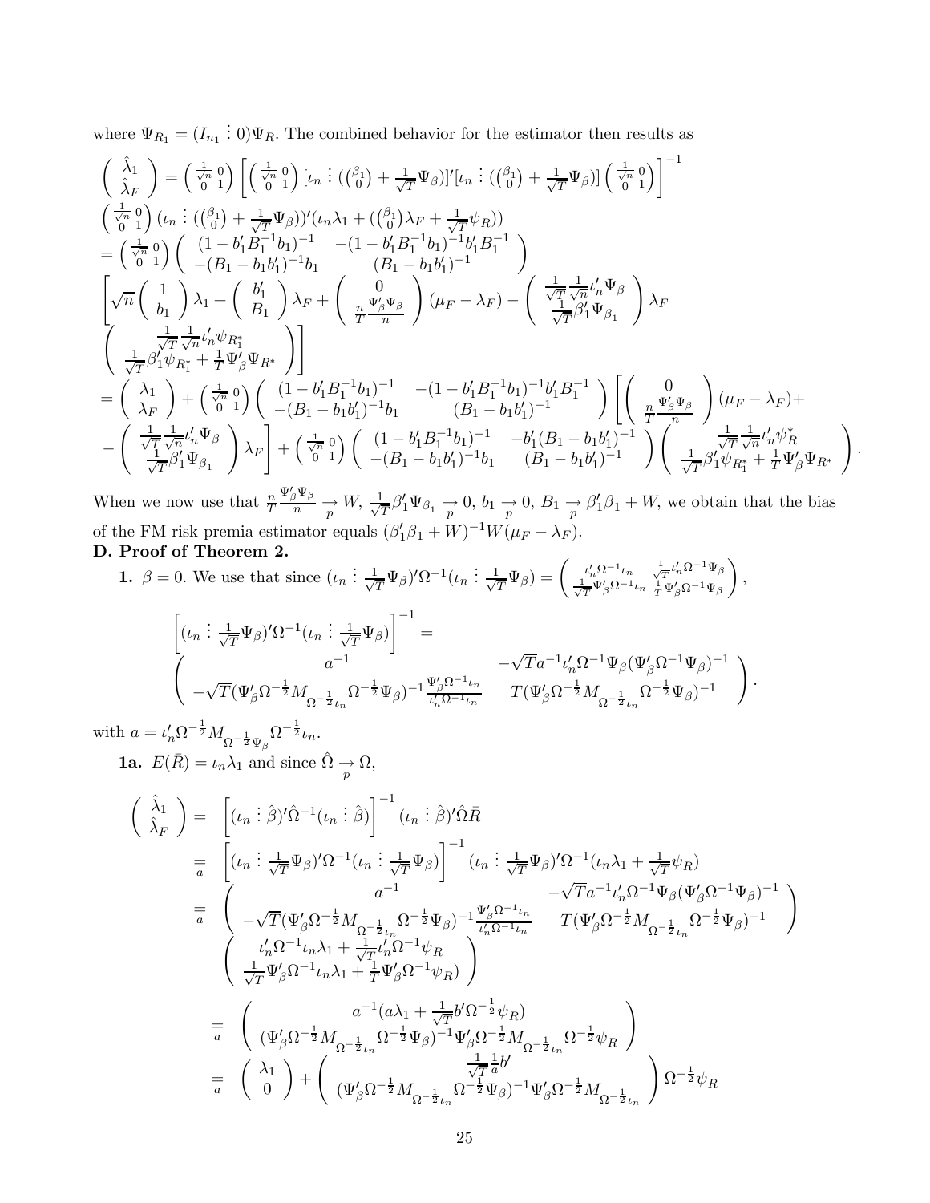where $\Psi_{R_1} = (I_{n_1} \vdots 0)\Psi_R$. The combined behavior for the estimator then results as

$$
\begin{aligned}
&\begin{pmatrix} \hat{\lambda}_1 \\ \hat{\lambda}_F \end{pmatrix} = \begin{pmatrix} \frac{1}{\sqrt{n}} & 0 \\ 0 & 1 \end{pmatrix} \left[ \begin{pmatrix} \frac{1}{\sqrt{n}} & 0 \\ 0 & 1 \end{pmatrix} [\iota_n \vdots (\binom{\beta_1}{0} + \tfrac{1}{\sqrt{T}}\Psi_\beta)]'[\iota_n \vdots (\binom{\beta_1}{0} + \tfrac{1}{\sqrt{T}}\Psi_\beta)] \begin{pmatrix} \frac{1}{\sqrt{n}} & 0 \\ 0 & 1 \end{pmatrix} \right]^{-1} \\
&\begin{pmatrix} \frac{1}{\sqrt{n}} & 0 \\ 0 & 1 \end{pmatrix} (\iota_n \vdots (\binom{\beta_1}{0} + \tfrac{1}{\sqrt{T}}\Psi_\beta))'(\iota_n \lambda_1 + (\binom{\beta_1}{0})\lambda_F + \tfrac{1}{\sqrt{T}}\psi_R)) \\
&= \begin{pmatrix} \frac{1}{\sqrt{n}} & 0 \\ 0 & 1 \end{pmatrix} \begin{pmatrix} (1 - b_1' B_1^{-1} b_1)^{-1} & -(1 - b_1' B_1^{-1} b_1)^{-1} b_1' B_1^{-1} \\ -(B_1 - b_1 b_1')^{-1} b_1 & (B_1 - b_1 b_1')^{-1} \end{pmatrix} \\
&\left[ \sqrt{n} \begin{pmatrix} 1 \\ b_1 \end{pmatrix} \lambda_1 + \begin{pmatrix} b_1' \\ B_1 \end{pmatrix} \lambda_F + \begin{pmatrix} 0 \\ \frac{n}{T}\frac{\Psi_\beta'\Psi_\beta}{n} \end{pmatrix} (\mu_F - \lambda_F) - \begin{pmatrix} \frac{1}{\sqrt{T}}\frac{1}{\sqrt{n}}\iota_n'\Psi_\beta \\ \frac{1}{\sqrt{T}}\beta_1'\Psi_{\beta_1} \end{pmatrix} \lambda_F \right. \\
&\left. \begin{pmatrix} \frac{1}{\sqrt{T}}\frac{1}{\sqrt{n}}\iota_n'\psi_{R_1^*} \\ \frac{1}{\sqrt{T}}\beta_1'\psi_{R_1^*} + \frac{1}{T}\Psi_\beta'\Psi_{R^*} \end{pmatrix} \right] \\
&= \begin{pmatrix} \lambda_1 \\ \lambda_F \end{pmatrix} + \begin{pmatrix} \frac{1}{\sqrt{n}} & 0 \\ 0 & 1 \end{pmatrix} \begin{pmatrix} (1 - b_1' B_1^{-1} b_1)^{-1} & -(1 - b_1' B_1^{-1} b_1)^{-1} b_1' B_1^{-1} \\ -(B_1 - b_1 b_1')^{-1} b_1 & (B_1 - b_1 b_1')^{-1} \end{pmatrix} \left[ \begin{pmatrix} 0 \\ \frac{n}{T}\frac{\Psi_\beta'\Psi_\beta}{n} \end{pmatrix} (\mu_F - \lambda_F) + \right. \\
&\left. - \begin{pmatrix} \frac{1}{\sqrt{T}}\frac{1}{\sqrt{n}}\iota_n'\Psi_\beta \\ \frac{1}{\sqrt{T}}\beta_1'\Psi_{\beta_1} \end{pmatrix} \lambda_F \right] + \begin{pmatrix} \frac{1}{\sqrt{n}} & 0 \\ 0 & 1 \end{pmatrix} \begin{pmatrix} (1 - b_1' B_1^{-1} b_1)^{-1} & -b_1'(B_1 - b_1 b_1')^{-1} \\ -(B_1 - b_1 b_1')^{-1} b_1 & (B_1 - b_1 b_1')^{-1} \end{pmatrix} \begin{pmatrix} \frac{1}{\sqrt{T}}\frac{1}{\sqrt{n}}\iota_n'\psi_R^* \\ \frac{1}{\sqrt{T}}\beta_1'\psi_{R_1^*} + \frac{1}{T}\Psi_\beta'\Psi_{R^*} \end{pmatrix}.
\end{aligned}
$$

When we now use that $\frac{n}{T}\frac{\Psi_\beta'\Psi_\beta}{n} \underset{p}{\to} W$, $\frac{1}{\sqrt{T}}\beta_1'\Psi_{\beta_1} \underset{p}{\to} 0$, $b_1 \underset{p}{\to} 0$, $B_1 \underset{p}{\to} \beta_1'\beta_1 + W$, we obtain that the bias of the FM risk premia estimator equals $(\beta_1'\beta_1 + W)^{-1}W(\mu_F - \lambda_F)$.

**D. Proof of Theorem 2.**

**1.** $\beta = 0$. We use that since $(\iota_n \vdots \frac{1}{\sqrt{T}}\Psi_\beta)'\Omega^{-1}(\iota_n \vdots \frac{1}{\sqrt{T}}\Psi_\beta) = \begin{pmatrix} \iota_n'\Omega^{-1}\iota_n & \frac{1}{\sqrt{T}}\iota_n'\Omega^{-1}\Psi_\beta \\ \frac{1}{\sqrt{T}}\Psi_\beta'\Omega^{-1}\iota_n & \frac{1}{T}\Psi_\beta'\Omega^{-1}\Psi_\beta \end{pmatrix}$,

$$
\begin{aligned}
&\left[(\iota_n \vdots \tfrac{1}{\sqrt{T}}\Psi_\beta)'\Omega^{-1}(\iota_n \vdots \tfrac{1}{\sqrt{T}}\Psi_\beta)\right]^{-1} = \\
&\begin{pmatrix} a^{-1} & -\sqrt{T}a^{-1}\iota_n'\Omega^{-1}\Psi_\beta(\Psi_\beta'\Omega^{-1}\Psi_\beta)^{-1} \\ -\sqrt{T}(\Psi_\beta'\Omega^{-\frac{1}{2}}M_{\Omega^{-\frac{1}{2}}\iota_n}\Omega^{-\frac{1}{2}}\Psi_\beta)^{-1}\frac{\Psi_\beta'\Omega^{-1}\iota_n}{\iota_n'\Omega^{-1}\iota_n} & T(\Psi_\beta'\Omega^{-\frac{1}{2}}M_{\Omega^{-\frac{1}{2}}\iota_n}\Omega^{-\frac{1}{2}}\Psi_\beta)^{-1} \end{pmatrix}.
\end{aligned}
$$

with $a = \iota_n'\Omega^{-\frac{1}{2}}M_{\Omega^{-\frac{1}{2}}\Psi_\beta}\Omega^{-\frac{1}{2}}\iota_n$.

**1a.** $E(\bar{R}) = \iota_n\lambda_1$ and since $\hat{\Omega} \underset{p}{\to} \Omega$,

$$
\begin{aligned}
\begin{pmatrix} \hat{\lambda}_1 \\ \hat{\lambda}_F \end{pmatrix} &= \left[(\iota_n \vdots \hat{\beta})'\hat{\Omega}^{-1}(\iota_n \vdots \hat{\beta})\right]^{-1}(\iota_n \vdots \hat{\beta})'\hat{\Omega}\bar{R} \\
&\underset{a}{=} \left[(\iota_n \vdots \tfrac{1}{\sqrt{T}}\Psi_\beta)'\Omega^{-1}(\iota_n \vdots \tfrac{1}{\sqrt{T}}\Psi_\beta)\right]^{-1}(\iota_n \vdots \tfrac{1}{\sqrt{T}}\Psi_\beta)'\Omega^{-1}(\iota_n\lambda_1 + \tfrac{1}{\sqrt{T}}\psi_R) \\
&\underset{a}{=} \begin{pmatrix} a^{-1} & -\sqrt{T}a^{-1}\iota_n'\Omega^{-1}\Psi_\beta(\Psi_\beta'\Omega^{-1}\Psi_\beta)^{-1} \\ -\sqrt{T}(\Psi_\beta'\Omega^{-\frac{1}{2}}M_{\Omega^{-\frac{1}{2}}\iota_n}\Omega^{-\frac{1}{2}}\Psi_\beta)^{-1}\frac{\Psi_\beta'\Omega^{-1}\iota_n}{\iota_n'\Omega^{-1}\iota_n} & T(\Psi_\beta'\Omega^{-\frac{1}{2}}M_{\Omega^{-\frac{1}{2}}\iota_n}\Omega^{-\frac{1}{2}}\Psi_\beta)^{-1} \end{pmatrix} \\
&\quad \begin{pmatrix} \iota_n'\Omega^{-1}\iota_n\lambda_1 + \frac{1}{\sqrt{T}}\iota_n'\Omega^{-1}\psi_R \\ \frac{1}{\sqrt{T}}\Psi_\beta'\Omega^{-1}\iota_n\lambda_1 + \frac{1}{T}\Psi_\beta'\Omega^{-1}\psi_R) \end{pmatrix} \\
&\underset{a}{=} \begin{pmatrix} a^{-1}(a\lambda_1 + \frac{1}{\sqrt{T}}b'\Omega^{-\frac{1}{2}}\psi_R) \\ (\Psi_\beta'\Omega^{-\frac{1}{2}}M_{\Omega^{-\frac{1}{2}}\iota_n}\Omega^{-\frac{1}{2}}\Psi_\beta)^{-1}\Psi_\beta'\Omega^{-\frac{1}{2}}M_{\Omega^{-\frac{1}{2}}\iota_n}\Omega^{-\frac{1}{2}}\psi_R \end{pmatrix} \\
&\underset{a}{=} \begin{pmatrix} \lambda_1 \\ 0 \end{pmatrix} + \begin{pmatrix} \frac{1}{\sqrt{T}}\frac{1}{a}b' \\ (\Psi_\beta'\Omega^{-\frac{1}{2}}M_{\Omega^{-\frac{1}{2}}\iota_n}\Omega^{-\frac{1}{2}}\Psi_\beta)^{-1}\Psi_\beta'\Omega^{-\frac{1}{2}}M_{\Omega^{-\frac{1}{2}}\iota_n} \end{pmatrix}\Omega^{-\frac{1}{2}}\psi_R
\end{aligned}
$$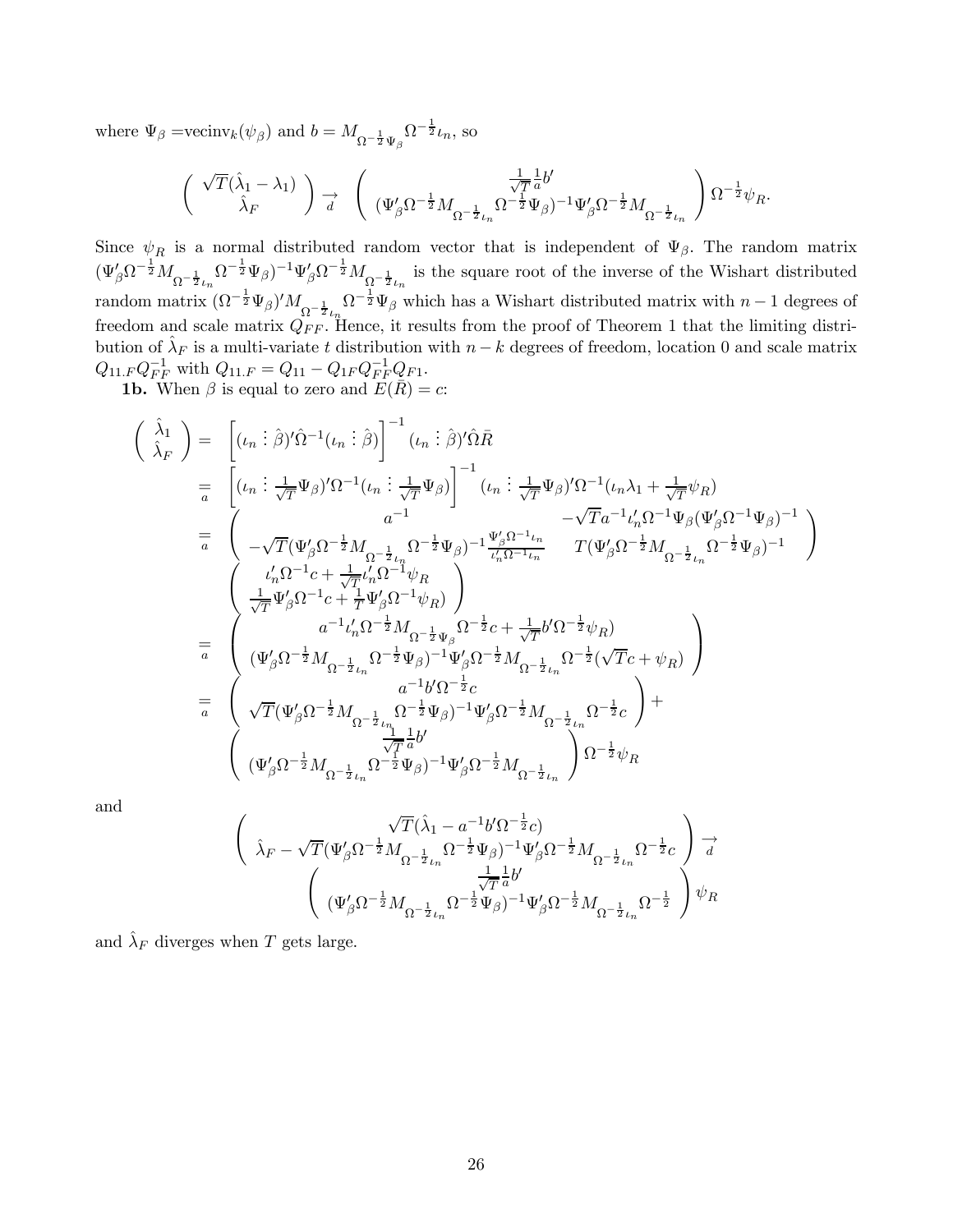where $\Psi_\beta = \text{vecinv}_k(\psi_\beta)$ and $b = M_{\Omega^{-\frac{1}{2}}\Psi_\beta}\Omega^{-\frac{1}{2}}\iota_n$, so

$$
\begin{pmatrix} \sqrt{T}(\hat{\lambda}_1 - \lambda_1) \\ \hat{\lambda}_F \end{pmatrix} \underset{d}{\rightarrow} \begin{pmatrix} \frac{1}{\sqrt{T}}\frac{1}{a}b' \\ (\Psi_\beta'\Omega^{-\frac{1}{2}}M_{\Omega^{-\frac{1}{2}}\iota_n}\Omega^{-\frac{1}{2}}\Psi_\beta)^{-1}\Psi_\beta'\Omega^{-\frac{1}{2}}M_{\Omega^{-\frac{1}{2}}\iota_n} \end{pmatrix}\Omega^{-\frac{1}{2}}\psi_R.
$$

Since $\psi_R$ is a normal distributed random vector that is independent of $\Psi_\beta$. The random matrix $(\Psi_\beta'\Omega^{-\frac{1}{2}}M_{\Omega^{-\frac{1}{2}}\iota_n}\Omega^{-\frac{1}{2}}\Psi_\beta)^{-1}\Psi_\beta'\Omega^{-\frac{1}{2}}M_{\Omega^{-\frac{1}{2}}\iota_n}$ is the square root of the inverse of the Wishart distributed random matrix $(\Omega^{-\frac{1}{2}}\Psi_\beta)'M_{\Omega^{-\frac{1}{2}}\iota_n}\Omega^{-\frac{1}{2}}\Psi_\beta$ which has a Wishart distributed matrix with $n-1$ degrees of freedom and scale matrix $Q_{FF}$. Hence, it results from the proof of Theorem 1 that the limiting distribution of $\hat{\lambda}_F$ is a multi-variate $t$ distribution with $n-k$ degrees of freedom, location 0 and scale matrix $Q_{11.F}Q_{FF}^{-1}$ with $Q_{11.F} = Q_{11} - Q_{1F}Q_{FF}^{-1}Q_{F1}$.

**1b.** When $\beta$ is equal to zero and $E(\bar{R}) = c$:

$$
\begin{aligned}
\begin{pmatrix} \hat{\lambda}_1 \\ \hat{\lambda}_F \end{pmatrix} &= \left[(\iota_n \vdots \hat{\beta})'\hat{\Omega}^{-1}(\iota_n \vdots \hat{\beta})\right]^{-1}(\iota_n \vdots \hat{\beta})'\hat{\Omega}\bar{R} \\
&\underset{a}{=} \left[(\iota_n \vdots \tfrac{1}{\sqrt{T}}\Psi_\beta)'\Omega^{-1}(\iota_n \vdots \tfrac{1}{\sqrt{T}}\Psi_\beta)\right]^{-1}(\iota_n \vdots \tfrac{1}{\sqrt{T}}\Psi_\beta)'\Omega^{-1}(\iota_n\lambda_1 + \tfrac{1}{\sqrt{T}}\psi_R) \\
&\underset{a}{=} \begin{pmatrix} a^{-1} & -\sqrt{T}a^{-1}\iota_n'\Omega^{-1}\Psi_\beta(\Psi_\beta'\Omega^{-1}\Psi_\beta)^{-1} \\ -\sqrt{T}(\Psi_\beta'\Omega^{-\frac{1}{2}}M_{\Omega^{-\frac{1}{2}}\iota_n}\Omega^{-\frac{1}{2}}\Psi_\beta)^{-1}\frac{\Psi_\beta'\Omega^{-1}\iota_n}{\iota_n'\Omega^{-1}\iota_n} & T(\Psi_\beta'\Omega^{-\frac{1}{2}}M_{\Omega^{-\frac{1}{2}}\iota_n}\Omega^{-\frac{1}{2}}\Psi_\beta)^{-1} \end{pmatrix} \\
&\quad \begin{pmatrix} \iota_n'\Omega^{-1}c + \frac{1}{\sqrt{T}}\iota_n'\Omega^{-1}\psi_R \\ \frac{1}{\sqrt{T}}\Psi_\beta'\Omega^{-1}c + \frac{1}{T}\Psi_\beta'\Omega^{-1}\psi_R) \end{pmatrix} \\
&\underset{a}{=} \begin{pmatrix} a^{-1}\iota_n'\Omega^{-\frac{1}{2}}M_{\Omega^{-\frac{1}{2}}\Psi_\beta}\Omega^{-\frac{1}{2}}c + \frac{1}{\sqrt{T}}b'\Omega^{-\frac{1}{2}}\psi_R) \\ (\Psi_\beta'\Omega^{-\frac{1}{2}}M_{\Omega^{-\frac{1}{2}}\iota_n}\Omega^{-\frac{1}{2}}\Psi_\beta)^{-1}\Psi_\beta'\Omega^{-\frac{1}{2}}M_{\Omega^{-\frac{1}{2}}\iota_n}\Omega^{-\frac{1}{2}}(\sqrt{T}c + \psi_R) \end{pmatrix} \\
&\underset{a}{=} \begin{pmatrix} a^{-1}b'\Omega^{-\frac{1}{2}}c \\ \sqrt{T}(\Psi_\beta'\Omega^{-\frac{1}{2}}M_{\Omega^{-\frac{1}{2}}\iota_n}\Omega^{-\frac{1}{2}}\Psi_\beta)^{-1}\Psi_\beta'\Omega^{-\frac{1}{2}}M_{\Omega^{-\frac{1}{2}}\iota_n}\Omega^{-\frac{1}{2}}c \end{pmatrix} + \\
&\quad \begin{pmatrix} \frac{1}{\sqrt{T}}\frac{1}{a}b' \\ (\Psi_\beta'\Omega^{-\frac{1}{2}}M_{\Omega^{-\frac{1}{2}}\iota_n}\Omega^{-\frac{1}{2}}\Psi_\beta)^{-1}\Psi_\beta'\Omega^{-\frac{1}{2}}M_{\Omega^{-\frac{1}{2}}\iota_n} \end{pmatrix}\Omega^{-\frac{1}{2}}\psi_R
\end{aligned}
$$

and

$$
\begin{pmatrix} \sqrt{T}(\hat{\lambda}_1 - a^{-1}b'\Omega^{-\frac{1}{2}}c) \\ \hat{\lambda}_F - \sqrt{T}(\Psi_\beta'\Omega^{-\frac{1}{2}}M_{\Omega^{-\frac{1}{2}}\iota_n}\Omega^{-\frac{1}{2}}\Psi_\beta)^{-1}\Psi_\beta'\Omega^{-\frac{1}{2}}M_{\Omega^{-\frac{1}{2}}\iota_n}\Omega^{-\frac{1}{2}}c \end{pmatrix} \underset{d}{\rightarrow}
\begin{pmatrix} \frac{1}{\sqrt{T}}\frac{1}{a}b' \\ (\Psi_\beta'\Omega^{-\frac{1}{2}}M_{\Omega^{-\frac{1}{2}}\iota_n}\Omega^{-\frac{1}{2}}\Psi_\beta)^{-1}\Psi_\beta'\Omega^{-\frac{1}{2}}M_{\Omega^{-\frac{1}{2}}\iota_n}\Omega^{-\frac{1}{2}} \end{pmatrix}\psi_R
$$

and $\hat{\lambda}_F$ diverges when $T$ gets large.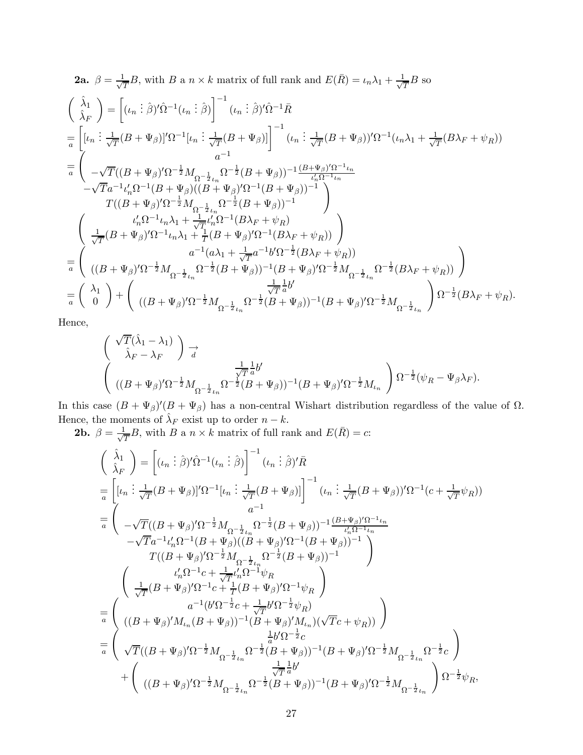**2a.** $\beta = \frac{1}{\sqrt{T}}B$, with $B$ a $n \times k$ matrix of full rank and $E(\bar{R}) = \iota_n \lambda_1 + \frac{1}{\sqrt{T}}B$ so

$$
\begin{aligned}
&\begin{pmatrix} \hat{\lambda}_1 \\ \hat{\lambda}_F \end{pmatrix} = \left[(\iota_n \vdots \hat{\beta})'\hat{\Omega}^{-1}(\iota_n \vdots \hat{\beta})\right]^{-1}(\iota_n \vdots \hat{\beta})'\hat{\Omega}^{-1}\bar{R} \\
&\underset{a}{=} \left[[\iota_n \vdots \tfrac{1}{\sqrt{T}}(B+\Psi_\beta)]'\Omega^{-1}[\iota_n \vdots \tfrac{1}{\sqrt{T}}(B+\Psi_\beta)]\right]^{-1}(\iota_n \vdots \tfrac{1}{\sqrt{T}}(B+\Psi_\beta))'\Omega^{-1}(\iota_n\lambda_1 + \tfrac{1}{\sqrt{T}}(B\lambda_F + \psi_R)) \\
&\underset{a}{=} \begin{pmatrix} a^{-1} \\ -\sqrt{T}((B+\Psi_\beta)'\Omega^{-\frac{1}{2}}M_{\Omega^{-\frac{1}{2}}\iota_n}\Omega^{-\frac{1}{2}}(B+\Psi_\beta))^{-1}\frac{(B+\Psi_\beta)'\Omega^{-1}\iota_n}{\iota_n'\Omega^{-1}\iota_n} \end{pmatrix. \\
&\qquad \begin{matrix} -\sqrt{T}a^{-1}\iota_n'\Omega^{-1}(B+\Psi_\beta)((B+\Psi_\beta)'\Omega^{-1}(B+\Psi_\beta))^{-1} \\ T((B+\Psi_\beta)'\Omega^{-\frac{1}{2}}M_{\Omega^{-\frac{1}{2}}\iota_n}\Omega^{-\frac{1}{2}}(B+\Psi_\beta))^{-1} \end{matrix}\Bigg) \\
&\qquad \begin{pmatrix} \iota_n'\Omega^{-1}\iota_n\lambda_1 + \frac{1}{\sqrt{T}}\iota_n'\Omega^{-1}(B\lambda_F + \psi_R) \\ \frac{1}{\sqrt{T}}(B+\Psi_\beta)'\Omega^{-1}\iota_n\lambda_1 + \frac{1}{T}(B+\Psi_\beta)'\Omega^{-1}(B\lambda_F+\psi_R)) \end{pmatrix} \\
&\underset{a}{=} \begin{pmatrix} a^{-1}(a\lambda_1 + \frac{1}{\sqrt{T}}a^{-1}b'\Omega^{-\frac{1}{2}}(B\lambda_F + \psi_R)) \\ ((B+\Psi_\beta)'\Omega^{-\frac{1}{2}}M_{\Omega^{-\frac{1}{2}}\iota_n}\Omega^{-\frac{1}{2}}(B+\Psi_\beta))^{-1}(B+\Psi_\beta)'\Omega^{-\frac{1}{2}}M_{\Omega^{-\frac{1}{2}}\iota_n}\Omega^{-\frac{1}{2}}(B\lambda_F+\psi_R)) \end{pmatrix} \\
&\underset{a}{=} \begin{pmatrix} \lambda_1 \\ 0 \end{pmatrix} + \begin{pmatrix} \frac{1}{\sqrt{T}}\frac{1}{a}b' \\ ((B+\Psi_\beta)'\Omega^{-\frac{1}{2}}M_{\Omega^{-\frac{1}{2}}\iota_n}\Omega^{-\frac{1}{2}}(B+\Psi_\beta))^{-1}(B+\Psi_\beta)'\Omega^{-\frac{1}{2}}M_{\Omega^{-\frac{1}{2}}\iota_n} \end{pmatrix}\Omega^{-\frac{1}{2}}(B\lambda_F + \psi_R).
\end{aligned}
$$

Hence,

$$
\begin{pmatrix} \sqrt{T}(\hat{\lambda}_1 - \lambda_1) \\ \hat{\lambda}_F - \lambda_F \end{pmatrix} \underset{d}{\rightarrow}
\begin{pmatrix} \frac{1}{\sqrt{T}}\frac{1}{a}b' \\ ((B+\Psi_\beta)'\Omega^{-\frac{1}{2}}M_{\Omega^{-\frac{1}{2}}\iota_n}\Omega^{-\frac{1}{2}}(B+\Psi_\beta))^{-1}(B+\Psi_\beta)'\Omega^{-\frac{1}{2}}M_{\iota_n} \end{pmatrix}\Omega^{-\frac{1}{2}}(\psi_R - \Psi_\beta\lambda_F).
$$

In this case $(B+\Psi_\beta)'(B+\Psi_\beta)$ has a non-central Wishart distribution regardless of the value of $\Omega$. Hence, the moments of $\hat{\lambda}_F$ exist up to order $n-k$.

**2b.** $\beta = \frac{1}{\sqrt{T}}B$, with $B$ a $n \times k$ matrix of full rank and $E(\bar{R}) = c$:

$$
\begin{aligned}
&\begin{pmatrix} \hat{\lambda}_1 \\ \hat{\lambda}_F \end{pmatrix} = \left[(\iota_n \vdots \hat{\beta})'\hat{\Omega}^{-1}(\iota_n \vdots \hat{\beta})\right]^{-1}(\iota_n \vdots \hat{\beta})'\bar{R} \\
&\underset{a}{=} \left[[\iota_n \vdots \tfrac{1}{\sqrt{T}}(B+\Psi_\beta)]'\Omega^{-1}[\iota_n \vdots \tfrac{1}{\sqrt{T}}(B+\Psi_\beta)]\right]^{-1}(\iota_n \vdots \tfrac{1}{\sqrt{T}}(B+\Psi_\beta))'\Omega^{-1}(c + \tfrac{1}{\sqrt{T}}\psi_R)) \\
&\underset{a}{=} \begin{pmatrix} a^{-1} \\ -\sqrt{T}((B+\Psi_\beta)'\Omega^{-\frac{1}{2}}M_{\Omega^{-\frac{1}{2}}\iota_n}\Omega^{-\frac{1}{2}}(B+\Psi_\beta))^{-1}\frac{(B+\Psi_\beta)'\Omega^{-1}\iota_n}{\iota_n'\Omega^{-1}\iota_n} \end{pmatrix}. \\
&\qquad \begin{matrix} -\sqrt{T}a^{-1}\iota_n'\Omega^{-1}(B+\Psi_\beta)((B+\Psi_\beta)'\Omega^{-1}(B+\Psi_\beta))^{-1} \\ T((B+\Psi_\beta)'\Omega^{-\frac{1}{2}}M_{\Omega^{-\frac{1}{2}}\iota_n}\Omega^{-\frac{1}{2}}(B+\Psi_\beta))^{-1} \end{matrix}\Bigg) \\
&\qquad \begin{pmatrix} \iota_n'\Omega^{-1}c + \frac{1}{\sqrt{T}}\iota_n'\Omega^{-1}\psi_R \\ \frac{1}{\sqrt{T}}(B+\Psi_\beta)'\Omega^{-1}c + \frac{1}{T}(B+\Psi_\beta)'\Omega^{-1}\psi_R \end{pmatrix} \\
&\underset{a}{=} \begin{pmatrix} a^{-1}(b'\Omega^{-\frac{1}{2}}c + \frac{1}{\sqrt{T}}b'\Omega^{-\frac{1}{2}}\psi_R) \\ ((B+\Psi_\beta)'M_{\iota_n}(B+\Psi_\beta))^{-1}(B+\Psi_\beta)'M_{\iota_n})(\sqrt{T}c + \psi_R)) \end{pmatrix} \\
&\underset{a}{=} \begin{pmatrix} \frac{1}{a}b'\Omega^{-\frac{1}{2}}c \\ \sqrt{T}((B+\Psi_\beta)'\Omega^{-\frac{1}{2}}M_{\Omega^{-\frac{1}{2}}\iota_n}\Omega^{-\frac{1}{2}}(B+\Psi_\beta))^{-1}(B+\Psi_\beta)'\Omega^{-\frac{1}{2}}M_{\Omega^{-\frac{1}{2}}\iota_n}\Omega^{-\frac{1}{2}}c \end{pmatrix} \\
&\qquad + \begin{pmatrix} \frac{1}{\sqrt{T}}\frac{1}{a}b' \\ ((B+\Psi_\beta)'\Omega^{-\frac{1}{2}}M_{\Omega^{-\frac{1}{2}}\iota_n}\Omega^{-\frac{1}{2}}(B+\Psi_\beta))^{-1}(B+\Psi_\beta)'\Omega^{-\frac{1}{2}}M_{\Omega^{-\frac{1}{2}}\iota_n} \end{pmatrix}\Omega^{-\frac{1}{2}}\psi_R,
\end{aligned}
$$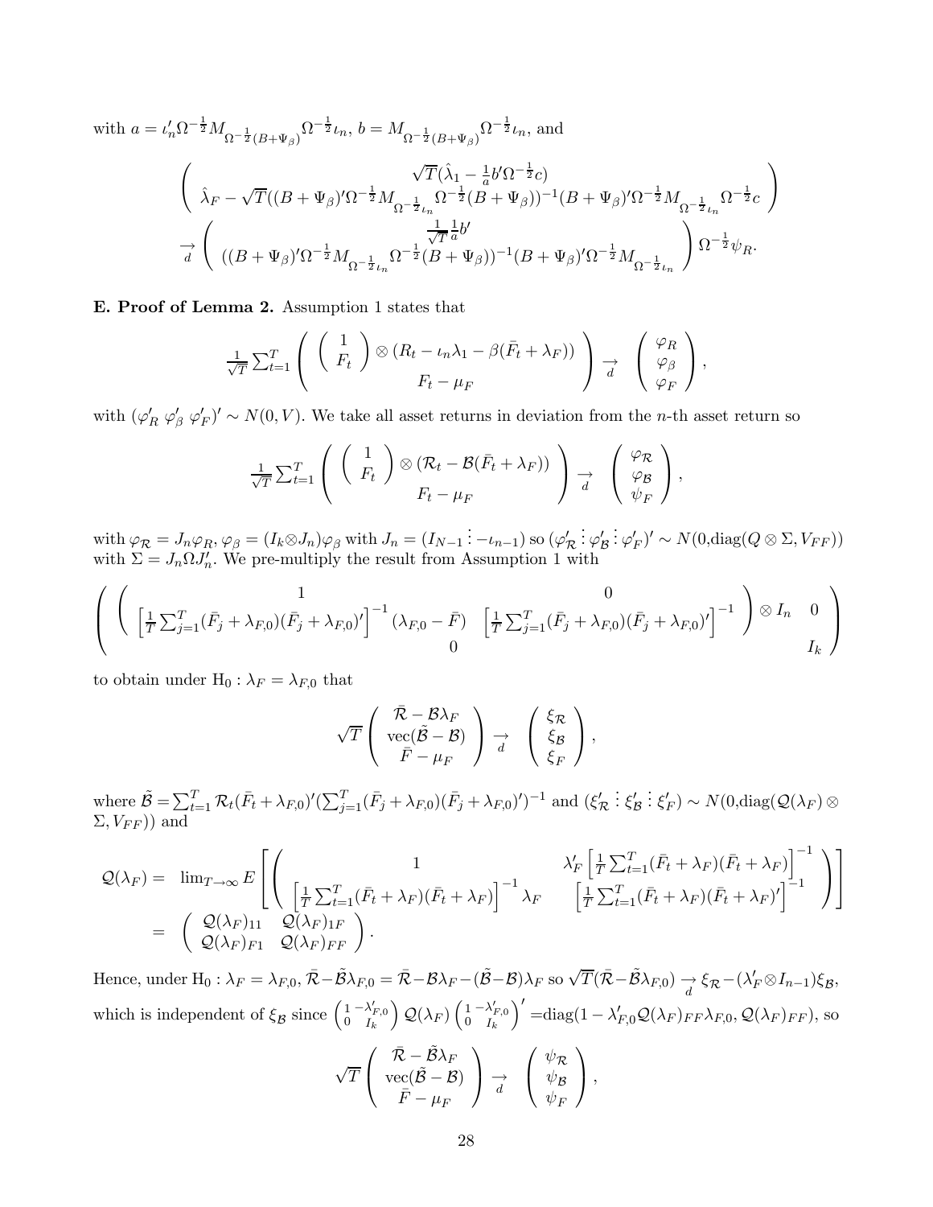with $a = \iota_n' \Omega^{-\frac{1}{2}} M_{\Omega^{-\frac{1}{2}}(B+\Psi_\beta)} \Omega^{-\frac{1}{2}} \iota_n$, $b = M_{\Omega^{-\frac{1}{2}}(B+\Psi_\beta)} \Omega^{-\frac{1}{2}} \iota_n$, and

$$\begin{pmatrix} \sqrt{T}(\hat{\lambda}_1 - \frac{1}{a} b' \Omega^{-\frac{1}{2}} c) \\ \hat{\lambda}_F - \sqrt{T}((B+\Psi_\beta)'\Omega^{-\frac{1}{2}} M_{\Omega^{-\frac{1}{2}}\iota_n} \Omega^{-\frac{1}{2}}(B+\Psi_\beta))^{-1}(B+\Psi_\beta)'\Omega^{-\frac{1}{2}} M_{\Omega^{-\frac{1}{2}}\iota_n} \Omega^{-\frac{1}{2}} c \end{pmatrix}$$
$$\underset{d}{\rightarrow} \begin{pmatrix} \frac{1}{\sqrt{T}} \frac{1}{a} b' \\ ((B+\Psi_\beta)'\Omega^{-\frac{1}{2}} M_{\Omega^{-\frac{1}{2}}\iota_n} \Omega^{-\frac{1}{2}}(B+\Psi_\beta))^{-1}(B+\Psi_\beta)'\Omega^{-\frac{1}{2}} M_{\Omega^{-\frac{1}{2}}\iota_n} \end{pmatrix} \Omega^{-\frac{1}{2}} \psi_R.$$

**E. Proof of Lemma 2.** Assumption 1 states that

$$\frac{1}{\sqrt{T}} \sum_{t=1}^T \begin{pmatrix} \begin{pmatrix} 1 \\ F_t \end{pmatrix} \otimes (R_t - \iota_n \lambda_1 - \beta(\bar{F}_t + \lambda_F)) \\ F_t - \mu_F \end{pmatrix} \underset{d}{\rightarrow} \begin{pmatrix} \varphi_R \\ \varphi_\beta \\ \varphi_F \end{pmatrix},$$

with $(\varphi_R' \; \varphi_\beta' \; \varphi_F')' \sim N(0, V)$. We take all asset returns in deviation from the $n$-th asset return so

$$\frac{1}{\sqrt{T}} \sum_{t=1}^T \begin{pmatrix} \begin{pmatrix} 1 \\ F_t \end{pmatrix} \otimes (\mathcal{R}_t - \mathcal{B}(\bar{F}_t + \lambda_F)) \\ F_t - \mu_F \end{pmatrix} \underset{d}{\rightarrow} \begin{pmatrix} \varphi_{\mathcal{R}} \\ \varphi_{\mathcal{B}} \\ \psi_F \end{pmatrix},$$

with $\varphi_{\mathcal{R}} = J_n \varphi_R$, $\varphi_\beta = (I_k \otimes J_n)\varphi_\beta$ with $J_n = (I_{N-1} \vdots -\iota_{n-1})$ so $(\varphi_{\mathcal{R}}' \vdots \varphi_{\mathcal{B}}' \vdots \varphi_F')' \sim N(0, \text{diag}(Q \otimes \Sigma, V_{FF}))$ with $\Sigma = J_n \Omega J_n'$. We pre-multiply the result from Assumption 1 with

$$\begin{pmatrix} \begin{pmatrix} 1 & 0 \\ \left[\frac{1}{T}\sum_{j=1}^T (\bar{F}_j + \lambda_{F,0})(\bar{F}_j + \lambda_{F,0})'\right]^{-1}(\lambda_{F,0} - \bar{F}) & \left[\frac{1}{T}\sum_{j=1}^T (\bar{F}_j + \lambda_{F,0})(\bar{F}_j + \lambda_{F,0})'\right]^{-1} \end{pmatrix} \otimes I_n & 0 \\ 0 & I_k \end{pmatrix}$$

to obtain under $\text{H}_0 : \lambda_F = \lambda_{F,0}$ that

$$\sqrt{T} \begin{pmatrix} \bar{\mathcal{R}} - \mathcal{B}\lambda_F \\ \text{vec}(\tilde{\mathcal{B}} - \mathcal{B}) \\ \bar{F} - \mu_F \end{pmatrix} \underset{d}{\rightarrow} \begin{pmatrix} \xi_{\mathcal{R}} \\ \xi_{\mathcal{B}} \\ \xi_F \end{pmatrix},$$

where $\tilde{\mathcal{B}} = \sum_{t=1}^T \mathcal{R}_t(\bar{F}_t + \lambda_{F,0})'(\sum_{j=1}^T (\bar{F}_j + \lambda_{F,0})(\bar{F}_j + \lambda_{F,0})')^{-1}$ and $(\xi_{\mathcal{R}}' \vdots \xi_{\mathcal{B}}' \vdots \xi_F') \sim N(0, \text{diag}(\mathcal{Q}(\lambda_F) \otimes \Sigma, V_{FF}))$ and

$$\begin{aligned} \mathcal{Q}(\lambda_F) = \; & \lim_{T\to\infty} E\left[\begin{pmatrix} 1 & \lambda_F'\left[\frac{1}{T}\sum_{t=1}^T (\bar{F}_t + \lambda_F)(\bar{F}_t + \lambda_F)\right]^{-1} \\ \left[\frac{1}{T}\sum_{t=1}^T (\bar{F}_t + \lambda_F)(\bar{F}_t + \lambda_F)\right]^{-1}\lambda_F & \left[\frac{1}{T}\sum_{t=1}^T (\bar{F}_t + \lambda_F)(\bar{F}_t + \lambda_F)'\right]^{-1} \end{pmatrix}\right] \\ = \; & \begin{pmatrix} \mathcal{Q}(\lambda_F)_{11} & \mathcal{Q}(\lambda_F)_{1F} \\ \mathcal{Q}(\lambda_F)_{F1} & \mathcal{Q}(\lambda_F)_{FF} \end{pmatrix}. \end{aligned}$$

Hence, under $\text{H}_0 : \lambda_F = \lambda_{F,0}$, $\bar{\mathcal{R}} - \tilde{\mathcal{B}}\lambda_{F,0} = \bar{\mathcal{R}} - \mathcal{B}\lambda_F - (\tilde{\mathcal{B}} - \mathcal{B})\lambda_F$ so $\sqrt{T}(\bar{\mathcal{R}} - \tilde{\mathcal{B}}\lambda_{F,0}) \underset{d}{\rightarrow} \xi_{\mathcal{R}} - (\lambda_F' \otimes I_{n-1})\xi_{\mathcal{B}}$, which is independent of $\xi_{\mathcal{B}}$ since $\begin{pmatrix} 1 & -\lambda_{F,0}' \\ 0 & I_k \end{pmatrix} \mathcal{Q}(\lambda_F) \begin{pmatrix} 1 & -\lambda_{F,0}' \\ 0 & I_k \end{pmatrix}' = \text{diag}(1 - \lambda_{F,0}'\mathcal{Q}(\lambda_F)_{FF}\lambda_{F,0}, \mathcal{Q}(\lambda_F)_{FF})$, so

$$\sqrt{T} \begin{pmatrix} \bar{\mathcal{R}} - \tilde{\mathcal{B}}\lambda_F \\ \text{vec}(\tilde{\mathcal{B}} - \mathcal{B}) \\ \bar{F} - \mu_F \end{pmatrix} \underset{d}{\rightarrow} \begin{pmatrix} \psi_{\mathcal{R}} \\ \psi_{\mathcal{B}} \\ \psi_F \end{pmatrix},$$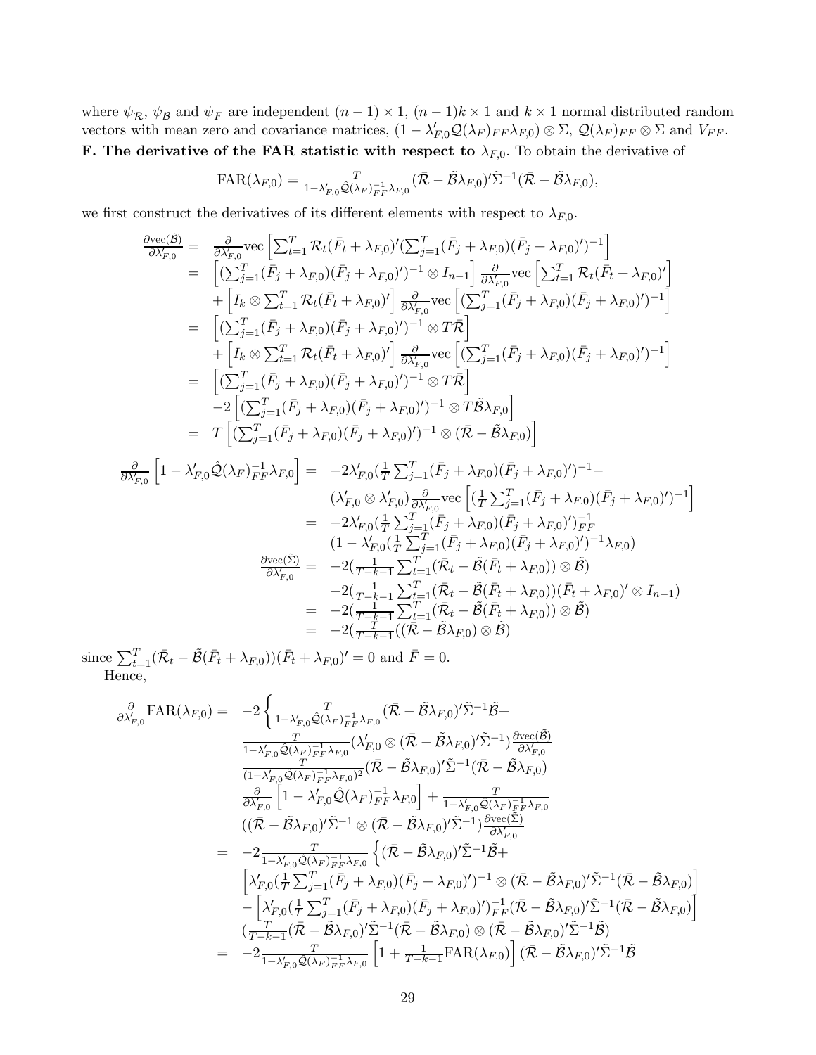where $\psi_{\mathcal{R}}$, $\psi_{\mathcal{B}}$ and $\psi_F$ are independent $(n-1)\times 1$, $(n-1)k\times 1$ and $k\times 1$ normal distributed random vectors with mean zero and covariance matrices, $(1-\lambda_{F,0}'\mathcal{Q}(\lambda_F)_{FF}\lambda_{F,0})\otimes\Sigma$, $\mathcal{Q}(\lambda_F)_{FF}\otimes\Sigma$ and $V_{FF}$.

**F. The derivative of the FAR statistic with respect to** $\lambda_{F,0}$**.** To obtain the derivative of

$$\text{FAR}(\lambda_{F,0})=\tfrac{T}{1-\lambda_{F,0}'\hat{\mathcal{Q}}(\lambda_F)_{FF}^{-1}\lambda_{F,0}}(\bar{\mathcal{R}}-\tilde{\mathcal{B}}\lambda_{F,0})'\tilde{\Sigma}^{-1}(\bar{\mathcal{R}}-\tilde{\mathcal{B}}\lambda_{F,0}),$$

we first construct the derivatives of its different elements with respect to $\lambda_{F,0}$.

$$\begin{aligned}
\tfrac{\partial\text{vec}(\tilde{\mathcal{B}})}{\partial\lambda_{F,0}'} &= \tfrac{\partial}{\partial\lambda_{F,0}'}\text{vec}\left[\textstyle\sum_{t=1}^T\mathcal{R}_t(\bar{F}_t+\lambda_{F,0})'(\sum_{j=1}^T(\bar{F}_j+\lambda_{F,0})(\bar{F}_j+\lambda_{F,0})')^{-1}\right]\\
&= \left[(\textstyle\sum_{j=1}^T(\bar{F}_j+\lambda_{F,0})(\bar{F}_j+\lambda_{F,0})')^{-1}\otimes I_{n-1}\right]\tfrac{\partial}{\partial\lambda_{F,0}'}\text{vec}\left[\textstyle\sum_{t=1}^T\mathcal{R}_t(\bar{F}_t+\lambda_{F,0})'\right]\\
&\quad+\left[I_k\otimes\textstyle\sum_{t=1}^T\mathcal{R}_t(\bar{F}_t+\lambda_{F,0})'\right]\tfrac{\partial}{\partial\lambda_{F,0}'}\text{vec}\left[(\textstyle\sum_{j=1}^T(\bar{F}_j+\lambda_{F,0})(\bar{F}_j+\lambda_{F,0})')^{-1}\right]\\
&= \left[(\textstyle\sum_{j=1}^T(\bar{F}_j+\lambda_{F,0})(\bar{F}_j+\lambda_{F,0})')^{-1}\otimes T\bar{\mathcal{R}}\right]\\
&\quad+\left[I_k\otimes\textstyle\sum_{t=1}^T\mathcal{R}_t(\bar{F}_t+\lambda_{F,0})'\right]\tfrac{\partial}{\partial\lambda_{F,0}'}\text{vec}\left[(\textstyle\sum_{j=1}^T(\bar{F}_j+\lambda_{F,0})(\bar{F}_j+\lambda_{F,0})')^{-1}\right]\\
&= \left[(\textstyle\sum_{j=1}^T(\bar{F}_j+\lambda_{F,0})(\bar{F}_j+\lambda_{F,0})')^{-1}\otimes T\bar{\mathcal{R}}\right]\\
&\quad-2\left[(\textstyle\sum_{j=1}^T(\bar{F}_j+\lambda_{F,0})(\bar{F}_j+\lambda_{F,0})')^{-1}\otimes T\tilde{\mathcal{B}}\lambda_{F,0}\right]\\
&= T\left[(\textstyle\sum_{j=1}^T(\bar{F}_j+\lambda_{F,0})(\bar{F}_j+\lambda_{F,0})')^{-1}\otimes(\bar{\mathcal{R}}-\tilde{\mathcal{B}}\lambda_{F,0})\right]
\end{aligned}$$

$$\begin{aligned}
\tfrac{\partial}{\partial\lambda_{F,0}'}\left[1-\lambda_{F,0}'\hat{\mathcal{Q}}(\lambda_F)_{FF}^{-1}\lambda_{F,0}\right] &= -2\lambda_{F,0}'(\tfrac{1}{T}\textstyle\sum_{j=1}^T(\bar{F}_j+\lambda_{F,0})(\bar{F}_j+\lambda_{F,0})')^{-1}-\\
&\quad(\lambda_{F,0}'\otimes\lambda_{F,0}')\tfrac{\partial}{\partial\lambda_{F,0}'}\text{vec}\left[(\tfrac{1}{T}\textstyle\sum_{j=1}^T(\bar{F}_j+\lambda_{F,0})(\bar{F}_j+\lambda_{F,0})')^{-1}\right]\\
&= -2\lambda_{F,0}'(\tfrac{1}{T}\textstyle\sum_{j=1}^T(\bar{F}_j+\lambda_{F,0})(\bar{F}_j+\lambda_{F,0})')_{FF}^{-1}\\
&\quad(1-\lambda_{F,0}'(\tfrac{1}{T}\textstyle\sum_{j=1}^T(\bar{F}_j+\lambda_{F,0})(\bar{F}_j+\lambda_{F,0})')^{-1}\lambda_{F,0})\\
\tfrac{\partial\text{vec}(\tilde{\Sigma})}{\partial\lambda_{F,0}'} &= -2(\tfrac{1}{T-k-1}\textstyle\sum_{t=1}^T(\bar{\mathcal{R}}_t-\tilde{\mathcal{B}}(\bar{F}_t+\lambda_{F,0}))\otimes\tilde{\mathcal{B}})\\
&\quad-2(\tfrac{1}{T-k-1}\textstyle\sum_{t=1}^T(\bar{\mathcal{R}}_t-\tilde{\mathcal{B}}(\bar{F}_t+\lambda_{F,0}))(\bar{F}_t+\lambda_{F,0})'\otimes I_{n-1})\\
&= -2(\tfrac{1}{T-k-1}\textstyle\sum_{t=1}^T(\bar{\mathcal{R}}_t-\tilde{\mathcal{B}}(\bar{F}_t+\lambda_{F,0}))\otimes\tilde{\mathcal{B}})\\
&= -2(\tfrac{T}{T-k-1}((\bar{\mathcal{R}}-\tilde{\mathcal{B}}\lambda_{F,0})\otimes\tilde{\mathcal{B}})
\end{aligned}$$

since $\sum_{t=1}^T(\bar{\mathcal{R}}_t-\tilde{\mathcal{B}}(\bar{F}_t+\lambda_{F,0}))(\bar{F}_t+\lambda_{F,0})'=0$ and $\bar{F}=0$.

Hence,

$$\begin{aligned}
\tfrac{\partial}{\partial\lambda_{F,0}'}\text{FAR}(\lambda_{F,0}) &= -2\Big\{\tfrac{T}{1-\lambda_{F,0}'\hat{\mathcal{Q}}(\lambda_F)_{FF}^{-1}\lambda_{F,0}}(\bar{\mathcal{R}}-\tilde{\mathcal{B}}\lambda_{F,0})'\tilde{\Sigma}^{-1}\tilde{\mathcal{B}}+\\
&\quad\tfrac{T}{1-\lambda_{F,0}'\hat{\mathcal{Q}}(\lambda_F)_{FF}^{-1}\lambda_{F,0}}(\lambda_{F,0}'\otimes(\bar{\mathcal{R}}-\tilde{\mathcal{B}}\lambda_{F,0})'\tilde{\Sigma}^{-1})\tfrac{\partial\text{vec}(\tilde{\mathcal{B}})}{\partial\lambda_{F,0}'}\\
&\quad\tfrac{T}{(1-\lambda_{F,0}'\hat{\mathcal{Q}}(\lambda_F)_{FF}^{-1}\lambda_{F,0})^2}(\bar{\mathcal{R}}-\tilde{\mathcal{B}}\lambda_{F,0})'\tilde{\Sigma}^{-1}(\bar{\mathcal{R}}-\tilde{\mathcal{B}}\lambda_{F,0})\\
&\quad\tfrac{\partial}{\partial\lambda_{F,0}'}\left[1-\lambda_{F,0}'\hat{\mathcal{Q}}(\lambda_F)_{FF}^{-1}\lambda_{F,0}\right]+\tfrac{T}{1-\lambda_{F,0}'\hat{\mathcal{Q}}(\lambda_F)_{FF}^{-1}\lambda_{F,0}}\\
&\quad((\bar{\mathcal{R}}-\tilde{\mathcal{B}}\lambda_{F,0})'\tilde{\Sigma}^{-1}\otimes(\bar{\mathcal{R}}-\tilde{\mathcal{B}}\lambda_{F,0})'\tilde{\Sigma}^{-1})\tfrac{\partial\text{vec}(\tilde{\Sigma})}{\partial\lambda_{F,0}'}\\
&= -2\tfrac{T}{1-\lambda_{F,0}'\hat{\mathcal{Q}}(\lambda_F)_{FF}^{-1}\lambda_{F,0}}\Big\{(\bar{\mathcal{R}}-\tilde{\mathcal{B}}\lambda_{F,0})'\tilde{\Sigma}^{-1}\tilde{\mathcal{B}}+\\
&\quad\left[\lambda_{F,0}'(\tfrac{1}{T}\textstyle\sum_{j=1}^T(\bar{F}_j+\lambda_{F,0})(\bar{F}_j+\lambda_{F,0})')^{-1}\otimes(\bar{\mathcal{R}}-\tilde{\mathcal{B}}\lambda_{F,0})'\tilde{\Sigma}^{-1}(\bar{\mathcal{R}}-\tilde{\mathcal{B}}\lambda_{F,0})\right]\\
&\quad-\left[\lambda_{F,0}'(\tfrac{1}{T}\textstyle\sum_{j=1}^T(\bar{F}_j+\lambda_{F,0})(\bar{F}_j+\lambda_{F,0})')_{FF}^{-1}(\bar{\mathcal{R}}-\tilde{\mathcal{B}}\lambda_{F,0})'\tilde{\Sigma}^{-1}(\bar{\mathcal{R}}-\tilde{\mathcal{B}}\lambda_{F,0})\right]\\
&\quad(\tfrac{T}{T-k-1}(\bar{\mathcal{R}}-\tilde{\mathcal{B}}\lambda_{F,0})'\tilde{\Sigma}^{-1}(\bar{\mathcal{R}}-\tilde{\mathcal{B}}\lambda_{F,0})\otimes(\bar{\mathcal{R}}-\tilde{\mathcal{B}}\lambda_{F,0})'\tilde{\Sigma}^{-1}\tilde{\mathcal{B}})\\
&= -2\tfrac{T}{1-\lambda_{F,0}'\hat{\mathcal{Q}}(\lambda_F)_{FF}^{-1}\lambda_{F,0}}\left[1+\tfrac{1}{T-k-1}\text{FAR}(\lambda_{F,0})\right](\bar{\mathcal{R}}-\tilde{\mathcal{B}}\lambda_{F,0})'\tilde{\Sigma}^{-1}\tilde{\mathcal{B}}
\end{aligned}$$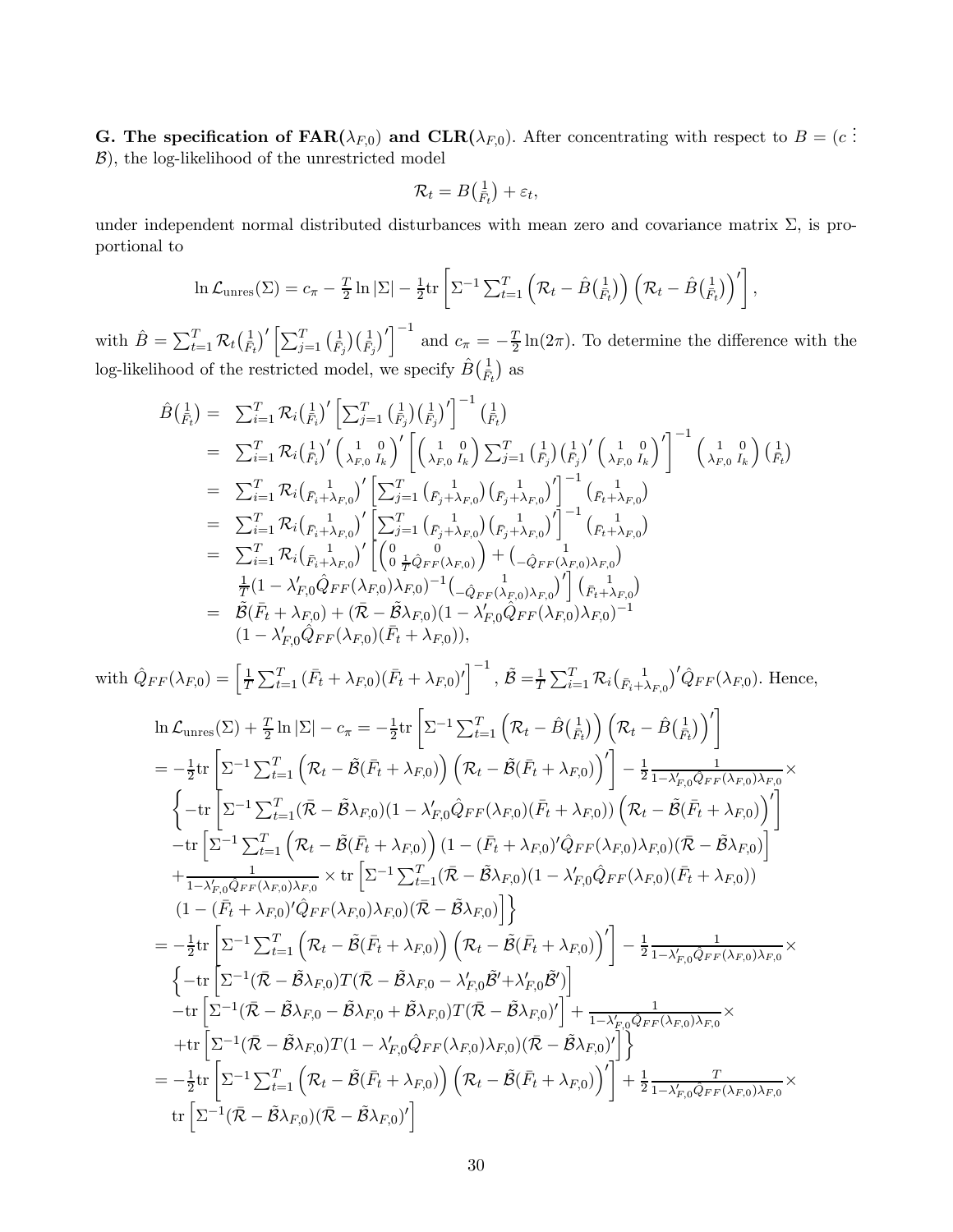**G. The specification of FAR($\lambda_{F,0}$) and CLR($\lambda_{F,0}$).** After concentrating with respect to $B = (c \vdots \mathcal{B})$, the log-likelihood of the unrestricted model

$$\mathcal{R}_t = B\left(\begin{smallmatrix}1\\ \bar{F}_t\end{smallmatrix}\right) + \varepsilon_t,$$

under independent normal distributed disturbances with mean zero and covariance matrix $\Sigma$, is proportional to

$$\ln \mathcal{L}_{\text{unres}}(\Sigma) = c_\pi - \tfrac{T}{2}\ln|\Sigma| - \tfrac{1}{2}\text{tr}\left[\Sigma^{-1}\sum_{t=1}^T \left(\mathcal{R}_t - \hat{B}\left(\begin{smallmatrix}1\\ \bar{F}_t\end{smallmatrix}\right)\right)\left(\mathcal{R}_t - \hat{B}\left(\begin{smallmatrix}1\\ \bar{F}_t\end{smallmatrix}\right)\right)'\right],$$

with $\hat{B} = \sum_{t=1}^T \mathcal{R}_t\left(\begin{smallmatrix}1\\ \bar{F}_t\end{smallmatrix}\right)'\left[\sum_{j=1}^T \left(\begin{smallmatrix}1\\ \bar{F}_j\end{smallmatrix}\right)\left(\begin{smallmatrix}1\\ \bar{F}_j\end{smallmatrix}\right)'\right]^{-1}$ and $c_\pi = -\frac{T}{2}\ln(2\pi)$. To determine the difference with the log-likelihood of the restricted model, we specify $\hat{B}\left(\begin{smallmatrix}1\\ \bar{F}_t\end{smallmatrix}\right)$ as

$$\begin{aligned}
\hat{B}\left(\begin{smallmatrix}1\\ \bar{F}_t\end{smallmatrix}\right) = &\ \sum_{i=1}^T \mathcal{R}_i\left(\begin{smallmatrix}1\\ \bar{F}_i\end{smallmatrix}\right)'\left[\sum_{j=1}^T \left(\begin{smallmatrix}1\\ \bar{F}_j\end{smallmatrix}\right)\left(\begin{smallmatrix}1\\ \bar{F}_j\end{smallmatrix}\right)'\right]^{-1}\left(\begin{smallmatrix}1\\ \bar{F}_t\end{smallmatrix}\right) \\
= &\ \sum_{i=1}^T \mathcal{R}_i\left(\begin{smallmatrix}1\\ \bar{F}_i\end{smallmatrix}\right)'\left(\begin{smallmatrix}1 & 0\\ \lambda_{F,0} & I_k\end{smallmatrix}\right)'\left[\left(\begin{smallmatrix}1 & 0\\ \lambda_{F,0} & I_k\end{smallmatrix}\right)\sum_{j=1}^T \left(\begin{smallmatrix}1\\ \bar{F}_j\end{smallmatrix}\right)\left(\begin{smallmatrix}1\\ \bar{F}_j\end{smallmatrix}\right)'\left(\begin{smallmatrix}1 & 0\\ \lambda_{F,0} & I_k\end{smallmatrix}\right)'\right]^{-1}\left(\begin{smallmatrix}1 & 0\\ \lambda_{F,0} & I_k\end{smallmatrix}\right)\left(\begin{smallmatrix}1\\ \bar{F}_t\end{smallmatrix}\right) \\
= &\ \sum_{i=1}^T \mathcal{R}_i\left(\begin{smallmatrix}1\\ \bar{F}_i+\lambda_{F,0}\end{smallmatrix}\right)'\left[\sum_{j=1}^T \left(\begin{smallmatrix}1\\ \bar{F}_j+\lambda_{F,0}\end{smallmatrix}\right)\left(\begin{smallmatrix}1\\ \bar{F}_j+\lambda_{F,0}\end{smallmatrix}\right)'\right]^{-1}\left(\begin{smallmatrix}1\\ \bar{F}_t+\lambda_{F,0}\end{smallmatrix}\right) \\
= &\ \sum_{i=1}^T \mathcal{R}_i\left(\begin{smallmatrix}1\\ \bar{F}_i+\lambda_{F,0}\end{smallmatrix}\right)'\left[\sum_{j=1}^T \left(\begin{smallmatrix}1\\ \bar{F}_j+\lambda_{F,0}\end{smallmatrix}\right)\left(\begin{smallmatrix}1\\ \bar{F}_j+\lambda_{F,0}\end{smallmatrix}\right)'\right]^{-1}\left(\begin{smallmatrix}1\\ \bar{F}_t+\lambda_{F,0}\end{smallmatrix}\right) \\
= &\ \sum_{i=1}^T \mathcal{R}_i\left(\begin{smallmatrix}1\\ \bar{F}_i+\lambda_{F,0}\end{smallmatrix}\right)'\left[\left(\begin{smallmatrix}0 & 0\\ 0 & \frac{1}{T}\hat{Q}_{FF}(\lambda_{F,0})\end{smallmatrix}\right) + \left(\begin{smallmatrix}1\\ -\hat{Q}_{FF}(\lambda_{F,0})\lambda_{F,0}\end{smallmatrix}\right)\right. \\
&\ \left.\tfrac{1}{T}(1-\lambda_{F,0}'\hat{Q}_{FF}(\lambda_{F,0})\lambda_{F,0})^{-1}\left(\begin{smallmatrix}1\\ -\hat{Q}_{FF}(\lambda_{F,0})\lambda_{F,0}\end{smallmatrix}\right)'\right]\left(\begin{smallmatrix}1\\ \bar{F}_t+\lambda_{F,0}\end{smallmatrix}\right) \\
= &\ \tilde{\mathcal{B}}(\bar{F}_t+\lambda_{F,0}) + (\bar{\mathcal{R}} - \tilde{\mathcal{B}}\lambda_{F,0})(1-\lambda_{F,0}'\hat{Q}_{FF}(\lambda_{F,0})\lambda_{F,0})^{-1} \\
&\ (1-\lambda_{F,0}'\hat{Q}_{FF}(\lambda_{F,0})(\bar{F}_t+\lambda_{F,0})),
\end{aligned}$$

with $\hat{Q}_{FF}(\lambda_{F,0}) = \left[\frac{1}{T}\sum_{t=1}^T(\bar{F}_t+\lambda_{F,0})(\bar{F}_t+\lambda_{F,0})'\right]^{-1}$, $\tilde{\mathcal{B}} = \frac{1}{T}\sum_{i=1}^T \mathcal{R}_i\left(\begin{smallmatrix}1\\ \bar{F}_i+\lambda_{F,0}\end{smallmatrix}\right)'\hat{Q}_{FF}(\lambda_{F,0})$. Hence,

$$\begin{aligned}
&\ln \mathcal{L}_{\text{unres}}(\Sigma) + \tfrac{T}{2}\ln|\Sigma| - c_\pi = -\tfrac{1}{2}\text{tr}\left[\Sigma^{-1}\sum_{t=1}^T\left(\mathcal{R}_t - \hat{B}\left(\begin{smallmatrix}1\\ \bar{F}_t\end{smallmatrix}\right)\right)\left(\mathcal{R}_t - \hat{B}\left(\begin{smallmatrix}1\\ \bar{F}_t\end{smallmatrix}\right)\right)'\right] \\
&= -\tfrac{1}{2}\text{tr}\left[\Sigma^{-1}\sum_{t=1}^T\left(\mathcal{R}_t - \tilde{\mathcal{B}}(\bar{F}_t+\lambda_{F,0})\right)\left(\mathcal{R}_t - \tilde{\mathcal{B}}(\bar{F}_t+\lambda_{F,0})\right)'\right] - \tfrac{1}{2}\tfrac{1}{1-\lambda_{F,0}'\hat{Q}_{FF}(\lambda_{F,0})\lambda_{F,0}}\times \\
&\quad \left\{-\text{tr}\left[\Sigma^{-1}\sum_{t=1}^T(\bar{\mathcal{R}}-\tilde{\mathcal{B}}\lambda_{F,0})(1-\lambda_{F,0}'\hat{Q}_{FF}(\lambda_{F,0})(\bar{F}_t+\lambda_{F,0}))\left(\mathcal{R}_t - \tilde{\mathcal{B}}(\bar{F}_t+\lambda_{F,0})\right)'\right]\right. \\
&\quad -\text{tr}\left[\Sigma^{-1}\sum_{t=1}^T\left(\mathcal{R}_t - \tilde{\mathcal{B}}(\bar{F}_t+\lambda_{F,0})\right)(1-(\bar{F}_t+\lambda_{F,0})'\hat{Q}_{FF}(\lambda_{F,0})\lambda_{F,0})(\bar{\mathcal{R}}-\tilde{\mathcal{B}}\lambda_{F,0})\right] \\
&\quad +\tfrac{1}{1-\lambda_{F,0}'\hat{Q}_{FF}(\lambda_{F,0})\lambda_{F,0}}\times\text{tr}\left[\Sigma^{-1}\sum_{t=1}^T(\bar{\mathcal{R}}-\tilde{\mathcal{B}}\lambda_{F,0})(1-\lambda_{F,0}'\hat{Q}_{FF}(\lambda_{F,0})(\bar{F}_t+\lambda_{F,0}))\right. \\
&\quad \left.\left.(1-(\bar{F}_t+\lambda_{F,0})'\hat{Q}_{FF}(\lambda_{F,0})\lambda_{F,0})(\bar{\mathcal{R}}-\tilde{\mathcal{B}}\lambda_{F,0})\right]\right\} \\
&= -\tfrac{1}{2}\text{tr}\left[\Sigma^{-1}\sum_{t=1}^T\left(\mathcal{R}_t - \tilde{\mathcal{B}}(\bar{F}_t+\lambda_{F,0})\right)\left(\mathcal{R}_t - \tilde{\mathcal{B}}(\bar{F}_t+\lambda_{F,0})\right)'\right] - \tfrac{1}{2}\tfrac{1}{1-\lambda_{F,0}'\hat{Q}_{FF}(\lambda_{F,0})\lambda_{F,0}}\times \\
&\quad \left\{-\text{tr}\left[\Sigma^{-1}(\bar{\mathcal{R}}-\tilde{\mathcal{B}}\lambda_{F,0})T(\bar{\mathcal{R}}-\tilde{\mathcal{B}}\lambda_{F,0}-\lambda_{F,0}'\tilde{\mathcal{B}}'+\lambda_{F,0}'\tilde{\mathcal{B}}')\right]\right. \\
&\quad -\text{tr}\left[\Sigma^{-1}(\bar{\mathcal{R}}-\tilde{\mathcal{B}}\lambda_{F,0}-\tilde{\mathcal{B}}\lambda_{F,0}+\tilde{\mathcal{B}}\lambda_{F,0})T(\bar{\mathcal{R}}-\tilde{\mathcal{B}}\lambda_{F,0})'\right] + \tfrac{1}{1-\lambda_{F,0}'\hat{Q}_{FF}(\lambda_{F,0})\lambda_{F,0}}\times \\
&\quad \left.+\text{tr}\left[\Sigma^{-1}(\bar{\mathcal{R}}-\tilde{\mathcal{B}}\lambda_{F,0})T(1-\lambda_{F,0}'\hat{Q}_{FF}(\lambda_{F,0})\lambda_{F,0})(\bar{\mathcal{R}}-\tilde{\mathcal{B}}\lambda_{F,0})'\right]\right\} \\
&= -\tfrac{1}{2}\text{tr}\left[\Sigma^{-1}\sum_{t=1}^T\left(\mathcal{R}_t - \tilde{\mathcal{B}}(\bar{F}_t+\lambda_{F,0})\right)\left(\mathcal{R}_t - \tilde{\mathcal{B}}(\bar{F}_t+\lambda_{F,0})\right)'\right] + \tfrac{1}{2}\tfrac{T}{1-\lambda_{F,0}'\hat{Q}_{FF}(\lambda_{F,0})\lambda_{F,0}}\times \\
&\quad \text{tr}\left[\Sigma^{-1}(\bar{\mathcal{R}}-\tilde{\mathcal{B}}\lambda_{F,0})(\bar{\mathcal{R}}-\tilde{\mathcal{B}}\lambda_{F,0})'\right]
\end{aligned}$$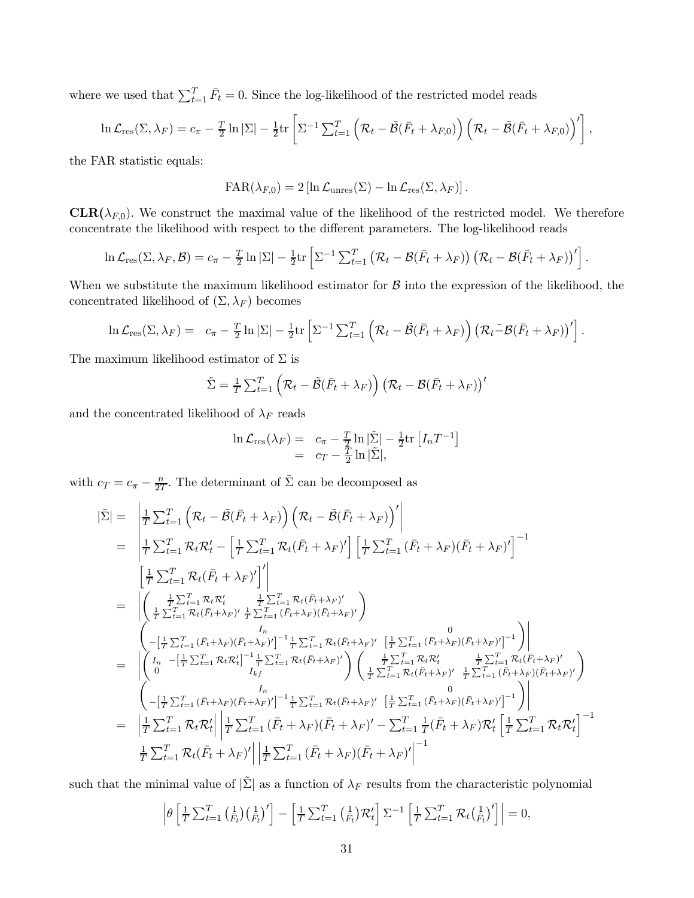where we used that $\sum_{t=1}^T \bar{F}_t = 0$. Since the log-likelihood of the restricted model reads

$$\ln \mathcal{L}_{\text{res}}(\Sigma, \lambda_F) = c_\pi - \tfrac{T}{2}\ln|\Sigma| - \tfrac{1}{2}\text{tr}\left[\Sigma^{-1}\sum_{t=1}^T \left(\mathcal{R}_t - \tilde{\mathcal{B}}(\bar{F}_t + \lambda_{F,0})\right)\left(\mathcal{R}_t - \tilde{\mathcal{B}}(\bar{F}_t + \lambda_{F,0})\right)'\right],$$

the FAR statistic equals:

$$\text{FAR}(\lambda_{F,0}) = 2\left[\ln \mathcal{L}_{\text{unres}}(\Sigma) - \ln \mathcal{L}_{\text{res}}(\Sigma, \lambda_F)\right].$$

**CLR($\lambda_{F,0}$).** We construct the maximal value of the likelihood of the restricted model. We therefore concentrate the likelihood with respect to the different parameters. The log-likelihood reads

$$\ln \mathcal{L}_{\text{res}}(\Sigma, \lambda_F, \mathcal{B}) = c_\pi - \tfrac{T}{2}\ln|\Sigma| - \tfrac{1}{2}\text{tr}\left[\Sigma^{-1}\sum_{t=1}^T \left(\mathcal{R}_t - \mathcal{B}(\bar{F}_t + \lambda_F)\right)\left(\mathcal{R}_t - \mathcal{B}(\bar{F}_t + \lambda_F)\right)'\right].$$

When we substitute the maximum likelihood estimator for $\mathcal{B}$ into the expression of the likelihood, the concentrated likelihood of $(\Sigma, \lambda_F)$ becomes

$$\ln \mathcal{L}_{\text{res}}(\Sigma, \lambda_F) = \quad c_\pi - \tfrac{T}{2}\ln|\Sigma| - \tfrac{1}{2}\text{tr}\left[\Sigma^{-1}\sum_{t=1}^T \left(\mathcal{R}_t - \tilde{\mathcal{B}}(\bar{F}_t + \lambda_F)\right)\left(\mathcal{R}_t \tilde{-} \mathcal{B}(\bar{F}_t + \lambda_F)\right)'\right].$$

The maximum likelihood estimator of $\Sigma$ is

$$\tilde{\Sigma} = \tfrac{1}{T}\sum_{t=1}^T \left(\mathcal{R}_t - \tilde{\mathcal{B}}(\bar{F}_t + \lambda_F)\right)\left(\mathcal{R}_t - \mathcal{B}(\bar{F}_t + \lambda_F)\right)'$$

and the concentrated likelihood of $\lambda_F$ reads

$$\begin{aligned}\ln \mathcal{L}_{\text{res}}(\lambda_F) = &\quad c_\pi - \tfrac{T}{2}\ln|\tilde{\Sigma}| - \tfrac{1}{2}\text{tr}\left[I_n T^{-1}\right] \\ = &\quad c_T - \tfrac{T}{2}\ln|\tilde{\Sigma}|,\end{aligned}$$

with $c_T = c_\pi - \frac{n}{2T}$. The determinant of $\tilde{\Sigma}$ can be decomposed as

$$\begin{aligned}
|\tilde{\Sigma}| = &\left|\tfrac{1}{T}\sum_{t=1}^T \left(\mathcal{R}_t - \tilde{\mathcal{B}}(\bar{F}_t + \lambda_F)\right)\left(\mathcal{R}_t - \tilde{\mathcal{B}}(\bar{F}_t + \lambda_F)\right)'\right| \\
= &\left|\tfrac{1}{T}\sum_{t=1}^T \mathcal{R}_t\mathcal{R}_t' - \left[\tfrac{1}{T}\sum_{t=1}^T \mathcal{R}_t(\bar{F}_t + \lambda_F)'\right]\left[\tfrac{1}{T}\sum_{t=1}^T (\bar{F}_t + \lambda_F)(\bar{F}_t + \lambda_F)'\right]^{-1}\right. \\
&\left.\left[\tfrac{1}{T}\sum_{t=1}^T \mathcal{R}_t(\bar{F}_t + \lambda_F)'\right]'\right| \\
= &\left|\begin{pmatrix} \frac{1}{T}\sum_{t=1}^T \mathcal{R}_t\mathcal{R}_t' & \frac{1}{T}\sum_{t=1}^T \mathcal{R}_t(\bar{F}_t+\lambda_F)' \\ \frac{1}{T}\sum_{t=1}^T \mathcal{R}_t(\bar{F}_t+\lambda_F)' & \frac{1}{T}\sum_{t=1}^T (\bar{F}_t+\lambda_F)(\bar{F}_t+\lambda_F)' \end{pmatrix}\right. \\
&\left.\begin{pmatrix} I_n & 0 \\ -\left[\frac{1}{T}\sum_{t=1}^T (\bar{F}_t+\lambda_F)(\bar{F}_t+\lambda_F)'\right]^{-1}\frac{1}{T}\sum_{t=1}^T \mathcal{R}_t(\bar{F}_t+\lambda_F)' & \left[\frac{1}{T}\sum_{t=1}^T (\bar{F}_t+\lambda_F)(\bar{F}_t+\lambda_F)'\right]^{-1} \end{pmatrix}\right| \\
= &\left|\begin{pmatrix} I_n & -\left[\frac{1}{T}\sum_{t=1}^T \mathcal{R}_t\mathcal{R}_t'\right]^{-1}\frac{1}{T}\sum_{t=1}^T \mathcal{R}_t(\bar{F}_t+\lambda_F)' \\ 0 & I_{kf} \end{pmatrix}\begin{pmatrix} \frac{1}{T}\sum_{t=1}^T \mathcal{R}_t\mathcal{R}_t' & \frac{1}{T}\sum_{t=1}^T \mathcal{R}_t(\bar{F}_t+\lambda_F)' \\ \frac{1}{T}\sum_{t=1}^T \mathcal{R}_t(\bar{F}_t+\lambda_F)' & \frac{1}{T}\sum_{t=1}^T (\bar{F}_t+\lambda_F)(\bar{F}_t+\lambda_F)' \end{pmatrix}\right. \\
&\left.\begin{pmatrix} I_n & 0 \\ -\left[\frac{1}{T}\sum_{t=1}^T (\bar{F}_t+\lambda_F)(\bar{F}_t+\lambda_F)'\right]^{-1}\frac{1}{T}\sum_{t=1}^T \mathcal{R}_t(\bar{F}_t+\lambda_F)' & \left[\frac{1}{T}\sum_{t=1}^T (\bar{F}_t+\lambda_F)(\bar{F}_t+\lambda_F)'\right]^{-1} \end{pmatrix}\right| \\
= &\left|\tfrac{1}{T}\sum_{t=1}^T \mathcal{R}_t\mathcal{R}_t'\right|\left|\tfrac{1}{T}\sum_{t=1}^T (\bar{F}_t + \lambda_F)(\bar{F}_t + \lambda_F)' - \sum_{t=1}^T \tfrac{1}{T}(\bar{F}_t + \lambda_F)\mathcal{R}_t'\left[\tfrac{1}{T}\sum_{t=1}^T \mathcal{R}_t\mathcal{R}_t'\right]^{-1}\right. \\
&\left.\tfrac{1}{T}\sum_{t=1}^T \mathcal{R}_t(\bar{F}_t + \lambda_F)'\right|\left|\tfrac{1}{T}\sum_{t=1}^T (\bar{F}_t + \lambda_F)(\bar{F}_t + \lambda_F)'\right|^{-1}
\end{aligned}$$

such that the minimal value of $|\tilde{\Sigma}|$ as a function of $\lambda_F$ results from the characteristic polynomial

$$\left|\theta\left[\tfrac{1}{T}\sum_{t=1}^T \binom{1}{\bar{F}_t}\binom{1}{\bar{F}_t}'\right] - \left[\tfrac{1}{T}\sum_{t=1}^T \binom{1}{\bar{F}_t}\mathcal{R}_t'\right]\Sigma^{-1}\left[\tfrac{1}{T}\sum_{t=1}^T \mathcal{R}_t\binom{1}{\bar{F}_t}'\right]\right| = 0,$$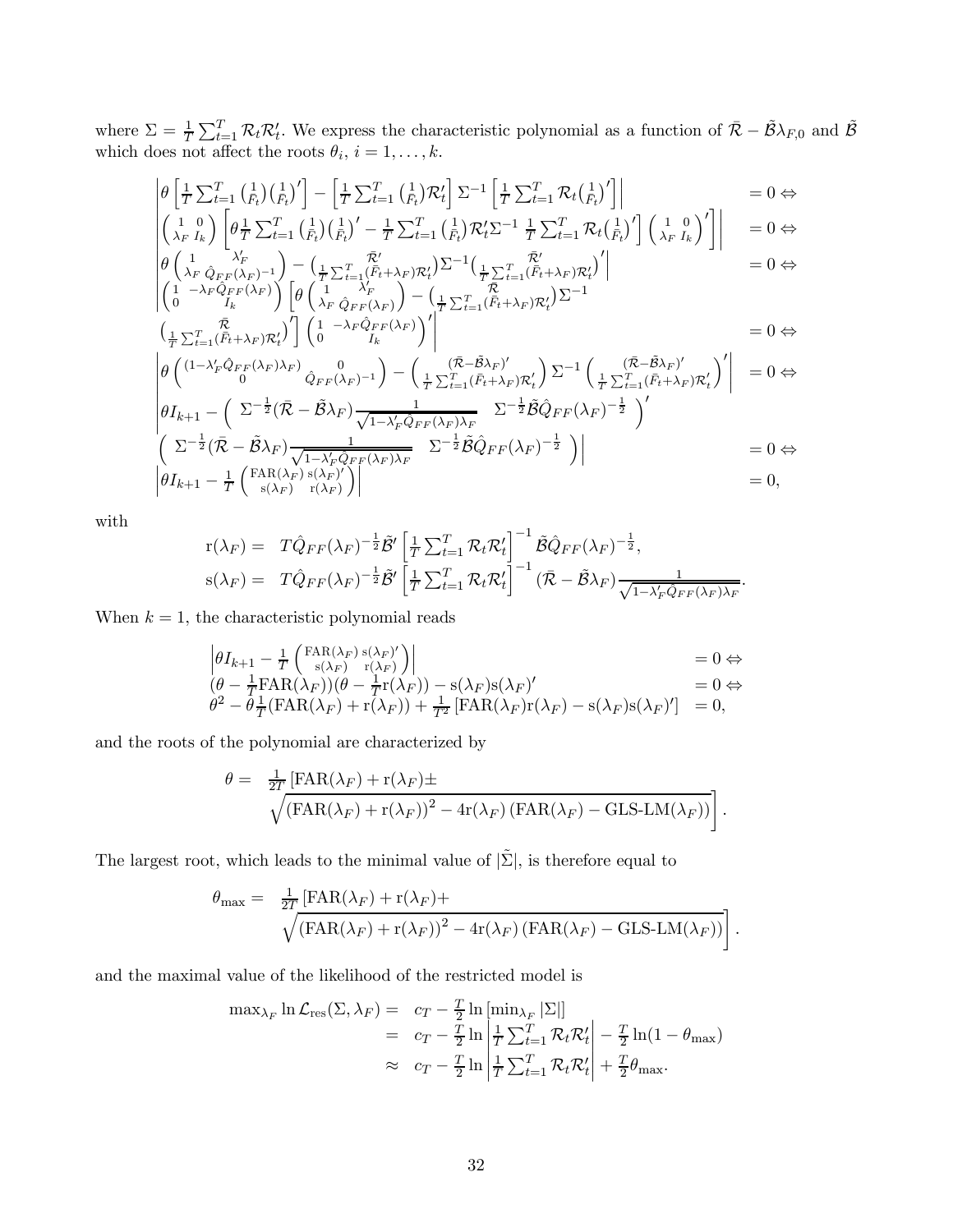where $\Sigma = \frac{1}{T}\sum_{t=1}^{T}\mathcal{R}_t\mathcal{R}_t'$. We express the characteristic polynomial as a function of $\bar{\mathcal{R}} - \tilde{\mathcal{B}}\lambda_{F,0}$ and $\tilde{\mathcal{B}}$ which does not affect the roots $\theta_i$, $i = 1,\ldots,k$.

$$
\begin{array}{ll}
\left|\theta\left[\frac{1}{T}\sum_{t=1}^{T}\binom{1}{\bar{F}_t}\binom{1}{\bar{F}_t}'\right] - \left[\frac{1}{T}\sum_{t=1}^{T}\binom{1}{\bar{F}_t}\mathcal{R}_t'\right]\Sigma^{-1}\left[\frac{1}{T}\sum_{t=1}^{T}\mathcal{R}_t\binom{1}{\bar{F}_t}'\right]\right| & = 0 \Leftrightarrow \\
\left|\begin{pmatrix} 1 & 0 \\ \lambda_F & I_k \end{pmatrix}\left[\theta\frac{1}{T}\sum_{t=1}^{T}\binom{1}{\bar{F}_t}\binom{1}{\bar{F}_t}' - \frac{1}{T}\sum_{t=1}^{T}\binom{1}{\bar{F}_t}\mathcal{R}_t'\Sigma^{-1}\frac{1}{T}\sum_{t=1}^{T}\mathcal{R}_t\binom{1}{\bar{F}_t}'\right]\begin{pmatrix} 1 & 0 \\ \lambda_F & I_k \end{pmatrix}'\right| & = 0 \Leftrightarrow \\
\left|\theta\begin{pmatrix} 1 & \lambda_F' \\ \lambda_F & \hat{Q}_{FF}(\lambda_F)^{-1} \end{pmatrix} - \begin{pmatrix} \bar{\mathcal{R}}' \\ \frac{1}{T}\sum_{t=1}^{T}(\bar{F}_t+\lambda_F)\mathcal{R}_t' \end{pmatrix}\Sigma^{-1}\begin{pmatrix} \bar{\mathcal{R}}' \\ \frac{1}{T}\sum_{t=1}^{T}(\bar{F}_t+\lambda_F)\mathcal{R}_t' \end{pmatrix}'\right| & = 0 \Leftrightarrow \\
\left|\begin{pmatrix} 1 & -\lambda_F\hat{Q}_{FF}(\lambda_F) \\ 0 & I_k \end{pmatrix}\left[\theta\begin{pmatrix} 1 & \lambda_F' \\ \lambda_F & \hat{Q}_{FF}(\lambda_F) \end{pmatrix} - \begin{pmatrix} \bar{\mathcal{R}} \\ \frac{1}{T}\sum_{t=1}^{T}(\bar{F}_t+\lambda_F)\mathcal{R}_t' \end{pmatrix}\Sigma^{-1}\right.\right. & \\
\left.\left.\begin{pmatrix} \bar{\mathcal{R}} \\ \frac{1}{T}\sum_{t=1}^{T}(\bar{F}_t+\lambda_F)\mathcal{R}_t' \end{pmatrix}'\right]\begin{pmatrix} 1 & -\lambda_F\hat{Q}_{FF}(\lambda_F) \\ 0 & I_k \end{pmatrix}'\right| & = 0 \Leftrightarrow \\
\left|\theta\begin{pmatrix} (1-\lambda_F'\hat{Q}_{FF}(\lambda_F)\lambda_F) & 0 \\ 0 & \hat{Q}_{FF}(\lambda_F)^{-1} \end{pmatrix} - \begin{pmatrix} (\bar{\mathcal{R}}-\tilde{\mathcal{B}}\lambda_F)' \\ \frac{1}{T}\sum_{t=1}^{T}(\bar{F}_t+\lambda_F)\mathcal{R}_t' \end{pmatrix}\Sigma^{-1}\begin{pmatrix} (\bar{\mathcal{R}}-\tilde{\mathcal{B}}\lambda_F)' \\ \frac{1}{T}\sum_{t=1}^{T}(\bar{F}_t+\lambda_F)\mathcal{R}_t' \end{pmatrix}'\right| & = 0 \Leftrightarrow \\
\left|\theta I_{k+1} - \begin{pmatrix} \Sigma^{-\frac{1}{2}}(\bar{\mathcal{R}}-\tilde{\mathcal{B}}\lambda_F)\frac{1}{\sqrt{1-\lambda_F'\hat{Q}_{FF}(\lambda_F)\lambda_F}} & \Sigma^{-\frac{1}{2}}\tilde{\mathcal{B}}\hat{Q}_{FF}(\lambda_F)^{-\frac{1}{2}} \end{pmatrix}'\right. & \\
\left.\begin{pmatrix} \Sigma^{-\frac{1}{2}}(\bar{\mathcal{R}}-\tilde{\mathcal{B}}\lambda_F)\frac{1}{\sqrt{1-\lambda_F'\hat{Q}_{FF}(\lambda_F)\lambda_F}} & \Sigma^{-\frac{1}{2}}\tilde{\mathcal{B}}\hat{Q}_{FF}(\lambda_F)^{-\frac{1}{2}} \end{pmatrix}\right| & = 0 \Leftrightarrow \\
\left|\theta I_{k+1} - \frac{1}{T}\begin{pmatrix} \text{FAR}(\lambda_F) & \text{s}(\lambda_F)' \\ \text{s}(\lambda_F) & \text{r}(\lambda_F) \end{pmatrix}\right| & = 0,
\end{array}
$$

with

$$
\begin{array}{rl}
\text{r}(\lambda_F) = & T\hat{Q}_{FF}(\lambda_F)^{-\frac{1}{2}}\tilde{\mathcal{B}}'\left[\frac{1}{T}\sum_{t=1}^{T}\mathcal{R}_t\mathcal{R}_t'\right]^{-1}\tilde{\mathcal{B}}\hat{Q}_{FF}(\lambda_F)^{-\frac{1}{2}}, \\
\text{s}(\lambda_F) = & T\hat{Q}_{FF}(\lambda_F)^{-\frac{1}{2}}\tilde{\mathcal{B}}'\left[\frac{1}{T}\sum_{t=1}^{T}\mathcal{R}_t\mathcal{R}_t'\right]^{-1}(\bar{\mathcal{R}}-\tilde{\mathcal{B}}\lambda_F)\frac{1}{\sqrt{1-\lambda_F'\hat{Q}_{FF}(\lambda_F)\lambda_F}}.
\end{array}
$$

When $k = 1$, the characteristic polynomial reads

$$
\begin{array}{ll}
\left|\theta I_{k+1} - \frac{1}{T}\begin{pmatrix} \text{FAR}(\lambda_F) & \text{s}(\lambda_F)' \\ \text{s}(\lambda_F) & \text{r}(\lambda_F) \end{pmatrix}\right| & = 0 \Leftrightarrow \\
(\theta - \frac{1}{T}\text{FAR}(\lambda_F))(\theta - \frac{1}{T}\text{r}(\lambda_F)) - \text{s}(\lambda_F)\text{s}(\lambda_F)' & = 0 \Leftrightarrow \\
\theta^2 - \theta\frac{1}{T}(\text{FAR}(\lambda_F) + \text{r}(\lambda_F)) + \frac{1}{T^2}\left[\text{FAR}(\lambda_F)\text{r}(\lambda_F) - \text{s}(\lambda_F)\text{s}(\lambda_F)'\right] & = 0,
\end{array}
$$

and the roots of the polynomial are characterized by

$$
\begin{array}{rl}
\theta = & \frac{1}{2T}\left[\text{FAR}(\lambda_F) + \text{r}(\lambda_F) \pm \right. \\
& \left.\sqrt{(\text{FAR}(\lambda_F) + \text{r}(\lambda_F))^2 - 4\text{r}(\lambda_F)\left(\text{FAR}(\lambda_F) - \text{GLS-LM}(\lambda_F)\right)}\right].
\end{array}
$$

The largest root, which leads to the minimal value of $|\tilde{\Sigma}|$, is therefore equal to

$$
\begin{array}{rl}
\theta_{\max} = & \frac{1}{2T}\left[\text{FAR}(\lambda_F) + \text{r}(\lambda_F) + \right. \\
& \left.\sqrt{(\text{FAR}(\lambda_F) + \text{r}(\lambda_F))^2 - 4\text{r}(\lambda_F)\left(\text{FAR}(\lambda_F) - \text{GLS-LM}(\lambda_F)\right)}\right].
\end{array}
$$

and the maximal value of the likelihood of the restricted model is

$$
\begin{array}{rl}
\max_{\lambda_F}\ln\mathcal{L}_{\text{res}}(\Sigma,\lambda_F) = & c_T - \frac{T}{2}\ln\left[\min_{\lambda_F}|\Sigma|\right] \\
= & c_T - \frac{T}{2}\ln\left|\frac{1}{T}\sum_{t=1}^{T}\mathcal{R}_t\mathcal{R}_t'\right| - \frac{T}{2}\ln(1-\theta_{\max}) \\
\approx & c_T - \frac{T}{2}\ln\left|\frac{1}{T}\sum_{t=1}^{T}\mathcal{R}_t\mathcal{R}_t'\right| + \frac{T}{2}\theta_{\max}.
\end{array}
$$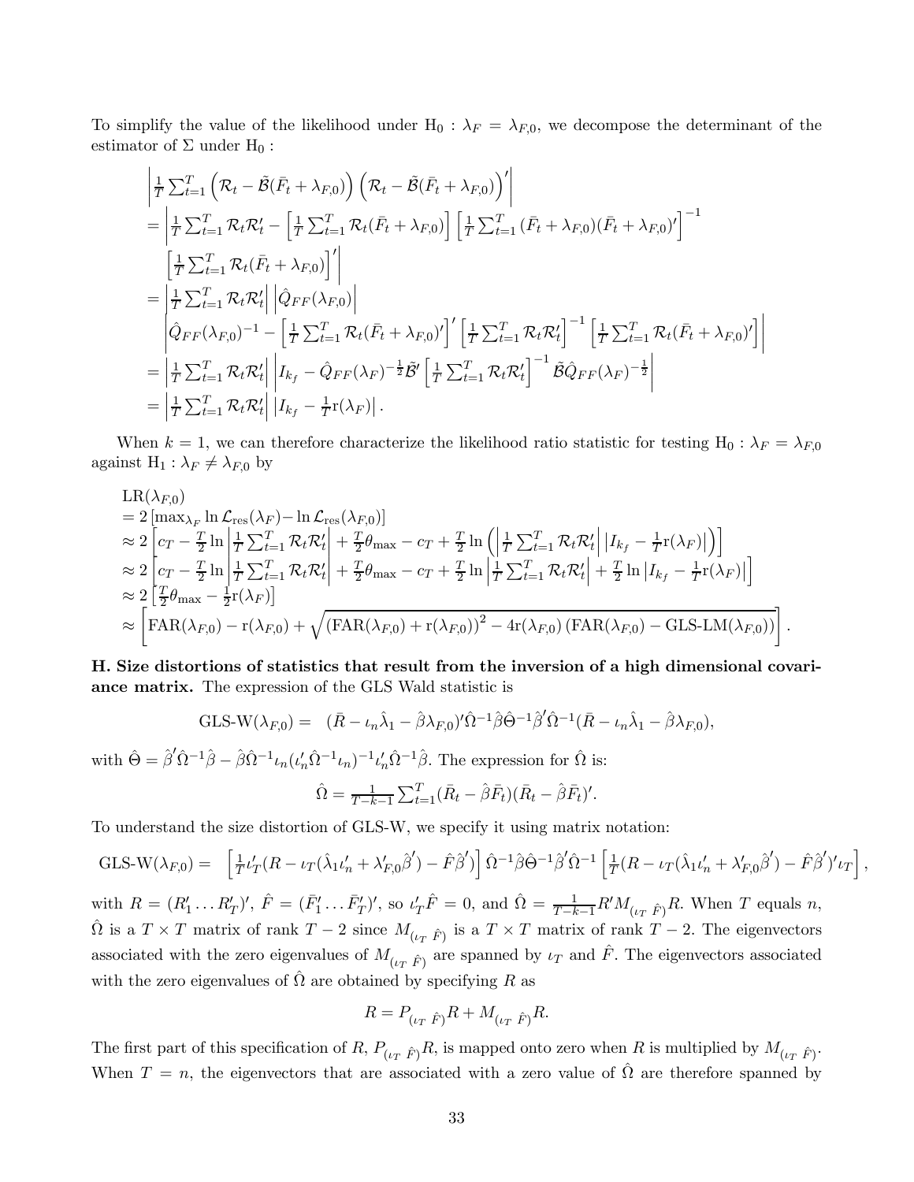To simplify the value of the likelihood under $\mathrm{H}_0 : \lambda_F = \lambda_{F,0}$, we decompose the determinant of the estimator of $\Sigma$ under $\mathrm{H}_0$ :

$$
\begin{aligned}
& \left| \tfrac{1}{T}\sum_{t=1}^{T} \left(\mathcal{R}_t - \tilde{\mathcal{B}}(\bar{F}_t + \lambda_{F,0})\right)\left(\mathcal{R}_t - \tilde{\mathcal{B}}(\bar{F}_t + \lambda_{F,0})\right)' \right| \\
&= \left| \tfrac{1}{T}\sum_{t=1}^{T} \mathcal{R}_t\mathcal{R}_t' - \left[\tfrac{1}{T}\sum_{t=1}^{T} \mathcal{R}_t(\bar{F}_t + \lambda_{F,0})\right]\left[\tfrac{1}{T}\sum_{t=1}^{T} (\bar{F}_t + \lambda_{F,0})(\bar{F}_t + \lambda_{F,0})'\right]^{-1} \right. \\
&\qquad \left. \left[\tfrac{1}{T}\sum_{t=1}^{T} \mathcal{R}_t(\bar{F}_t + \lambda_{F,0})\right]' \right| \\
&= \left| \tfrac{1}{T}\sum_{t=1}^{T} \mathcal{R}_t\mathcal{R}_t' \right| \left| \hat{Q}_{FF}(\lambda_{F,0}) \right| \\
&\qquad \left| \hat{Q}_{FF}(\lambda_{F,0})^{-1} - \left[\tfrac{1}{T}\sum_{t=1}^{T} \mathcal{R}_t(\bar{F}_t + \lambda_{F,0})'\right]'\left[\tfrac{1}{T}\sum_{t=1}^{T} \mathcal{R}_t\mathcal{R}_t'\right]^{-1}\left[\tfrac{1}{T}\sum_{t=1}^{T} \mathcal{R}_t(\bar{F}_t + \lambda_{F,0})'\right] \right| \\
&= \left| \tfrac{1}{T}\sum_{t=1}^{T} \mathcal{R}_t\mathcal{R}_t' \right| \left| I_{k_f} - \hat{Q}_{FF}(\lambda_F)^{-\frac{1}{2}}\tilde{\mathcal{B}}'\left[\tfrac{1}{T}\sum_{t=1}^{T} \mathcal{R}_t\mathcal{R}_t'\right]^{-1}\tilde{\mathcal{B}}\hat{Q}_{FF}(\lambda_F)^{-\frac{1}{2}} \right| \\
&= \left| \tfrac{1}{T}\sum_{t=1}^{T} \mathcal{R}_t\mathcal{R}_t' \right| \left| I_{k_f} - \tfrac{1}{T}\mathrm{r}(\lambda_F) \right|.
\end{aligned}
$$

When $k = 1$, we can therefore characterize the likelihood ratio statistic for testing $\mathrm{H}_0 : \lambda_F = \lambda_{F,0}$ against $\mathrm{H}_1 : \lambda_F \neq \lambda_{F,0}$ by

$$
\begin{aligned}
& \mathrm{LR}(\lambda_{F,0}) \\
&= 2\left[\max_{\lambda_F} \ln \mathcal{L}_{\mathrm{res}}(\lambda_F) - \ln \mathcal{L}_{\mathrm{res}}(\lambda_{F,0})\right] \\
&\approx 2\left[c_T - \tfrac{T}{2}\ln\left|\tfrac{1}{T}\sum_{t=1}^{T} \mathcal{R}_t\mathcal{R}_t'\right| + \tfrac{T}{2}\theta_{\max} - c_T + \tfrac{T}{2}\ln\left(\left|\tfrac{1}{T}\sum_{t=1}^{T} \mathcal{R}_t\mathcal{R}_t'\right|\left|I_{k_f} - \tfrac{1}{T}\mathrm{r}(\lambda_F)\right|\right)\right] \\
&\approx 2\left[c_T - \tfrac{T}{2}\ln\left|\tfrac{1}{T}\sum_{t=1}^{T} \mathcal{R}_t\mathcal{R}_t'\right| + \tfrac{T}{2}\theta_{\max} - c_T + \tfrac{T}{2}\ln\left|\tfrac{1}{T}\sum_{t=1}^{T} \mathcal{R}_t\mathcal{R}_t'\right| + \tfrac{T}{2}\ln\left|I_{k_f} - \tfrac{1}{T}\mathrm{r}(\lambda_F)\right|\right] \\
&\approx 2\left[\tfrac{T}{2}\theta_{\max} - \tfrac{1}{2}\mathrm{r}(\lambda_F)\right] \\
&\approx \left[\mathrm{FAR}(\lambda_{F,0}) - \mathrm{r}(\lambda_{F,0}) + \sqrt{\left(\mathrm{FAR}(\lambda_{F,0}) + \mathrm{r}(\lambda_{F,0})\right)^2 - 4\mathrm{r}(\lambda_{F,0})\left(\mathrm{FAR}(\lambda_{F,0}) - \text{GLS-LM}(\lambda_{F,0})\right)}\right].
\end{aligned}
$$

**H. Size distortions of statistics that result from the inversion of a high dimensional covariance matrix.** The expression of the GLS Wald statistic is

$$
\text{GLS-W}(\lambda_{F,0}) = \quad (\bar{R} - \iota_n\hat{\lambda}_1 - \hat{\beta}\lambda_{F,0})'\hat{\Omega}^{-1}\hat{\beta}\hat{\Theta}^{-1}\hat{\beta}'\hat{\Omega}^{-1}(\bar{R} - \iota_n\hat{\lambda}_1 - \hat{\beta}\lambda_{F,0}),
$$

with $\hat{\Theta} = \hat{\beta}'\hat{\Omega}^{-1}\hat{\beta} - \hat{\beta}\hat{\Omega}^{-1}\iota_n(\iota_n'\hat{\Omega}^{-1}\iota_n)^{-1}\iota_n'\hat{\Omega}^{-1}\hat{\beta}$. The expression for $\hat{\Omega}$ is:

$$
\hat{\Omega} = \tfrac{1}{T-k-1}\sum_{t=1}^{T}(\bar{R}_t - \hat{\beta}\bar{F}_t)(\bar{R}_t - \hat{\beta}\bar{F}_t)'.
$$

To understand the size distortion of GLS-W, we specify it using matrix notation:

$$
\text{GLS-W}(\lambda_{F,0}) = \quad \left[\tfrac{1}{T}\iota_T'(R - \iota_T(\hat{\lambda}_1\iota_n' + \lambda_{F,0}'\hat{\beta}') - \hat{F}\hat{\beta}')\right]\hat{\Omega}^{-1}\hat{\beta}\hat{\Theta}^{-1}\hat{\beta}'\hat{\Omega}^{-1}\left[\tfrac{1}{T}(R - \iota_T(\hat{\lambda}_1\iota_n' + \lambda_{F,0}'\hat{\beta}') - \hat{F}\hat{\beta}')'\iota_T\right],
$$

with $R = (R_1' \ldots R_T')'$, $\hat{F} = (\bar{F}_1' \ldots \bar{F}_T')'$, so $\iota_T'\hat{F} = 0$, and $\hat{\Omega} = \frac{1}{T-k-1}R'M_{(\iota_T\ \hat{F})}R$. When $T$ equals $n$, $\hat{\Omega}$ is a $T \times T$ matrix of rank $T-2$ since $M_{(\iota_T\ \hat{F})}$ is a $T \times T$ matrix of rank $T-2$. The eigenvectors associated with the zero eigenvalues of $M_{(\iota_T\ \hat{F})}$ are spanned by $\iota_T$ and $\hat{F}$. The eigenvectors associated with the zero eigenvalues of $\hat{\Omega}$ are obtained by specifying $R$ as

$$
R = P_{(\iota_T\ \hat{F})}R + M_{(\iota_T\ \hat{F})}R.
$$

The first part of this specification of $R$, $P_{(\iota_T\ \hat{F})}R$, is mapped onto zero when $R$ is multiplied by $M_{(\iota_T\ \hat{F})}$. When $T = n$, the eigenvectors that are associated with a zero value of $\hat{\Omega}$ are therefore spanned by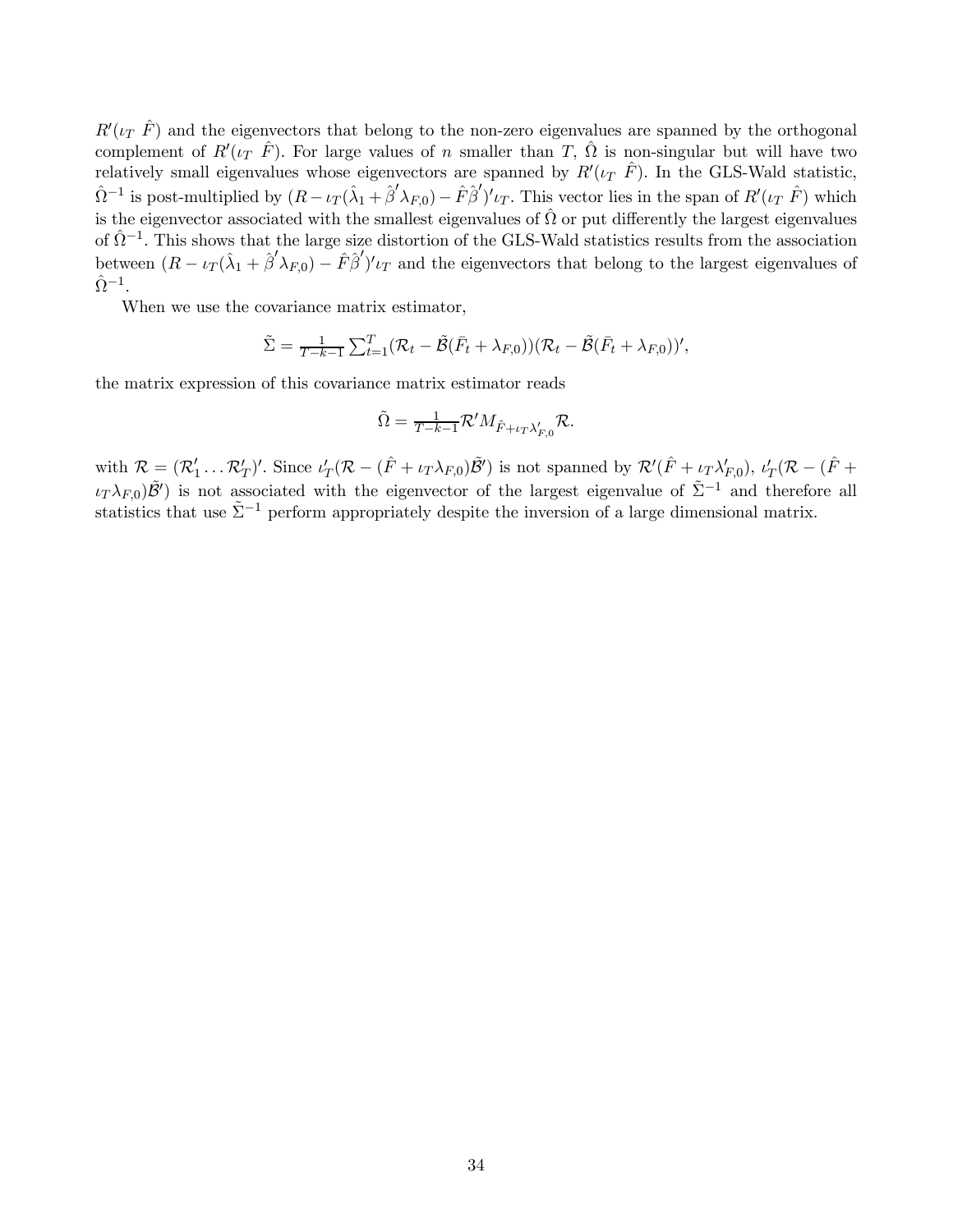$R'(\iota_T \ \hat{F})$ and the eigenvectors that belong to the non-zero eigenvalues are spanned by the orthogonal complement of $R'(\iota_T \ \hat{F})$. For large values of $n$ smaller than $T$, $\hat{\Omega}$ is non-singular but will have two relatively small eigenvalues whose eigenvectors are spanned by $R'(\iota_T \ \hat{F})$. In the GLS-Wald statistic, $\hat{\Omega}^{-1}$ is post-multiplied by $(R - \iota_T(\hat{\lambda}_1 + \hat{\beta}'\lambda_{F,0}) - \hat{F}\hat{\beta}')'\iota_T$. This vector lies in the span of $R'(\iota_T \ \hat{F})$ which is the eigenvector associated with the smallest eigenvalues of $\hat{\Omega}$ or put differently the largest eigenvalues of $\hat{\Omega}^{-1}$. This shows that the large size distortion of the GLS-Wald statistics results from the association between $(R - \iota_T(\hat{\lambda}_1 + \hat{\beta}'\lambda_{F,0}) - \hat{F}\hat{\beta}')'\iota_T$ and the eigenvectors that belong to the largest eigenvalues of $\hat{\Omega}^{-1}$.

When we use the covariance matrix estimator,

$$\tilde{\Sigma} = \tfrac{1}{T-k-1}\textstyle\sum_{t=1}^{T}(\mathcal{R}_t - \tilde{\mathcal{B}}(\bar{F}_t + \lambda_{F,0}))(\mathcal{R}_t - \tilde{\mathcal{B}}(\bar{F}_t + \lambda_{F,0}))',$$

the matrix expression of this covariance matrix estimator reads

$$\tilde{\Omega} = \tfrac{1}{T-k-1}\mathcal{R}' M_{\hat{F}+\iota_T\lambda'_{F,0}}\mathcal{R}.$$

with $\mathcal{R} = (\mathcal{R}'_1 \ldots \mathcal{R}'_T)'$. Since $\iota'_T(\mathcal{R} - (\hat{F} + \iota_T\lambda_{F,0})\tilde{\mathcal{B}}')$ is not spanned by $\mathcal{R}'(\hat{F} + \iota_T\lambda'_{F,0})$, $\iota'_T(\mathcal{R} - (\hat{F} + \iota_T\lambda_{F,0})\tilde{\mathcal{B}}')$ is not associated with the eigenvector of the largest eigenvalue of $\tilde{\Sigma}^{-1}$ and therefore all statistics that use $\tilde{\Sigma}^{-1}$ perform appropriately despite the inversion of a large dimensional matrix.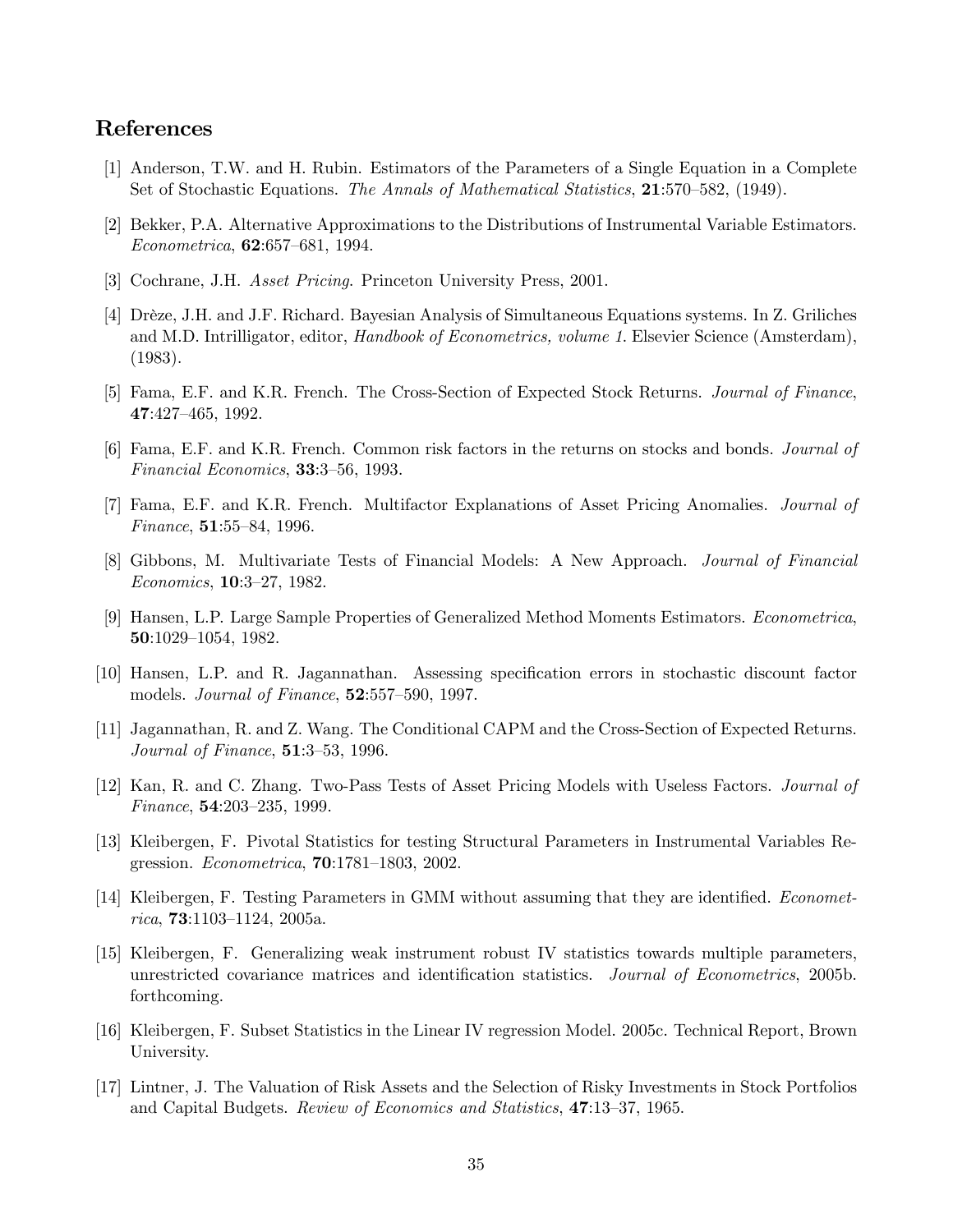## References

[1] Anderson, T.W. and H. Rubin. Estimators of the Parameters of a Single Equation in a Complete Set of Stochastic Equations. *The Annals of Mathematical Statistics*, **21**:570–582, (1949).

[2] Bekker, P.A. Alternative Approximations to the Distributions of Instrumental Variable Estimators. *Econometrica*, **62**:657–681, 1994.

[3] Cochrane, J.H. *Asset Pricing*. Princeton University Press, 2001.

[4] Drèze, J.H. and J.F. Richard. Bayesian Analysis of Simultaneous Equations systems. In Z. Griliches and M.D. Intrilligator, editor, *Handbook of Econometrics, volume 1*. Elsevier Science (Amsterdam), (1983).

[5] Fama, E.F. and K.R. French. The Cross-Section of Expected Stock Returns. *Journal of Finance*, **47**:427–465, 1992.

[6] Fama, E.F. and K.R. French. Common risk factors in the returns on stocks and bonds. *Journal of Financial Economics*, **33**:3–56, 1993.

[7] Fama, E.F. and K.R. French. Multifactor Explanations of Asset Pricing Anomalies. *Journal of Finance*, **51**:55–84, 1996.

[8] Gibbons, M. Multivariate Tests of Financial Models: A New Approach. *Journal of Financial Economics*, **10**:3–27, 1982.

[9] Hansen, L.P. Large Sample Properties of Generalized Method Moments Estimators. *Econometrica*, **50**:1029–1054, 1982.

[10] Hansen, L.P. and R. Jagannathan. Assessing specification errors in stochastic discount factor models. *Journal of Finance*, **52**:557–590, 1997.

[11] Jagannathan, R. and Z. Wang. The Conditional CAPM and the Cross-Section of Expected Returns. *Journal of Finance*, **51**:3–53, 1996.

[12] Kan, R. and C. Zhang. Two-Pass Tests of Asset Pricing Models with Useless Factors. *Journal of Finance*, **54**:203–235, 1999.

[13] Kleibergen, F. Pivotal Statistics for testing Structural Parameters in Instrumental Variables Regression. *Econometrica*, **70**:1781–1803, 2002.

[14] Kleibergen, F. Testing Parameters in GMM without assuming that they are identified. *Econometrica*, **73**:1103–1124, 2005a.

[15] Kleibergen, F. Generalizing weak instrument robust IV statistics towards multiple parameters, unrestricted covariance matrices and identification statistics. *Journal of Econometrics*, 2005b. forthcoming.

[16] Kleibergen, F. Subset Statistics in the Linear IV regression Model. 2005c. Technical Report, Brown University.

[17] Lintner, J. The Valuation of Risk Assets and the Selection of Risky Investments in Stock Portfolios and Capital Budgets. *Review of Economics and Statistics*, **47**:13–37, 1965.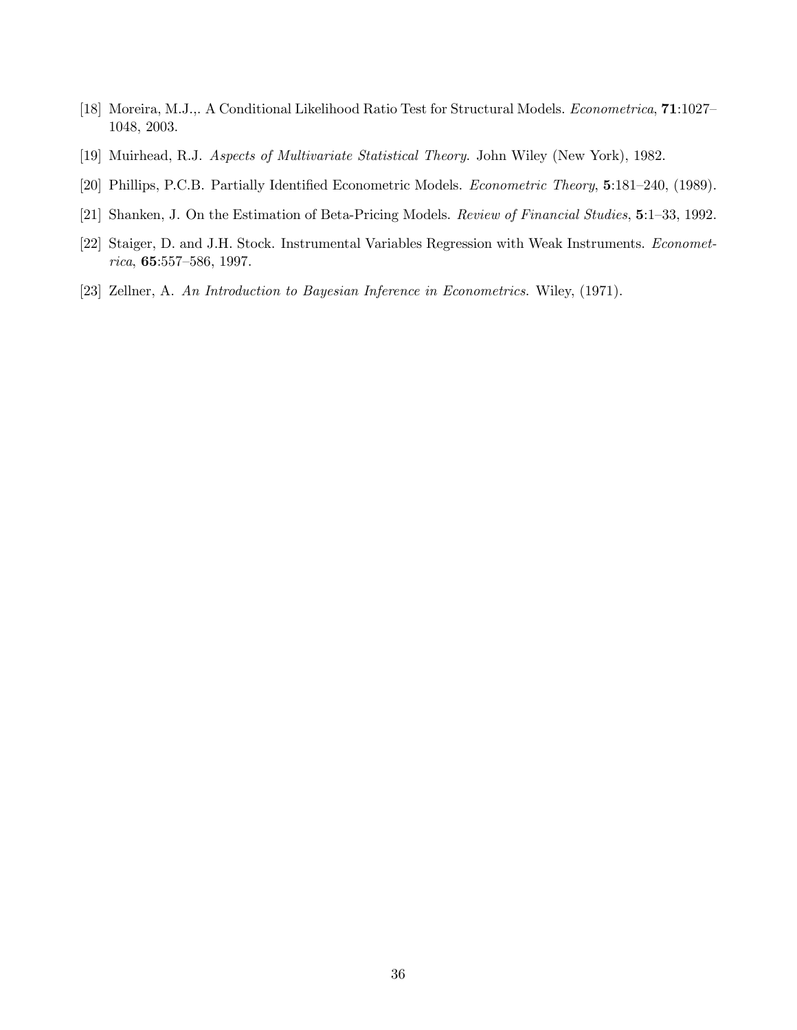[18] Moreira, M.J.,. A Conditional Likelihood Ratio Test for Structural Models. *Econometrica*, **71**:1027–1048, 2003.

[19] Muirhead, R.J. *Aspects of Multivariate Statistical Theory.* John Wiley (New York), 1982.

[20] Phillips, P.C.B. Partially Identified Econometric Models. *Econometric Theory*, **5**:181–240, (1989).

[21] Shanken, J. On the Estimation of Beta-Pricing Models. *Review of Financial Studies*, **5**:1–33, 1992.

[22] Staiger, D. and J.H. Stock. Instrumental Variables Regression with Weak Instruments. *Econometrica*, **65**:557–586, 1997.

[23] Zellner, A. *An Introduction to Bayesian Inference in Econometrics.* Wiley, (1971).